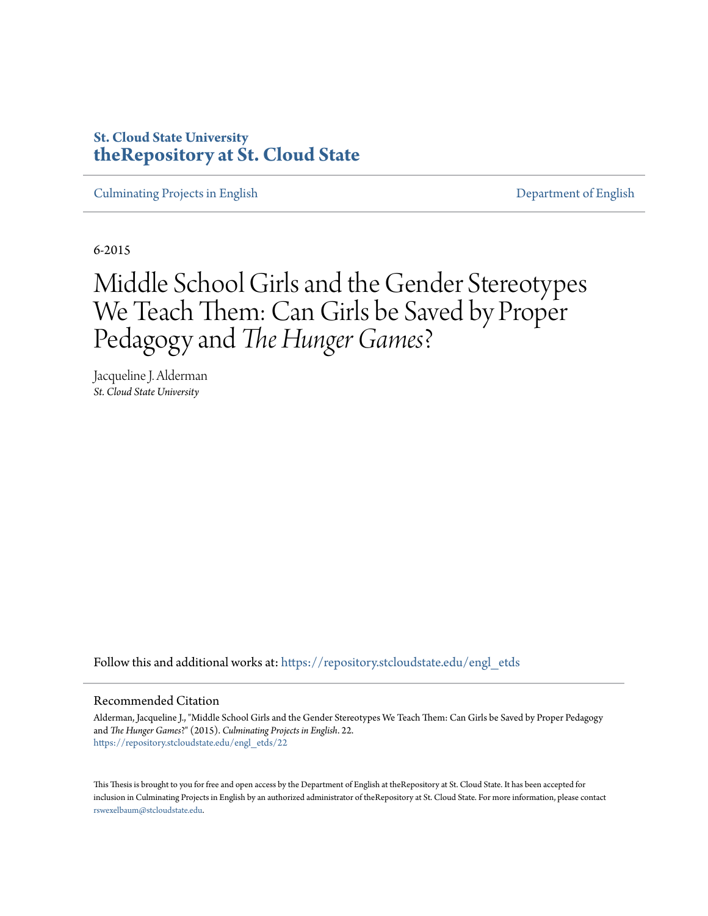St. Cloud State University
**theRepository at St. Cloud State**

Culminating Projects in English | Department of English

6-2015

# Middle School Girls and the Gender Stereotypes We Teach Them: Can Girls be Saved by Proper Pedagogy and *The Hunger Games*?

Jacqueline J. Alderman
*St. Cloud State University*

Follow this and additional works at: https://repository.stcloudstate.edu/engl_etds

## Recommended Citation

Alderman, Jacqueline J., "Middle School Girls and the Gender Stereotypes We Teach Them: Can Girls be Saved by Proper Pedagogy and *The Hunger Games*?" (2015). *Culminating Projects in English*. 22.
https://repository.stcloudstate.edu/engl_etds/22

This Thesis is brought to you for free and open access by the Department of English at theRepository at St. Cloud State. It has been accepted for inclusion in Culminating Projects in English by an authorized administrator of theRepository at St. Cloud State. For more information, please contact rswexelbaum@stcloudstate.edu.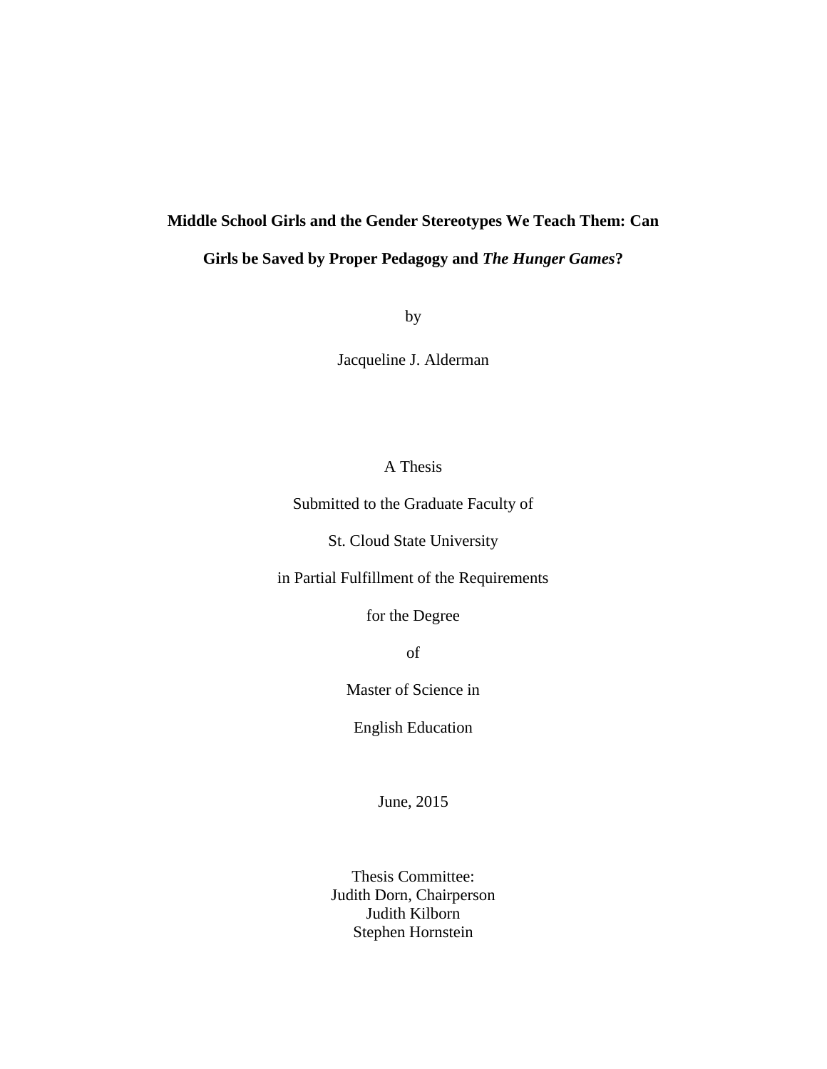**Middle School Girls and the Gender Stereotypes We Teach Them: Can Girls be Saved by Proper Pedagogy and *The Hunger Games*?**

by

Jacqueline J. Alderman

A Thesis

Submitted to the Graduate Faculty of

St. Cloud State University

in Partial Fulfillment of the Requirements

for the Degree

of

Master of Science in

English Education

June, 2015

Thesis Committee:
Judith Dorn, Chairperson
Judith Kilborn
Stephen Hornstein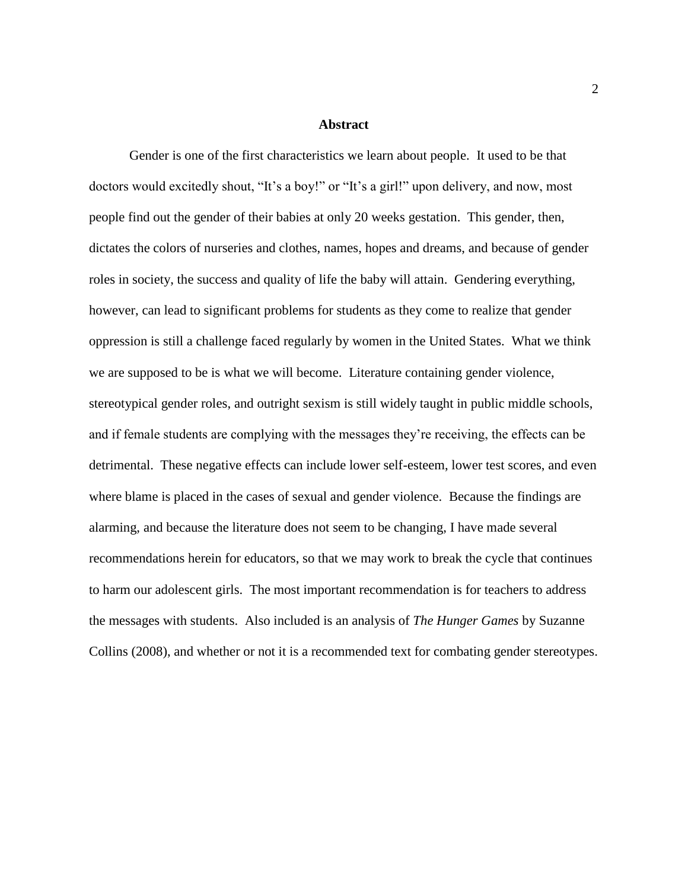## Abstract

Gender is one of the first characteristics we learn about people. It used to be that doctors would excitedly shout, “It’s a boy!” or “It’s a girl!” upon delivery, and now, most people find out the gender of their babies at only 20 weeks gestation. This gender, then, dictates the colors of nurseries and clothes, names, hopes and dreams, and because of gender roles in society, the success and quality of life the baby will attain. Gendering everything, however, can lead to significant problems for students as they come to realize that gender oppression is still a challenge faced regularly by women in the United States. What we think we are supposed to be is what we will become. Literature containing gender violence, stereotypical gender roles, and outright sexism is still widely taught in public middle schools, and if female students are complying with the messages they’re receiving, the effects can be detrimental. These negative effects can include lower self-esteem, lower test scores, and even where blame is placed in the cases of sexual and gender violence. Because the findings are alarming, and because the literature does not seem to be changing, I have made several recommendations herein for educators, so that we may work to break the cycle that continues to harm our adolescent girls. The most important recommendation is for teachers to address the messages with students. Also included is an analysis of *The Hunger Games* by Suzanne Collins (2008), and whether or not it is a recommended text for combating gender stereotypes.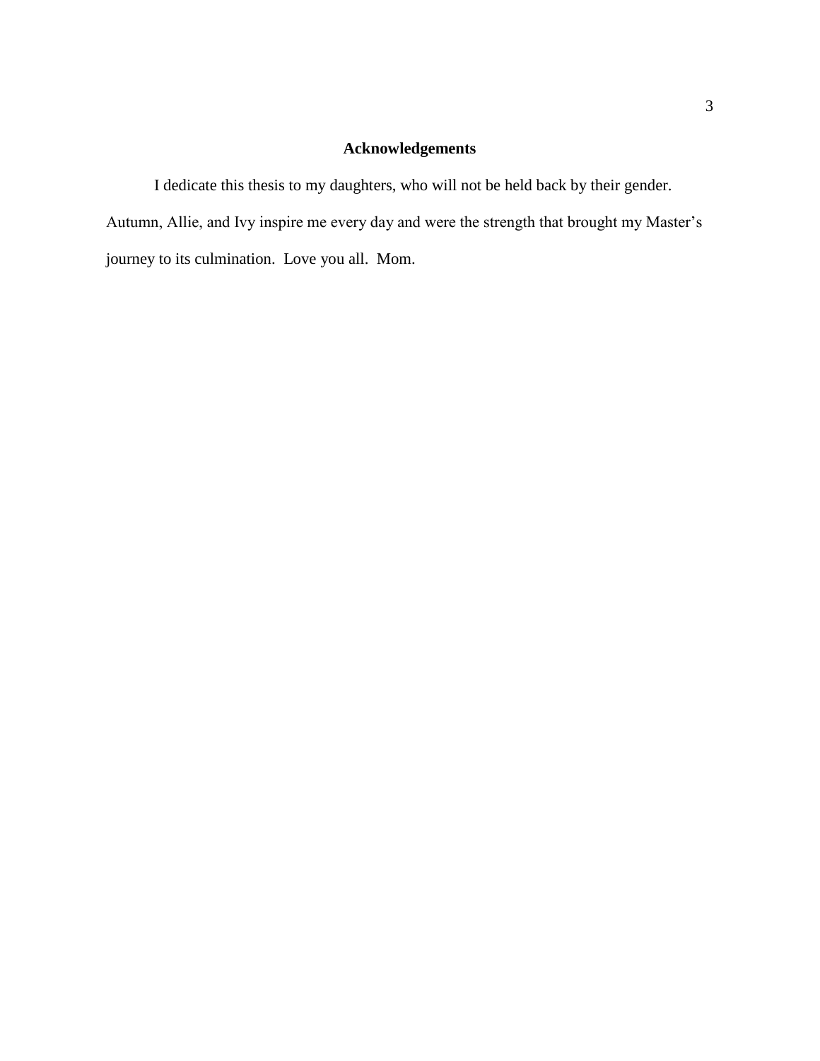# Acknowledgements

I dedicate this thesis to my daughters, who will not be held back by their gender. Autumn, Allie, and Ivy inspire me every day and were the strength that brought my Master's journey to its culmination. Love you all. Mom.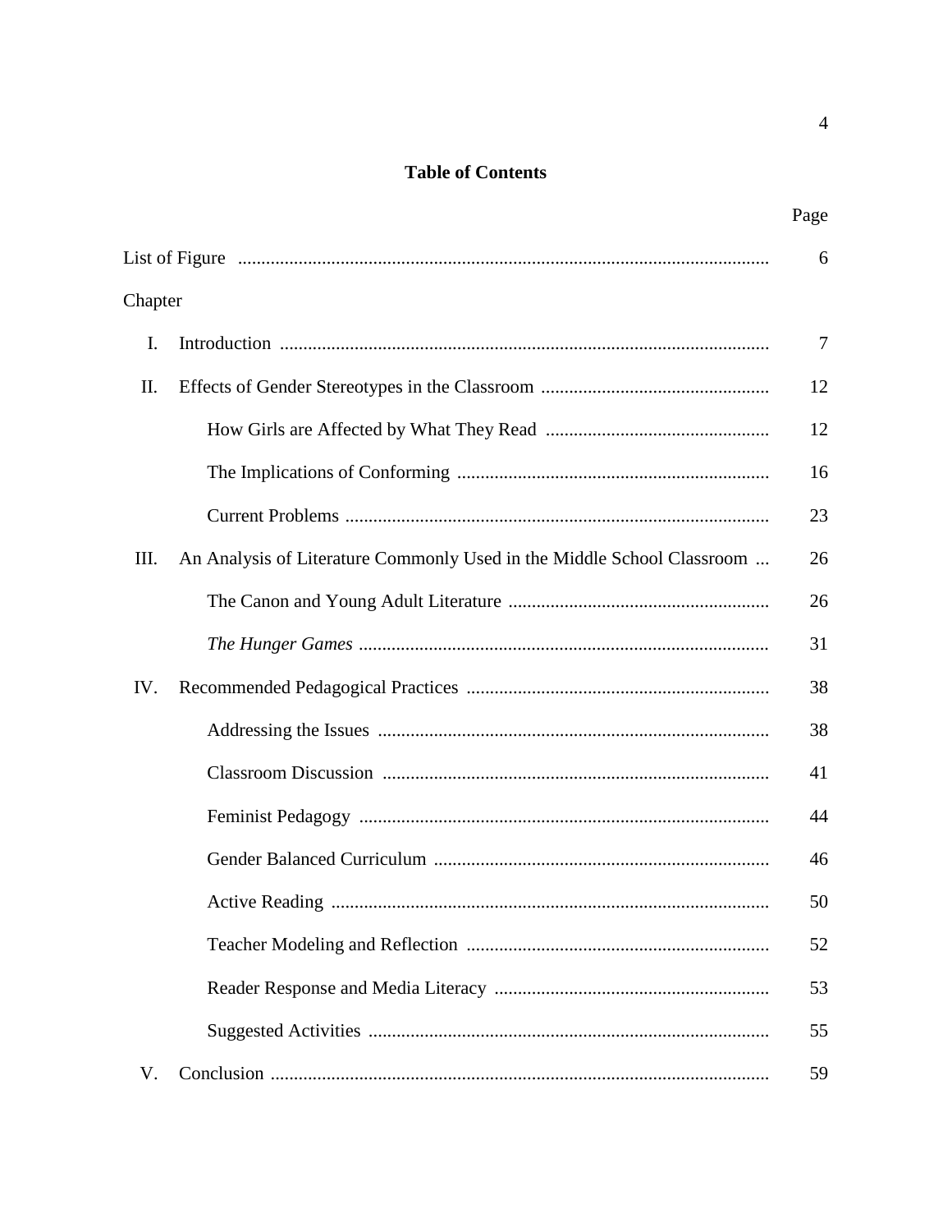# Table of Contents

| | | Page |
|---|---|---|
| List of Figure | | 6 |
| Chapter | | |
| I. | Introduction | 7 |
| II. | Effects of Gender Stereotypes in the Classroom | 12 |
| | How Girls are Affected by What They Read | 12 |
| | The Implications of Conforming | 16 |
| | Current Problems | 23 |
| III. | An Analysis of Literature Commonly Used in the Middle School Classroom | 26 |
| | The Canon and Young Adult Literature | 26 |
| | *The Hunger Games* | 31 |
| IV. | Recommended Pedagogical Practices | 38 |
| | Addressing the Issues | 38 |
| | Classroom Discussion | 41 |
| | Feminist Pedagogy | 44 |
| | Gender Balanced Curriculum | 46 |
| | Active Reading | 50 |
| | Teacher Modeling and Reflection | 52 |
| | Reader Response and Media Literacy | 53 |
| | Suggested Activities | 55 |
| V. | Conclusion | 59 |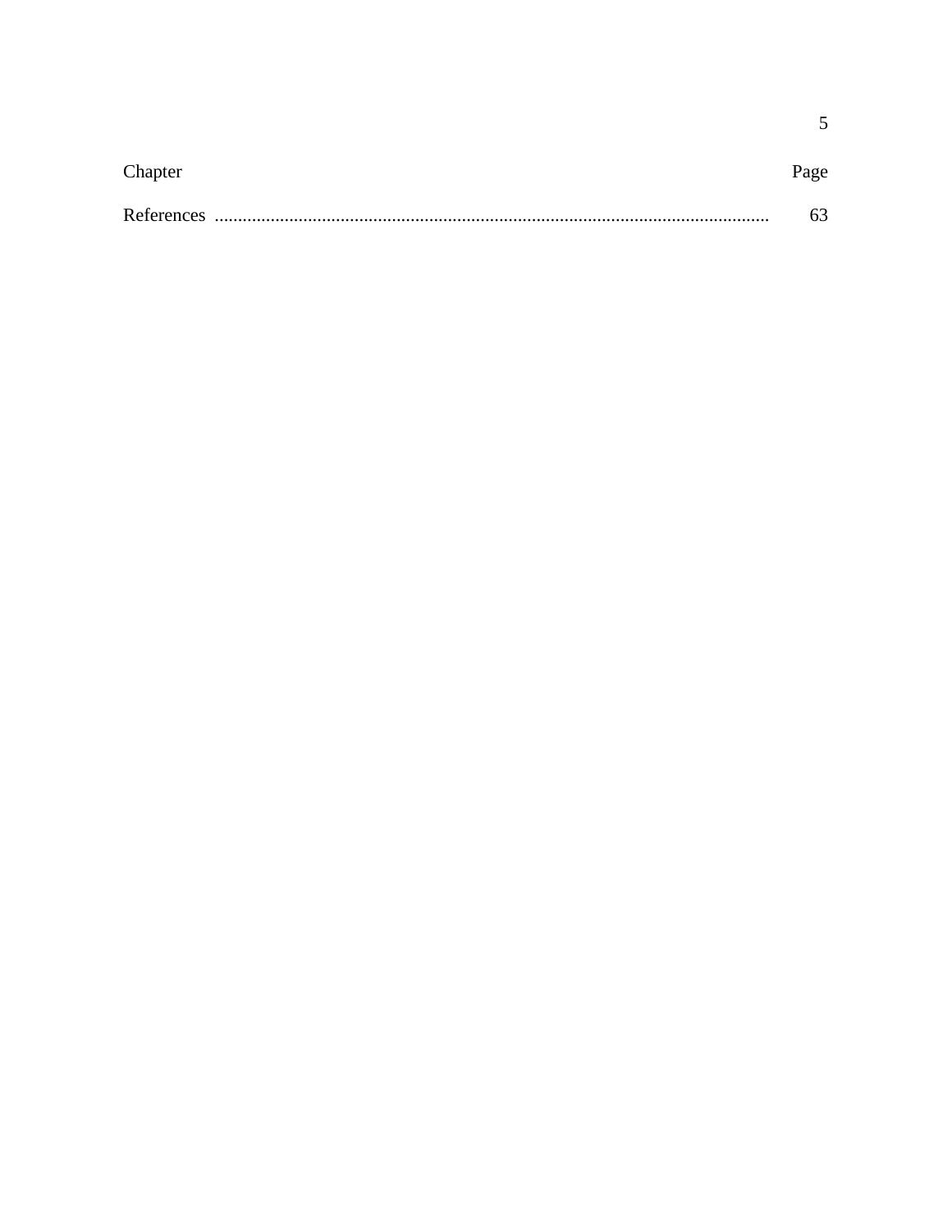| Chapter | Page |
|---|---|
| References ........................................................................................................... | 63 |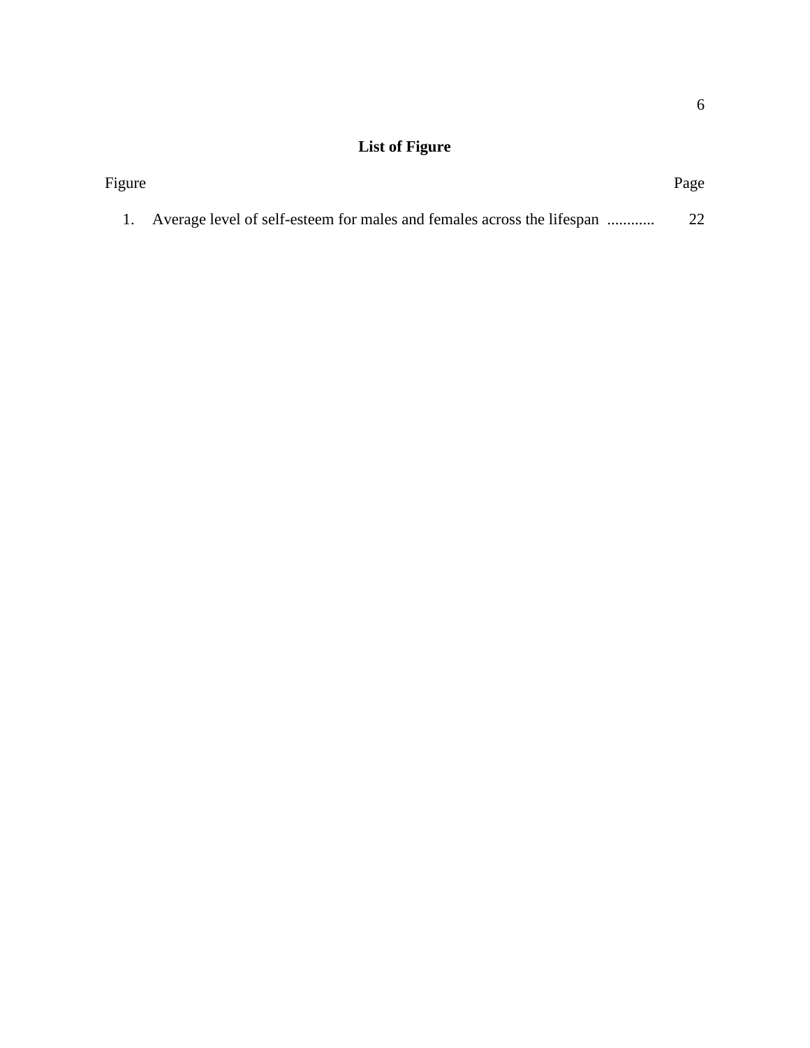## List of Figure

| Figure | | Page |
|---|---|---|
| 1. | Average level of self-esteem for males and females across the lifespan ............ | 22 |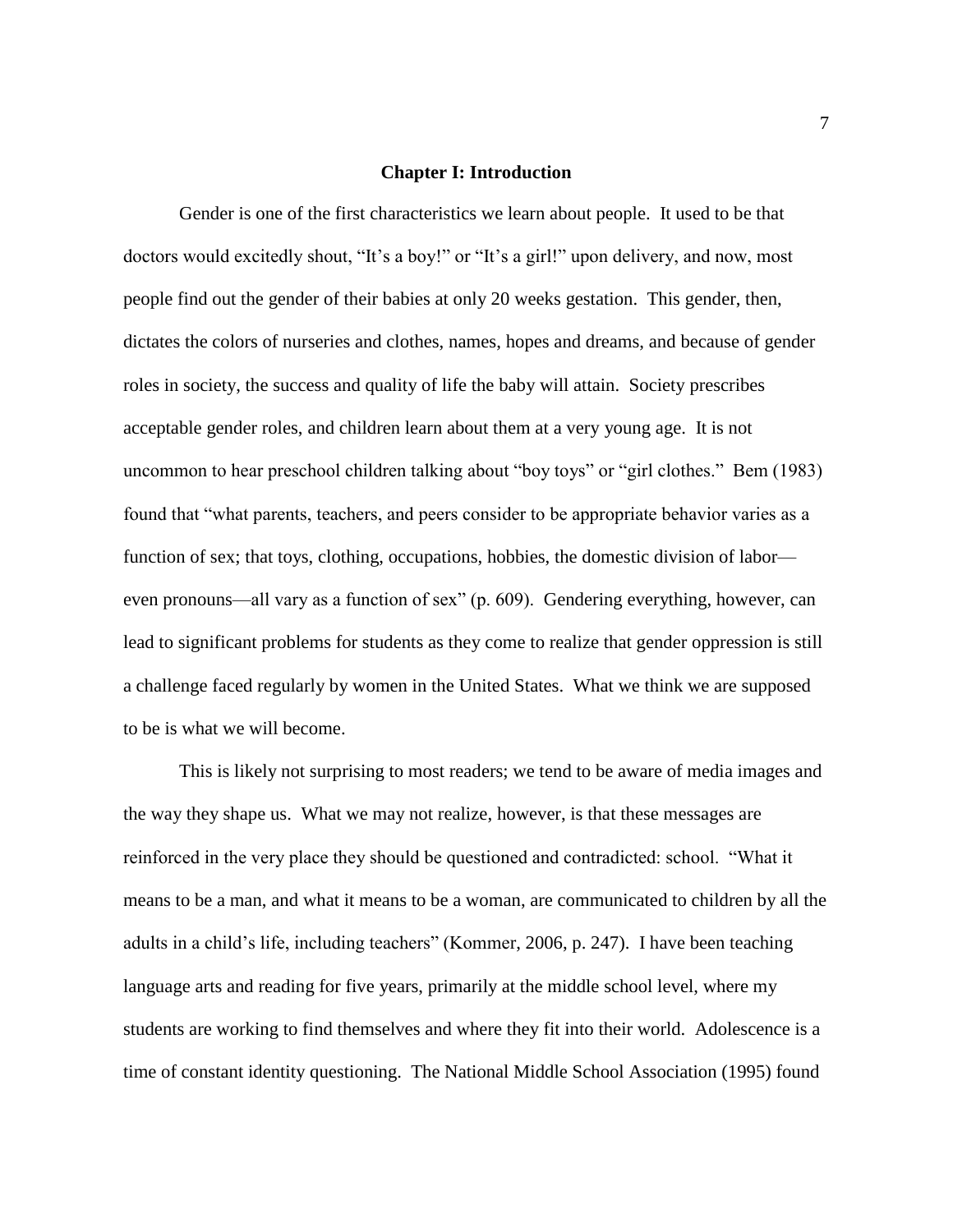# Chapter I: Introduction

Gender is one of the first characteristics we learn about people. It used to be that doctors would excitedly shout, "It's a boy!" or "It's a girl!" upon delivery, and now, most people find out the gender of their babies at only 20 weeks gestation. This gender, then, dictates the colors of nurseries and clothes, names, hopes and dreams, and because of gender roles in society, the success and quality of life the baby will attain. Society prescribes acceptable gender roles, and children learn about them at a very young age. It is not uncommon to hear preschool children talking about "boy toys" or "girl clothes." Bem (1983) found that "what parents, teachers, and peers consider to be appropriate behavior varies as a function of sex; that toys, clothing, occupations, hobbies, the domestic division of labor—even pronouns—all vary as a function of sex" (p. 609). Gendering everything, however, can lead to significant problems for students as they come to realize that gender oppression is still a challenge faced regularly by women in the United States. What we think we are supposed to be is what we will become.

This is likely not surprising to most readers; we tend to be aware of media images and the way they shape us. What we may not realize, however, is that these messages are reinforced in the very place they should be questioned and contradicted: school. "What it means to be a man, and what it means to be a woman, are communicated to children by all the adults in a child's life, including teachers" (Kommer, 2006, p. 247). I have been teaching language arts and reading for five years, primarily at the middle school level, where my students are working to find themselves and where they fit into their world. Adolescence is a time of constant identity questioning. The National Middle School Association (1995) found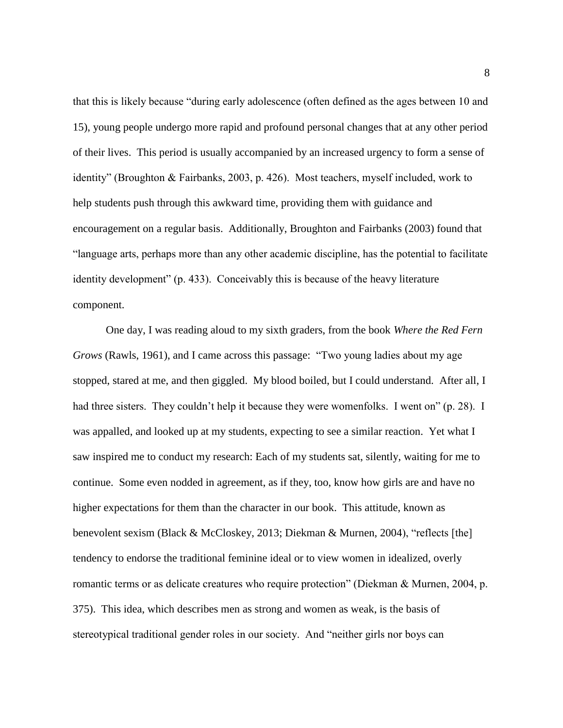that this is likely because "during early adolescence (often defined as the ages between 10 and 15), young people undergo more rapid and profound personal changes that at any other period of their lives. This period is usually accompanied by an increased urgency to form a sense of identity" (Broughton & Fairbanks, 2003, p. 426). Most teachers, myself included, work to help students push through this awkward time, providing them with guidance and encouragement on a regular basis. Additionally, Broughton and Fairbanks (2003) found that "language arts, perhaps more than any other academic discipline, has the potential to facilitate identity development" (p. 433). Conceivably this is because of the heavy literature component.

One day, I was reading aloud to my sixth graders, from the book *Where the Red Fern Grows* (Rawls, 1961), and I came across this passage: "Two young ladies about my age stopped, stared at me, and then giggled. My blood boiled, but I could understand. After all, I had three sisters. They couldn't help it because they were womenfolks. I went on" (p. 28). I was appalled, and looked up at my students, expecting to see a similar reaction. Yet what I saw inspired me to conduct my research: Each of my students sat, silently, waiting for me to continue. Some even nodded in agreement, as if they, too, know how girls are and have no higher expectations for them than the character in our book. This attitude, known as benevolent sexism (Black & McCloskey, 2013; Diekman & Murnen, 2004), "reflects [the] tendency to endorse the traditional feminine ideal or to view women in idealized, overly romantic terms or as delicate creatures who require protection" (Diekman & Murnen, 2004, p. 375). This idea, which describes men as strong and women as weak, is the basis of stereotypical traditional gender roles in our society. And "neither girls nor boys can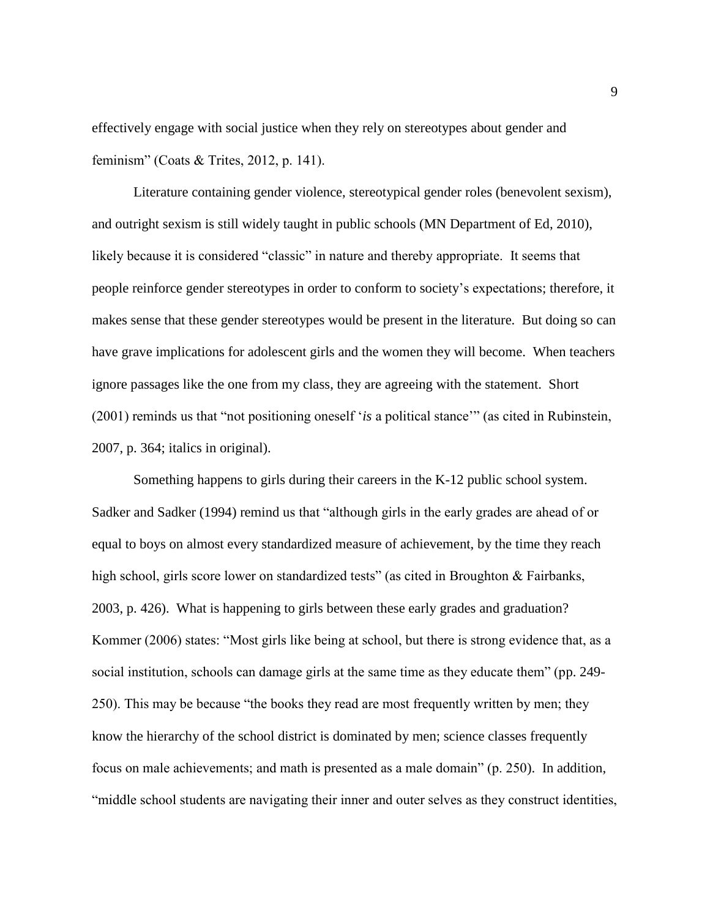effectively engage with social justice when they rely on stereotypes about gender and feminism" (Coats & Trites, 2012, p. 141).

Literature containing gender violence, stereotypical gender roles (benevolent sexism), and outright sexism is still widely taught in public schools (MN Department of Ed, 2010), likely because it is considered "classic" in nature and thereby appropriate. It seems that people reinforce gender stereotypes in order to conform to society's expectations; therefore, it makes sense that these gender stereotypes would be present in the literature. But doing so can have grave implications for adolescent girls and the women they will become. When teachers ignore passages like the one from my class, they are agreeing with the statement. Short (2001) reminds us that "not positioning oneself '*is* a political stance'" (as cited in Rubinstein, 2007, p. 364; italics in original).

Something happens to girls during their careers in the K-12 public school system. Sadker and Sadker (1994) remind us that "although girls in the early grades are ahead of or equal to boys on almost every standardized measure of achievement, by the time they reach high school, girls score lower on standardized tests" (as cited in Broughton & Fairbanks, 2003, p. 426). What is happening to girls between these early grades and graduation? Kommer (2006) states: "Most girls like being at school, but there is strong evidence that, as a social institution, schools can damage girls at the same time as they educate them" (pp. 249-250). This may be because "the books they read are most frequently written by men; they know the hierarchy of the school district is dominated by men; science classes frequently focus on male achievements; and math is presented as a male domain" (p. 250). In addition, "middle school students are navigating their inner and outer selves as they construct identities,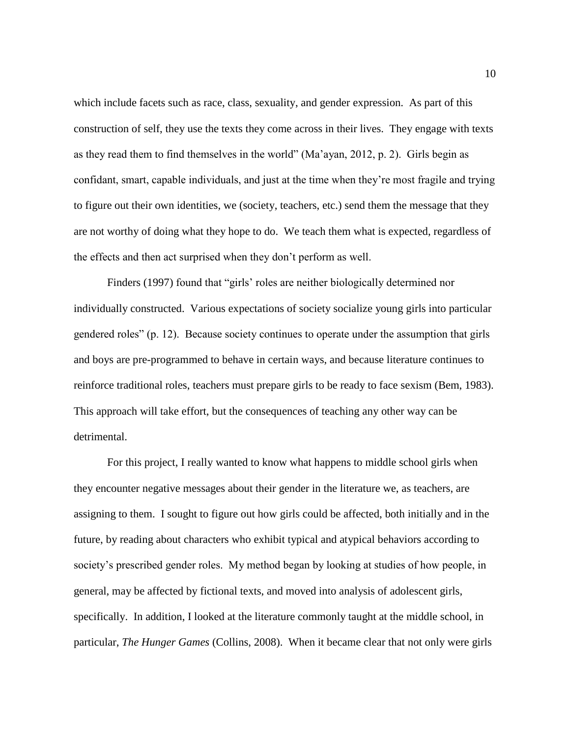which include facets such as race, class, sexuality, and gender expression. As part of this construction of self, they use the texts they come across in their lives. They engage with texts as they read them to find themselves in the world" (Ma'ayan, 2012, p. 2). Girls begin as confidant, smart, capable individuals, and just at the time when they're most fragile and trying to figure out their own identities, we (society, teachers, etc.) send them the message that they are not worthy of doing what they hope to do. We teach them what is expected, regardless of the effects and then act surprised when they don't perform as well.

Finders (1997) found that "girls' roles are neither biologically determined nor individually constructed. Various expectations of society socialize young girls into particular gendered roles" (p. 12). Because society continues to operate under the assumption that girls and boys are pre-programmed to behave in certain ways, and because literature continues to reinforce traditional roles, teachers must prepare girls to be ready to face sexism (Bem, 1983). This approach will take effort, but the consequences of teaching any other way can be detrimental.

For this project, I really wanted to know what happens to middle school girls when they encounter negative messages about their gender in the literature we, as teachers, are assigning to them. I sought to figure out how girls could be affected, both initially and in the future, by reading about characters who exhibit typical and atypical behaviors according to society's prescribed gender roles. My method began by looking at studies of how people, in general, may be affected by fictional texts, and moved into analysis of adolescent girls, specifically. In addition, I looked at the literature commonly taught at the middle school, in particular, *The Hunger Games* (Collins, 2008). When it became clear that not only were girls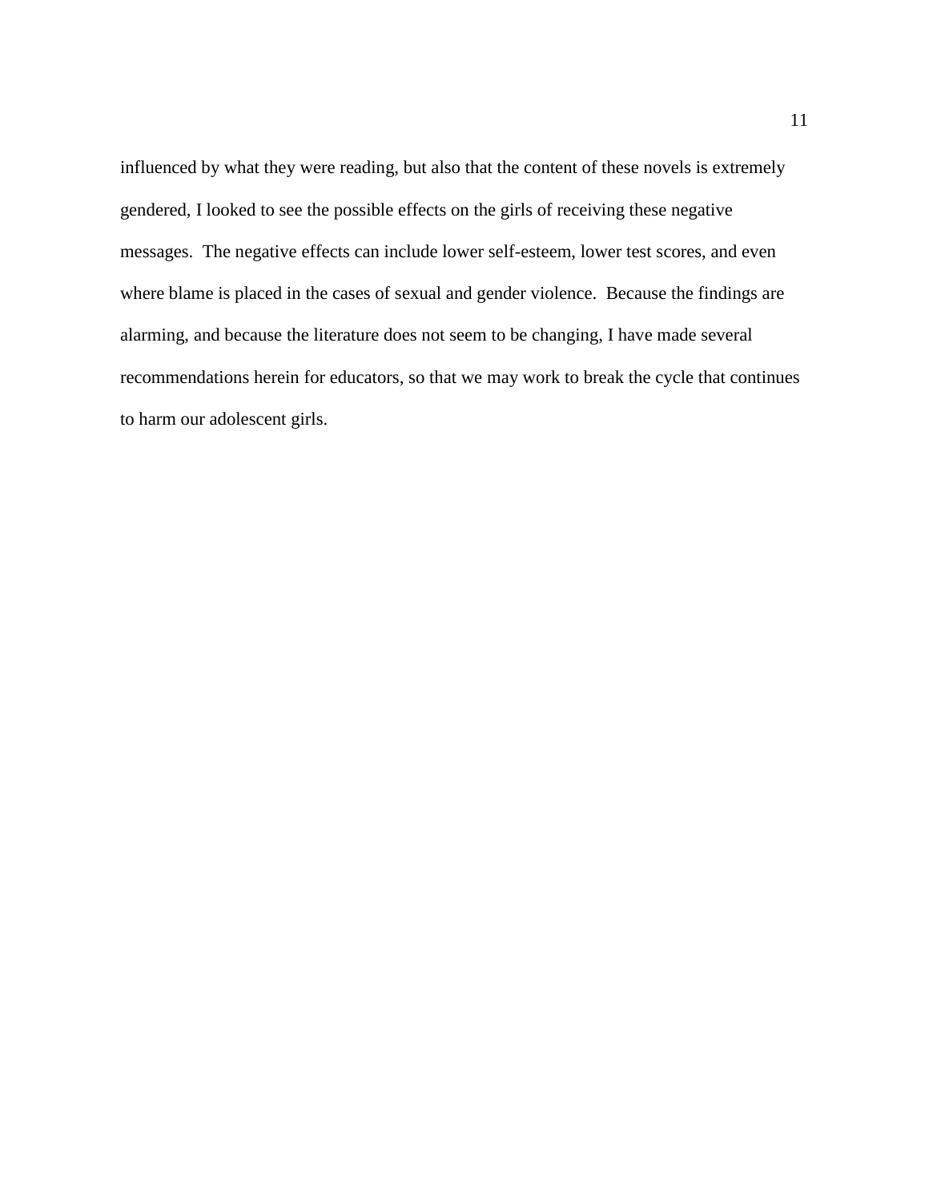influenced by what they were reading, but also that the content of these novels is extremely gendered, I looked to see the possible effects on the girls of receiving these negative messages. The negative effects can include lower self-esteem, lower test scores, and even where blame is placed in the cases of sexual and gender violence. Because the findings are alarming, and because the literature does not seem to be changing, I have made several recommendations herein for educators, so that we may work to break the cycle that continues to harm our adolescent girls.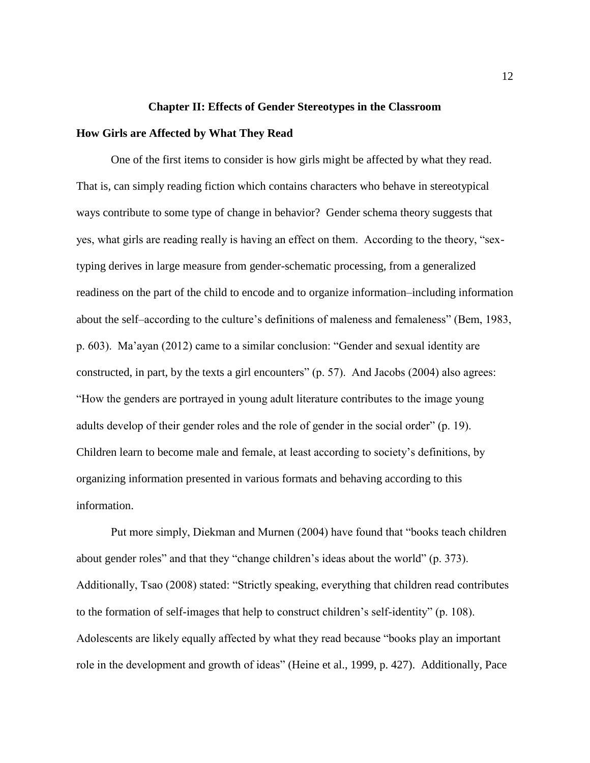## Chapter II: Effects of Gender Stereotypes in the Classroom

### How Girls are Affected by What They Read

One of the first items to consider is how girls might be affected by what they read. That is, can simply reading fiction which contains characters who behave in stereotypical ways contribute to some type of change in behavior? Gender schema theory suggests that yes, what girls are reading really is having an effect on them. According to the theory, "sex-typing derives in large measure from gender-schematic processing, from a generalized readiness on the part of the child to encode and to organize information–including information about the self–according to the culture's definitions of maleness and femaleness" (Bem, 1983, p. 603). Ma'ayan (2012) came to a similar conclusion: "Gender and sexual identity are constructed, in part, by the texts a girl encounters" (p. 57). And Jacobs (2004) also agrees: "How the genders are portrayed in young adult literature contributes to the image young adults develop of their gender roles and the role of gender in the social order" (p. 19). Children learn to become male and female, at least according to society's definitions, by organizing information presented in various formats and behaving according to this information.

Put more simply, Diekman and Murnen (2004) have found that "books teach children about gender roles" and that they "change children's ideas about the world" (p. 373). Additionally, Tsao (2008) stated: "Strictly speaking, everything that children read contributes to the formation of self-images that help to construct children's self-identity" (p. 108). Adolescents are likely equally affected by what they read because "books play an important role in the development and growth of ideas" (Heine et al., 1999, p. 427). Additionally, Pace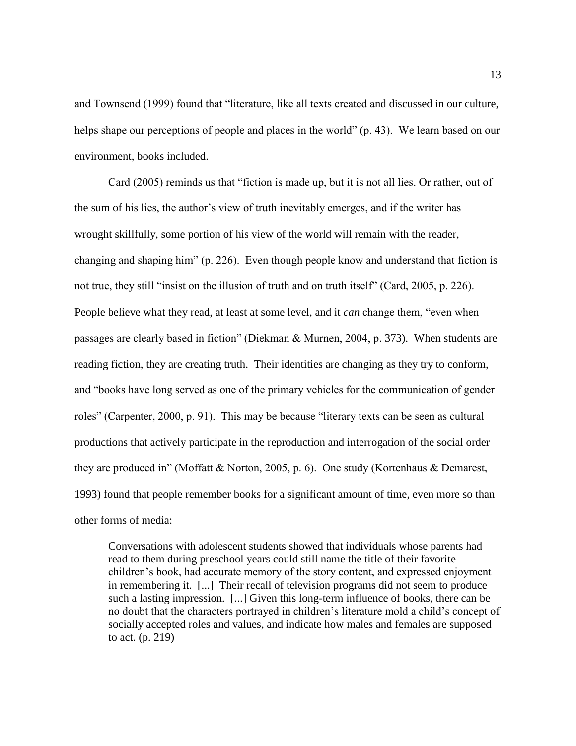and Townsend (1999) found that "literature, like all texts created and discussed in our culture, helps shape our perceptions of people and places in the world" (p. 43). We learn based on our environment, books included.

Card (2005) reminds us that "fiction is made up, but it is not all lies. Or rather, out of the sum of his lies, the author's view of truth inevitably emerges, and if the writer has wrought skillfully, some portion of his view of the world will remain with the reader, changing and shaping him" (p. 226). Even though people know and understand that fiction is not true, they still "insist on the illusion of truth and on truth itself" (Card, 2005, p. 226). People believe what they read, at least at some level, and it *can* change them, "even when passages are clearly based in fiction" (Diekman & Murnen, 2004, p. 373). When students are reading fiction, they are creating truth. Their identities are changing as they try to conform, and "books have long served as one of the primary vehicles for the communication of gender roles" (Carpenter, 2000, p. 91). This may be because "literary texts can be seen as cultural productions that actively participate in the reproduction and interrogation of the social order they are produced in" (Moffatt & Norton, 2005, p. 6). One study (Kortenhaus & Demarest, 1993) found that people remember books for a significant amount of time, even more so than other forms of media:

> Conversations with adolescent students showed that individuals whose parents had read to them during preschool years could still name the title of their favorite children's book, had accurate memory of the story content, and expressed enjoyment in remembering it. [...] Their recall of television programs did not seem to produce such a lasting impression. [...] Given this long-term influence of books, there can be no doubt that the characters portrayed in children's literature mold a child's concept of socially accepted roles and values, and indicate how males and females are supposed to act. (p. 219)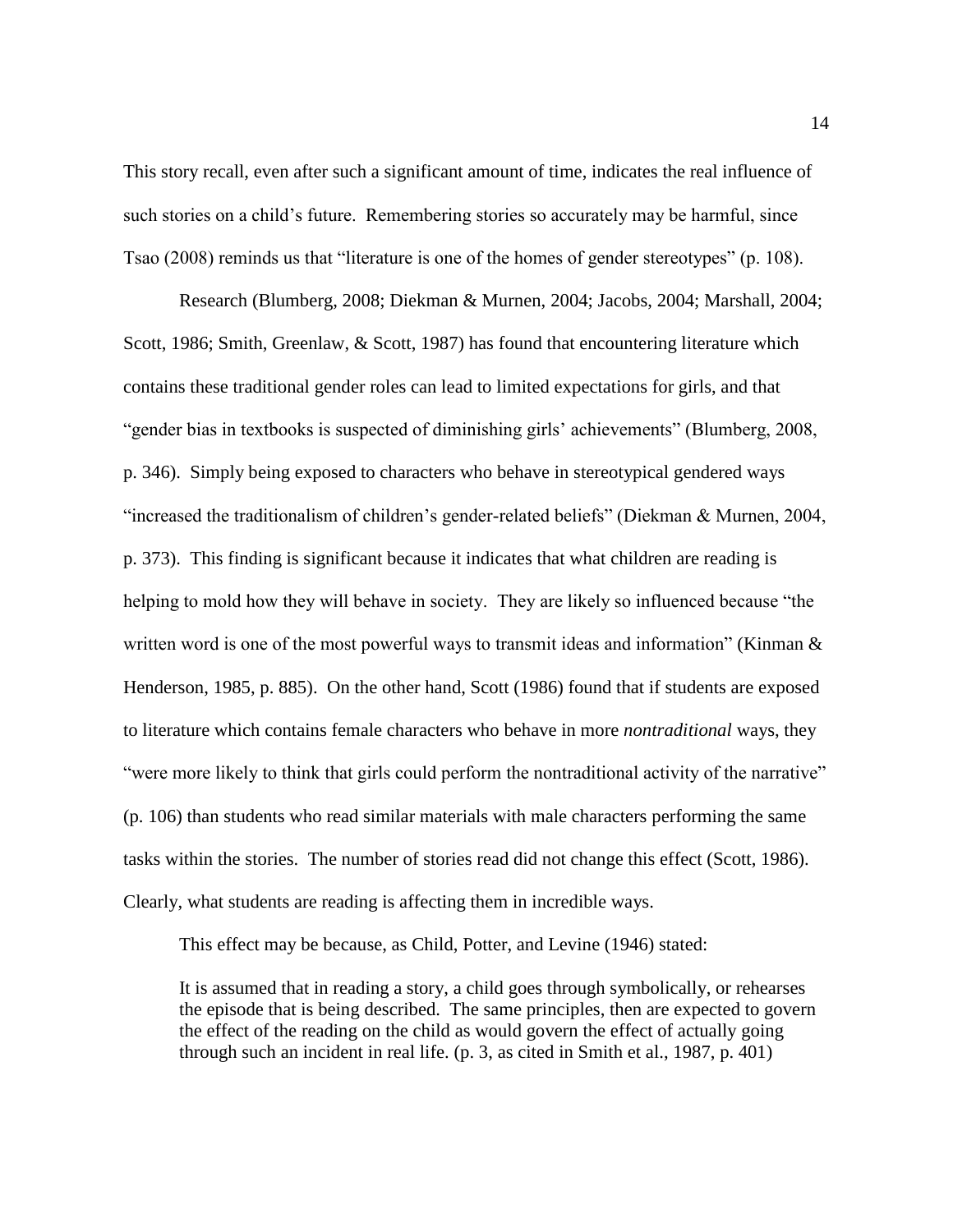This story recall, even after such a significant amount of time, indicates the real influence of such stories on a child's future. Remembering stories so accurately may be harmful, since Tsao (2008) reminds us that "literature is one of the homes of gender stereotypes" (p. 108).

Research (Blumberg, 2008; Diekman & Murnen, 2004; Jacobs, 2004; Marshall, 2004; Scott, 1986; Smith, Greenlaw, & Scott, 1987) has found that encountering literature which contains these traditional gender roles can lead to limited expectations for girls, and that "gender bias in textbooks is suspected of diminishing girls' achievements" (Blumberg, 2008, p. 346). Simply being exposed to characters who behave in stereotypical gendered ways "increased the traditionalism of children's gender-related beliefs" (Diekman & Murnen, 2004, p. 373). This finding is significant because it indicates that what children are reading is helping to mold how they will behave in society. They are likely so influenced because "the written word is one of the most powerful ways to transmit ideas and information" (Kinman & Henderson, 1985, p. 885). On the other hand, Scott (1986) found that if students are exposed to literature which contains female characters who behave in more *nontraditional* ways, they "were more likely to think that girls could perform the nontraditional activity of the narrative" (p. 106) than students who read similar materials with male characters performing the same tasks within the stories. The number of stories read did not change this effect (Scott, 1986). Clearly, what students are reading is affecting them in incredible ways.

This effect may be because, as Child, Potter, and Levine (1946) stated:

> It is assumed that in reading a story, a child goes through symbolically, or rehearses the episode that is being described. The same principles, then are expected to govern the effect of the reading on the child as would govern the effect of actually going through such an incident in real life. (p. 3, as cited in Smith et al., 1987, p. 401)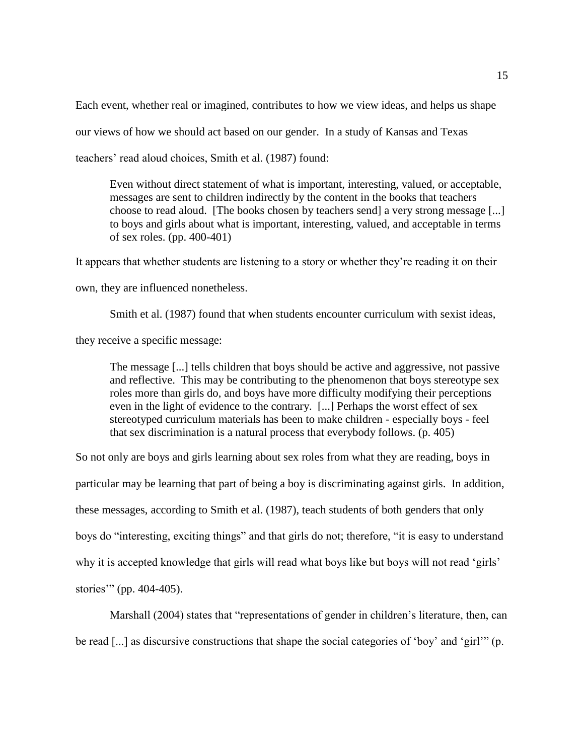Each event, whether real or imagined, contributes to how we view ideas, and helps us shape our views of how we should act based on our gender. In a study of Kansas and Texas teachers' read aloud choices, Smith et al. (1987) found:

> Even without direct statement of what is important, interesting, valued, or acceptable, messages are sent to children indirectly by the content in the books that teachers choose to read aloud. [The books chosen by teachers send] a very strong message [...] to boys and girls about what is important, interesting, valued, and acceptable in terms of sex roles. (pp. 400-401)

It appears that whether students are listening to a story or whether they're reading it on their own, they are influenced nonetheless.

Smith et al. (1987) found that when students encounter curriculum with sexist ideas, they receive a specific message:

> The message [...] tells children that boys should be active and aggressive, not passive and reflective. This may be contributing to the phenomenon that boys stereotype sex roles more than girls do, and boys have more difficulty modifying their perceptions even in the light of evidence to the contrary. [...] Perhaps the worst effect of sex stereotyped curriculum materials has been to make children - especially boys - feel that sex discrimination is a natural process that everybody follows. (p. 405)

So not only are boys and girls learning about sex roles from what they are reading, boys in particular may be learning that part of being a boy is discriminating against girls. In addition, these messages, according to Smith et al. (1987), teach students of both genders that only boys do "interesting, exciting things" and that girls do not; therefore, "it is easy to understand why it is accepted knowledge that girls will read what boys like but boys will not read 'girls' stories'" (pp. 404-405).

Marshall (2004) states that "representations of gender in children's literature, then, can be read [...] as discursive constructions that shape the social categories of 'boy' and 'girl'" (p.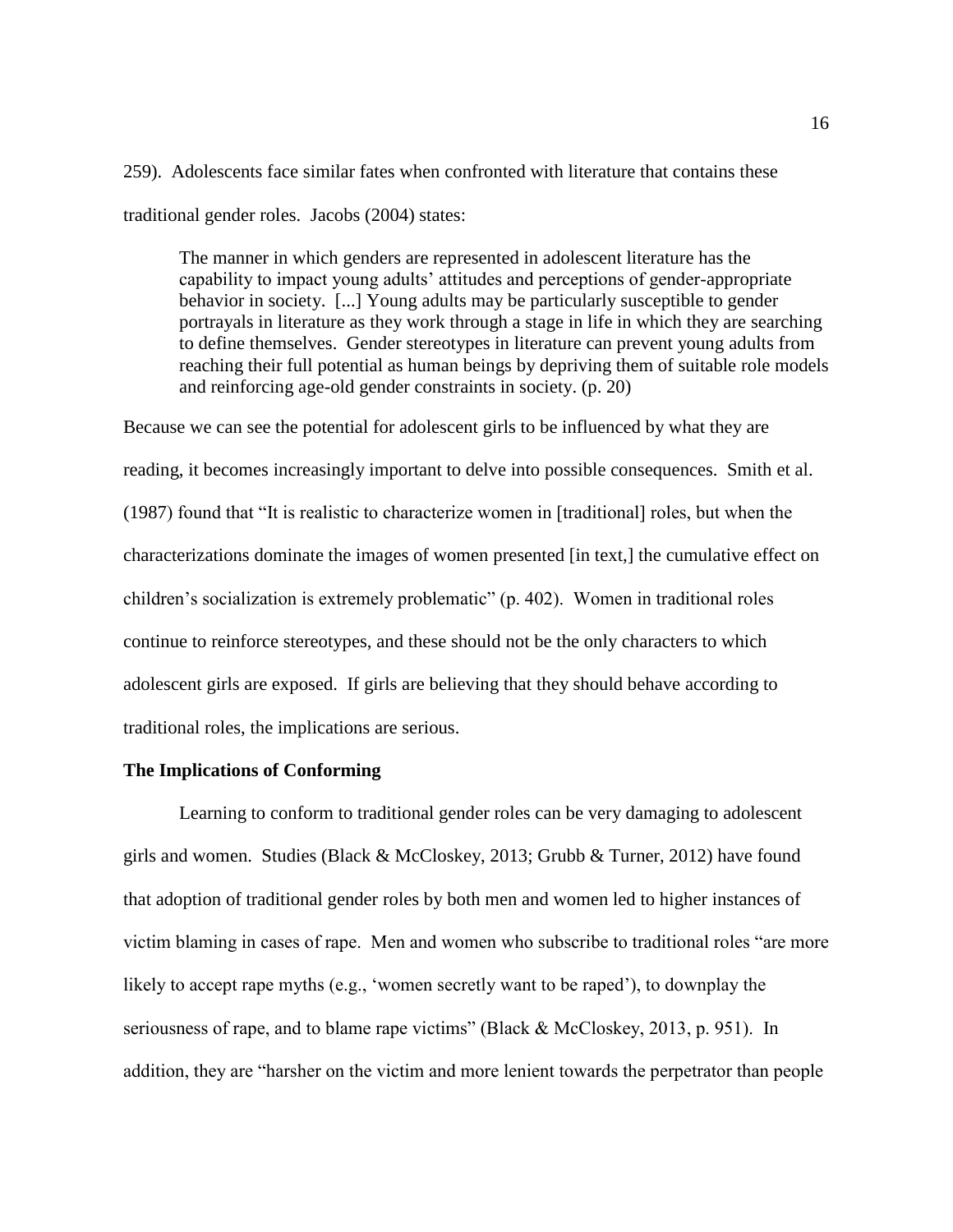259). Adolescents face similar fates when confronted with literature that contains these traditional gender roles. Jacobs (2004) states:

> The manner in which genders are represented in adolescent literature has the capability to impact young adults' attitudes and perceptions of gender-appropriate behavior in society. [...] Young adults may be particularly susceptible to gender portrayals in literature as they work through a stage in life in which they are searching to define themselves. Gender stereotypes in literature can prevent young adults from reaching their full potential as human beings by depriving them of suitable role models and reinforcing age-old gender constraints in society. (p. 20)

Because we can see the potential for adolescent girls to be influenced by what they are reading, it becomes increasingly important to delve into possible consequences. Smith et al. (1987) found that "It is realistic to characterize women in [traditional] roles, but when the characterizations dominate the images of women presented [in text,] the cumulative effect on children's socialization is extremely problematic" (p. 402). Women in traditional roles continue to reinforce stereotypes, and these should not be the only characters to which adolescent girls are exposed. If girls are believing that they should behave according to traditional roles, the implications are serious.

**The Implications of Conforming**

Learning to conform to traditional gender roles can be very damaging to adolescent girls and women. Studies (Black & McCloskey, 2013; Grubb & Turner, 2012) have found that adoption of traditional gender roles by both men and women led to higher instances of victim blaming in cases of rape. Men and women who subscribe to traditional roles "are more likely to accept rape myths (e.g., 'women secretly want to be raped'), to downplay the seriousness of rape, and to blame rape victims" (Black & McCloskey, 2013, p. 951). In addition, they are "harsher on the victim and more lenient towards the perpetrator than people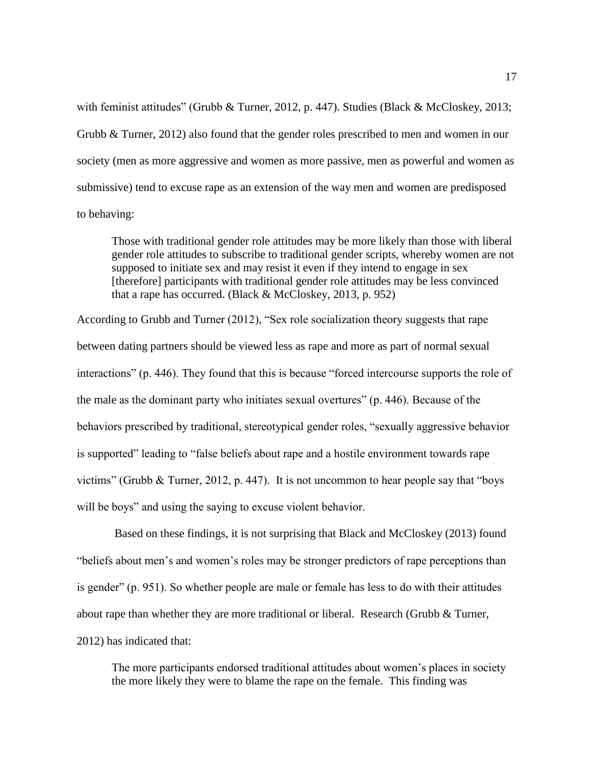with feminist attitudes" (Grubb & Turner, 2012, p. 447). Studies (Black & McCloskey, 2013; Grubb & Turner, 2012) also found that the gender roles prescribed to men and women in our society (men as more aggressive and women as more passive, men as powerful and women as submissive) tend to excuse rape as an extension of the way men and women are predisposed to behaving:

> Those with traditional gender role attitudes may be more likely than those with liberal gender role attitudes to subscribe to traditional gender scripts, whereby women are not supposed to initiate sex and may resist it even if they intend to engage in sex [therefore] participants with traditional gender role attitudes may be less convinced that a rape has occurred. (Black & McCloskey, 2013, p. 952)

According to Grubb and Turner (2012), "Sex role socialization theory suggests that rape between dating partners should be viewed less as rape and more as part of normal sexual interactions" (p. 446). They found that this is because "forced intercourse supports the role of the male as the dominant party who initiates sexual overtures" (p. 446). Because of the behaviors prescribed by traditional, stereotypical gender roles, "sexually aggressive behavior is supported" leading to "false beliefs about rape and a hostile environment towards rape victims" (Grubb & Turner, 2012, p. 447). It is not uncommon to hear people say that "boys will be boys" and using the saying to excuse violent behavior.

Based on these findings, it is not surprising that Black and McCloskey (2013) found "beliefs about men's and women's roles may be stronger predictors of rape perceptions than is gender" (p. 951). So whether people are male or female has less to do with their attitudes about rape than whether they are more traditional or liberal. Research (Grubb & Turner, 2012) has indicated that:

> The more participants endorsed traditional attitudes about women's places in society the more likely they were to blame the rape on the female. This finding was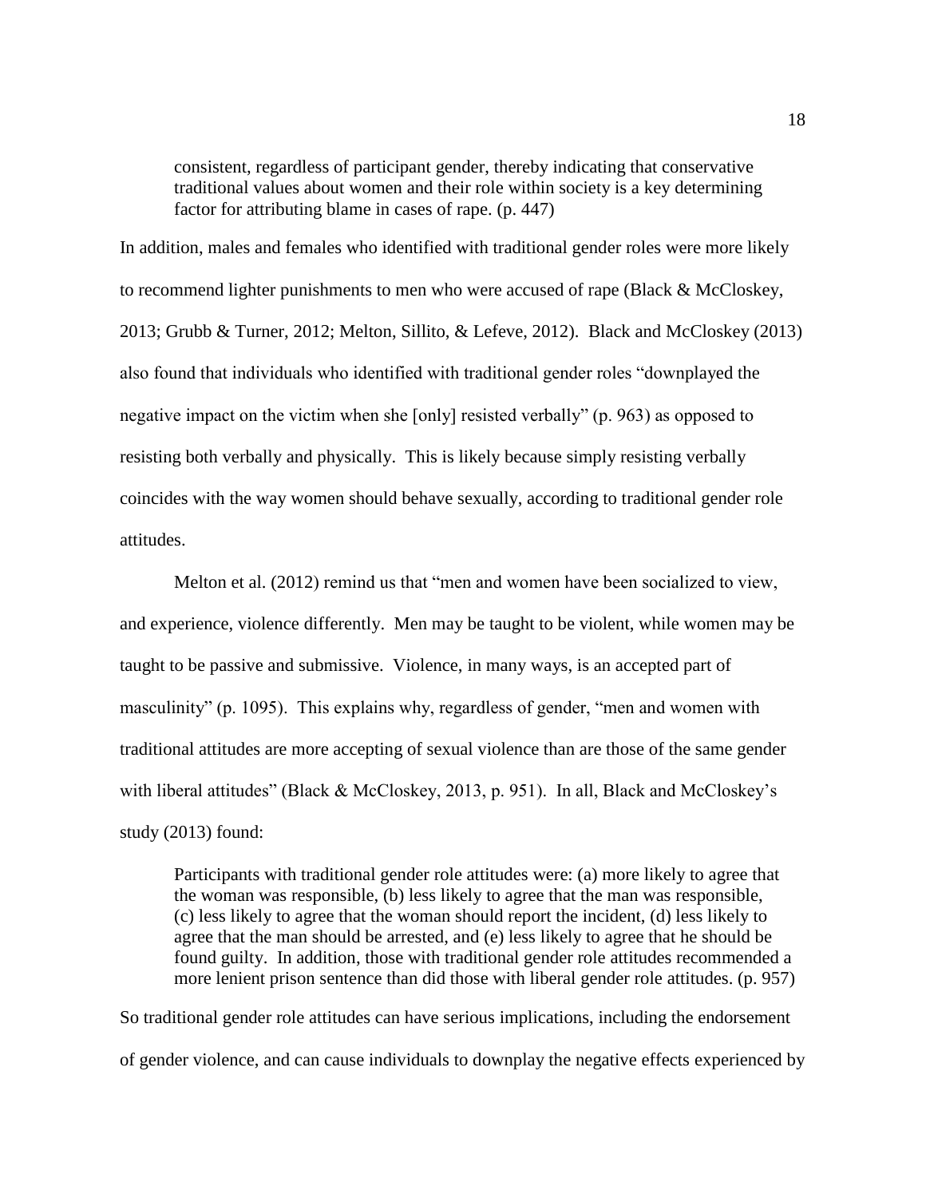> consistent, regardless of participant gender, thereby indicating that conservative traditional values about women and their role within society is a key determining factor for attributing blame in cases of rape. (p. 447)

In addition, males and females who identified with traditional gender roles were more likely to recommend lighter punishments to men who were accused of rape (Black & McCloskey, 2013; Grubb & Turner, 2012; Melton, Sillito, & Lefeve, 2012). Black and McCloskey (2013) also found that individuals who identified with traditional gender roles "downplayed the negative impact on the victim when she [only] resisted verbally" (p. 963) as opposed to resisting both verbally and physically. This is likely because simply resisting verbally coincides with the way women should behave sexually, according to traditional gender role attitudes.

Melton et al. (2012) remind us that "men and women have been socialized to view, and experience, violence differently. Men may be taught to be violent, while women may be taught to be passive and submissive. Violence, in many ways, is an accepted part of masculinity" (p. 1095). This explains why, regardless of gender, "men and women with traditional attitudes are more accepting of sexual violence than are those of the same gender with liberal attitudes" (Black & McCloskey, 2013, p. 951). In all, Black and McCloskey's study (2013) found:

> Participants with traditional gender role attitudes were: (a) more likely to agree that the woman was responsible, (b) less likely to agree that the man was responsible, (c) less likely to agree that the woman should report the incident, (d) less likely to agree that the man should be arrested, and (e) less likely to agree that he should be found guilty. In addition, those with traditional gender role attitudes recommended a more lenient prison sentence than did those with liberal gender role attitudes. (p. 957)

So traditional gender role attitudes can have serious implications, including the endorsement of gender violence, and can cause individuals to downplay the negative effects experienced by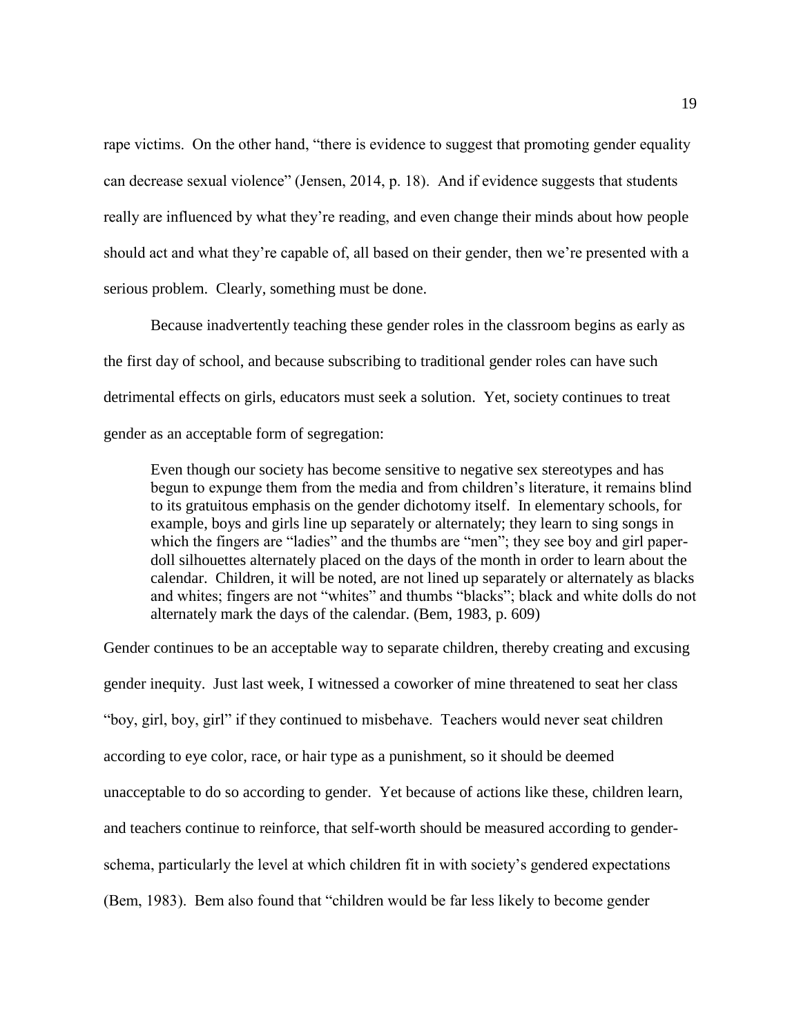rape victims. On the other hand, "there is evidence to suggest that promoting gender equality can decrease sexual violence" (Jensen, 2014, p. 18). And if evidence suggests that students really are influenced by what they're reading, and even change their minds about how people should act and what they're capable of, all based on their gender, then we're presented with a serious problem. Clearly, something must be done.

Because inadvertently teaching these gender roles in the classroom begins as early as the first day of school, and because subscribing to traditional gender roles can have such detrimental effects on girls, educators must seek a solution. Yet, society continues to treat gender as an acceptable form of segregation:

> Even though our society has become sensitive to negative sex stereotypes and has begun to expunge them from the media and from children's literature, it remains blind to its gratuitous emphasis on the gender dichotomy itself. In elementary schools, for example, boys and girls line up separately or alternately; they learn to sing songs in which the fingers are "ladies" and the thumbs are "men"; they see boy and girl paper-doll silhouettes alternately placed on the days of the month in order to learn about the calendar. Children, it will be noted, are not lined up separately or alternately as blacks and whites; fingers are not "whites" and thumbs "blacks"; black and white dolls do not alternately mark the days of the calendar. (Bem, 1983, p. 609)

Gender continues to be an acceptable way to separate children, thereby creating and excusing gender inequity. Just last week, I witnessed a coworker of mine threatened to seat her class "boy, girl, boy, girl" if they continued to misbehave. Teachers would never seat children according to eye color, race, or hair type as a punishment, so it should be deemed unacceptable to do so according to gender. Yet because of actions like these, children learn, and teachers continue to reinforce, that self-worth should be measured according to gender-schema, particularly the level at which children fit in with society's gendered expectations (Bem, 1983). Bem also found that "children would be far less likely to become gender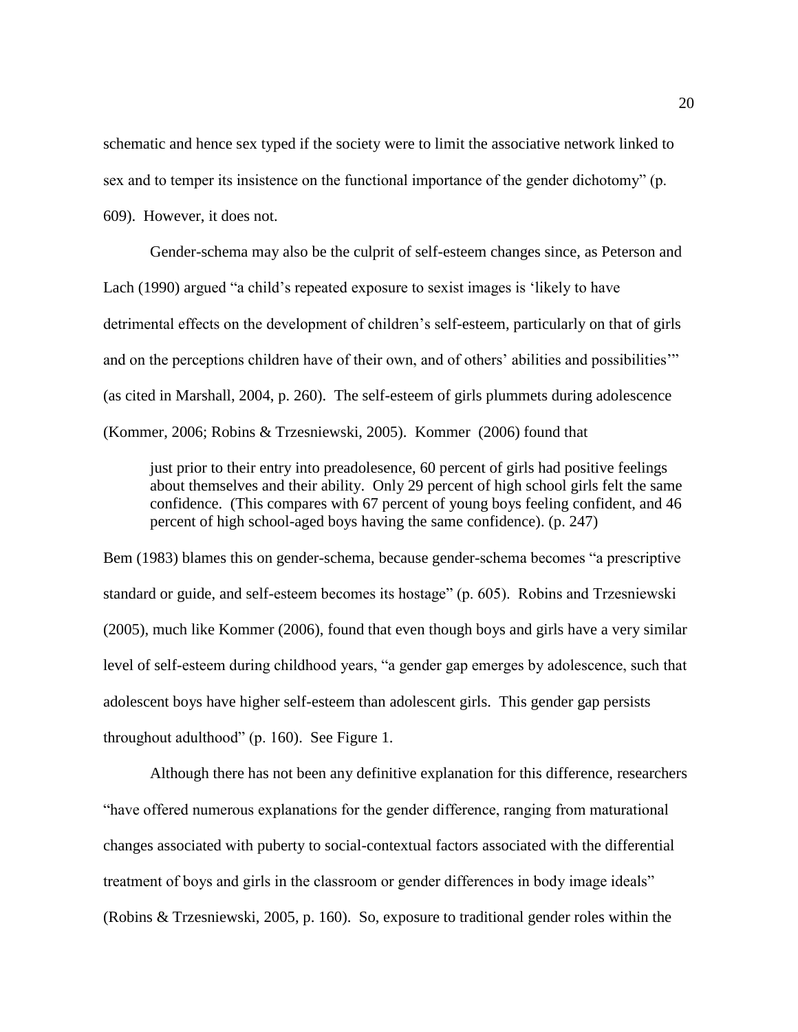schematic and hence sex typed if the society were to limit the associative network linked to sex and to temper its insistence on the functional importance of the gender dichotomy" (p. 609). However, it does not.

Gender-schema may also be the culprit of self-esteem changes since, as Peterson and Lach (1990) argued "a child's repeated exposure to sexist images is 'likely to have detrimental effects on the development of children's self-esteem, particularly on that of girls and on the perceptions children have of their own, and of others' abilities and possibilities'" (as cited in Marshall, 2004, p. 260). The self-esteem of girls plummets during adolescence (Kommer, 2006; Robins & Trzesniewski, 2005). Kommer (2006) found that

> just prior to their entry into preadolesence, 60 percent of girls had positive feelings about themselves and their ability. Only 29 percent of high school girls felt the same confidence. (This compares with 67 percent of young boys feeling confident, and 46 percent of high school-aged boys having the same confidence). (p. 247)

Bem (1983) blames this on gender-schema, because gender-schema becomes "a prescriptive standard or guide, and self-esteem becomes its hostage" (p. 605). Robins and Trzesniewski (2005), much like Kommer (2006), found that even though boys and girls have a very similar level of self-esteem during childhood years, "a gender gap emerges by adolescence, such that adolescent boys have higher self-esteem than adolescent girls. This gender gap persists throughout adulthood" (p. 160). See Figure 1.

Although there has not been any definitive explanation for this difference, researchers "have offered numerous explanations for the gender difference, ranging from maturational changes associated with puberty to social-contextual factors associated with the differential treatment of boys and girls in the classroom or gender differences in body image ideals" (Robins & Trzesniewski, 2005, p. 160). So, exposure to traditional gender roles within the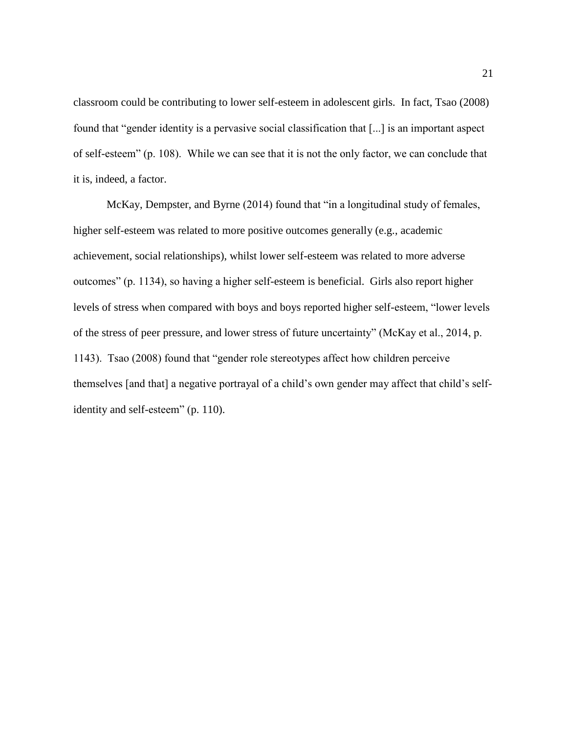classroom could be contributing to lower self-esteem in adolescent girls. In fact, Tsao (2008) found that "gender identity is a pervasive social classification that [...] is an important aspect of self-esteem" (p. 108). While we can see that it is not the only factor, we can conclude that it is, indeed, a factor.

McKay, Dempster, and Byrne (2014) found that "in a longitudinal study of females, higher self-esteem was related to more positive outcomes generally (e.g., academic achievement, social relationships), whilst lower self-esteem was related to more adverse outcomes" (p. 1134), so having a higher self-esteem is beneficial. Girls also report higher levels of stress when compared with boys and boys reported higher self-esteem, "lower levels of the stress of peer pressure, and lower stress of future uncertainty" (McKay et al., 2014, p. 1143). Tsao (2008) found that "gender role stereotypes affect how children perceive themselves [and that] a negative portrayal of a child's own gender may affect that child's self-identity and self-esteem" (p. 110).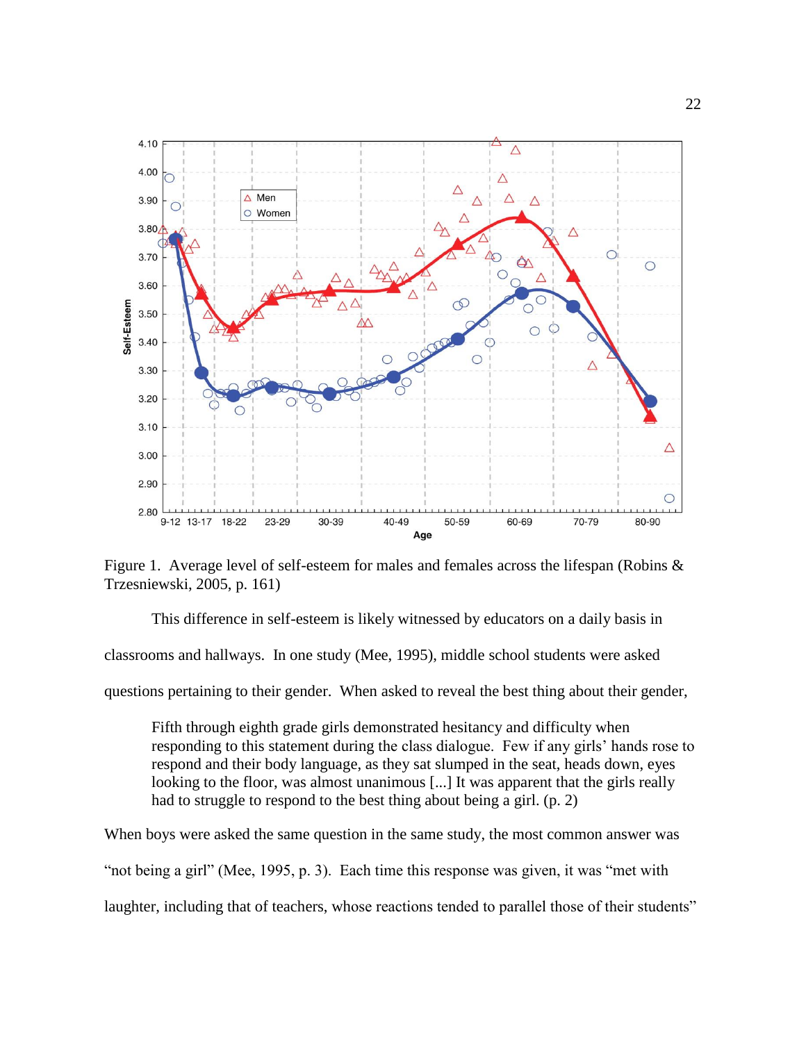Figure 1. Average level of self-esteem for males and females across the lifespan (Robins & Trzesniewski, 2005, p. 161)

This difference in self-esteem is likely witnessed by educators on a daily basis in classrooms and hallways. In one study (Mee, 1995), middle school students were asked questions pertaining to their gender. When asked to reveal the best thing about their gender,

> Fifth through eighth grade girls demonstrated hesitancy and difficulty when responding to this statement during the class dialogue. Few if any girls' hands rose to respond and their body language, as they sat slumped in the seat, heads down, eyes looking to the floor, was almost unanimous [...] It was apparent that the girls really had to struggle to respond to the best thing about being a girl. (p. 2)

When boys were asked the same question in the same study, the most common answer was "not being a girl" (Mee, 1995, p. 3). Each time this response was given, it was "met with laughter, including that of teachers, whose reactions tended to parallel those of their students"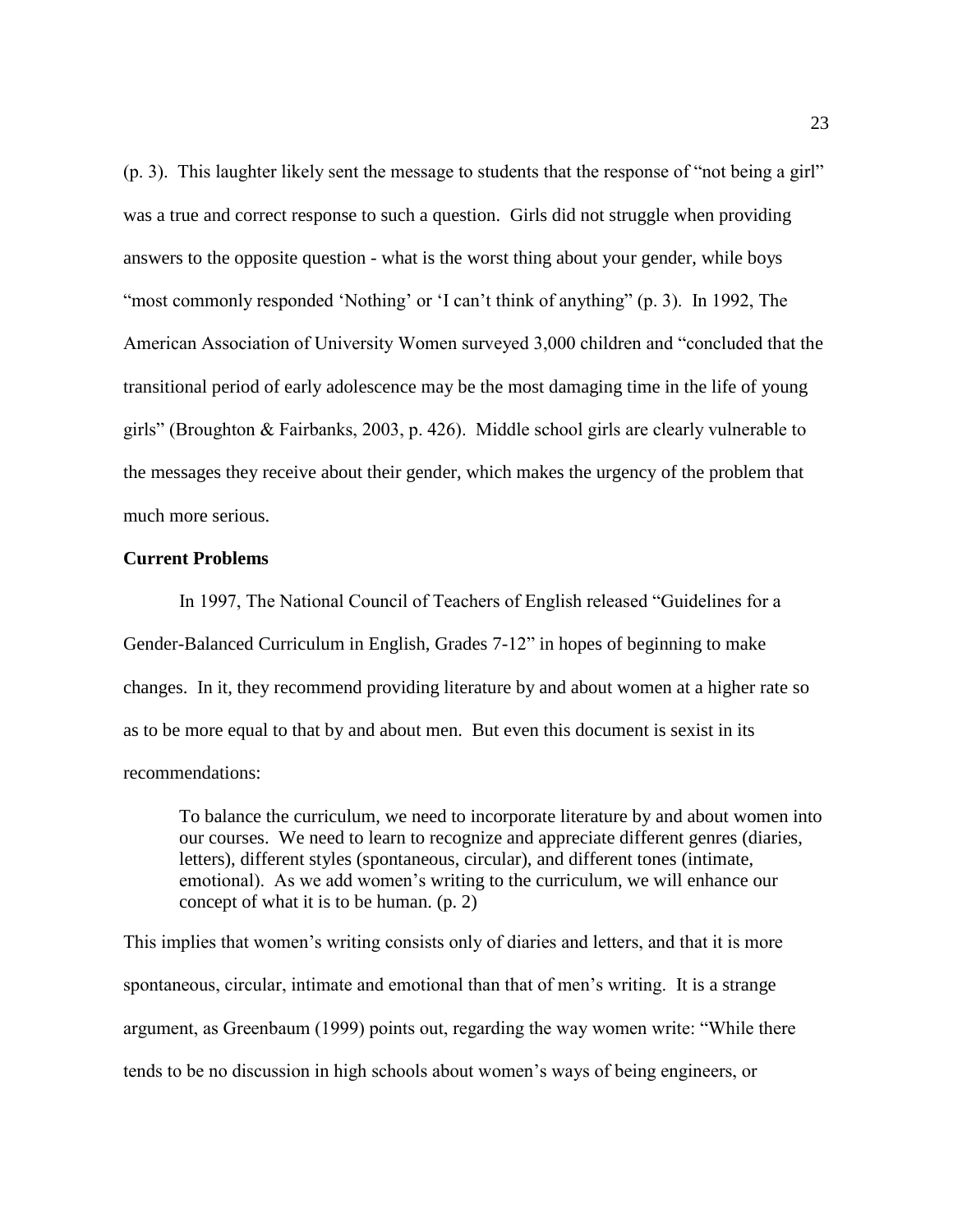(p. 3). This laughter likely sent the message to students that the response of "not being a girl" was a true and correct response to such a question. Girls did not struggle when providing answers to the opposite question - what is the worst thing about your gender, while boys "most commonly responded 'Nothing' or 'I can't think of anything" (p. 3). In 1992, The American Association of University Women surveyed 3,000 children and "concluded that the transitional period of early adolescence may be the most damaging time in the life of young girls" (Broughton & Fairbanks, 2003, p. 426). Middle school girls are clearly vulnerable to the messages they receive about their gender, which makes the urgency of the problem that much more serious.

**Current Problems**

In 1997, The National Council of Teachers of English released "Guidelines for a Gender-Balanced Curriculum in English, Grades 7-12" in hopes of beginning to make changes. In it, they recommend providing literature by and about women at a higher rate so as to be more equal to that by and about men. But even this document is sexist in its recommendations:

> To balance the curriculum, we need to incorporate literature by and about women into our courses. We need to learn to recognize and appreciate different genres (diaries, letters), different styles (spontaneous, circular), and different tones (intimate, emotional). As we add women's writing to the curriculum, we will enhance our concept of what it is to be human. (p. 2)

This implies that women's writing consists only of diaries and letters, and that it is more spontaneous, circular, intimate and emotional than that of men's writing. It is a strange argument, as Greenbaum (1999) points out, regarding the way women write: "While there tends to be no discussion in high schools about women's ways of being engineers, or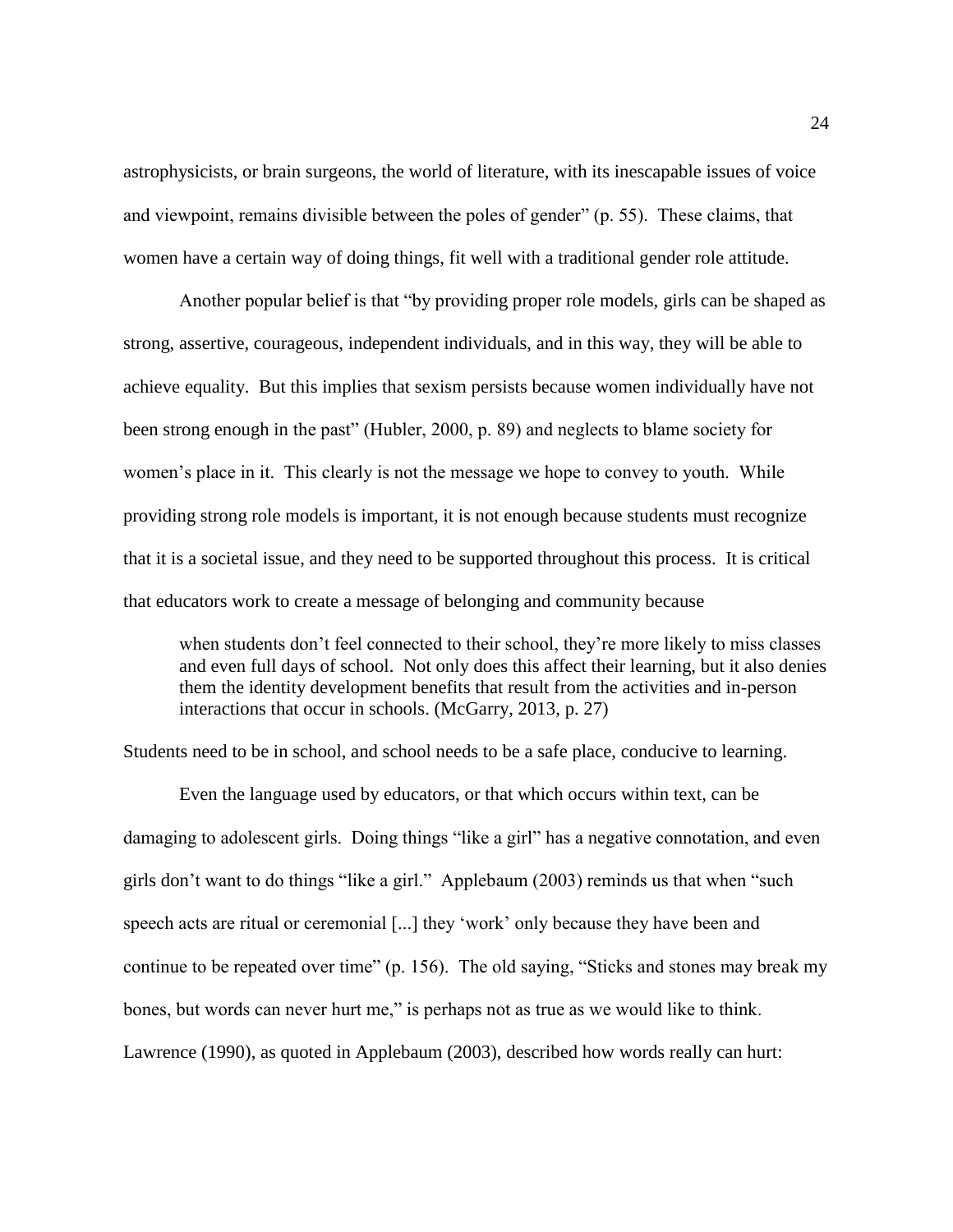astrophysicists, or brain surgeons, the world of literature, with its inescapable issues of voice and viewpoint, remains divisible between the poles of gender" (p. 55). These claims, that women have a certain way of doing things, fit well with a traditional gender role attitude.

Another popular belief is that "by providing proper role models, girls can be shaped as strong, assertive, courageous, independent individuals, and in this way, they will be able to achieve equality. But this implies that sexism persists because women individually have not been strong enough in the past" (Hubler, 2000, p. 89) and neglects to blame society for women's place in it. This clearly is not the message we hope to convey to youth. While providing strong role models is important, it is not enough because students must recognize that it is a societal issue, and they need to be supported throughout this process. It is critical that educators work to create a message of belonging and community because

> when students don't feel connected to their school, they're more likely to miss classes and even full days of school. Not only does this affect their learning, but it also denies them the identity development benefits that result from the activities and in-person interactions that occur in schools. (McGarry, 2013, p. 27)

Students need to be in school, and school needs to be a safe place, conducive to learning.

Even the language used by educators, or that which occurs within text, can be damaging to adolescent girls. Doing things "like a girl" has a negative connotation, and even girls don't want to do things "like a girl." Applebaum (2003) reminds us that when "such speech acts are ritual or ceremonial [...] they 'work' only because they have been and continue to be repeated over time" (p. 156). The old saying, "Sticks and stones may break my bones, but words can never hurt me," is perhaps not as true as we would like to think. Lawrence (1990), as quoted in Applebaum (2003), described how words really can hurt: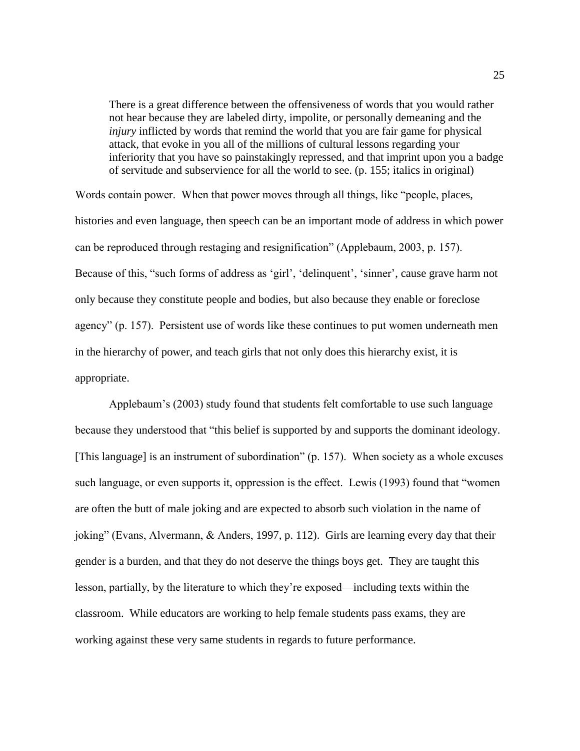> There is a great difference between the offensiveness of words that you would rather not hear because they are labeled dirty, impolite, or personally demeaning and the *injury* inflicted by words that remind the world that you are fair game for physical attack, that evoke in you all of the millions of cultural lessons regarding your inferiority that you have so painstakingly repressed, and that imprint upon you a badge of servitude and subservience for all the world to see. (p. 155; italics in original)

Words contain power. When that power moves through all things, like "people, places, histories and even language, then speech can be an important mode of address in which power can be reproduced through restaging and resignification" (Applebaum, 2003, p. 157). Because of this, "such forms of address as 'girl', 'delinquent', 'sinner', cause grave harm not only because they constitute people and bodies, but also because they enable or foreclose agency" (p. 157). Persistent use of words like these continues to put women underneath men in the hierarchy of power, and teach girls that not only does this hierarchy exist, it is appropriate.

Applebaum's (2003) study found that students felt comfortable to use such language because they understood that "this belief is supported by and supports the dominant ideology. [This language] is an instrument of subordination" (p. 157). When society as a whole excuses such language, or even supports it, oppression is the effect. Lewis (1993) found that "women are often the butt of male joking and are expected to absorb such violation in the name of joking" (Evans, Alvermann, & Anders, 1997, p. 112). Girls are learning every day that their gender is a burden, and that they do not deserve the things boys get. They are taught this lesson, partially, by the literature to which they're exposed—including texts within the classroom. While educators are working to help female students pass exams, they are working against these very same students in regards to future performance.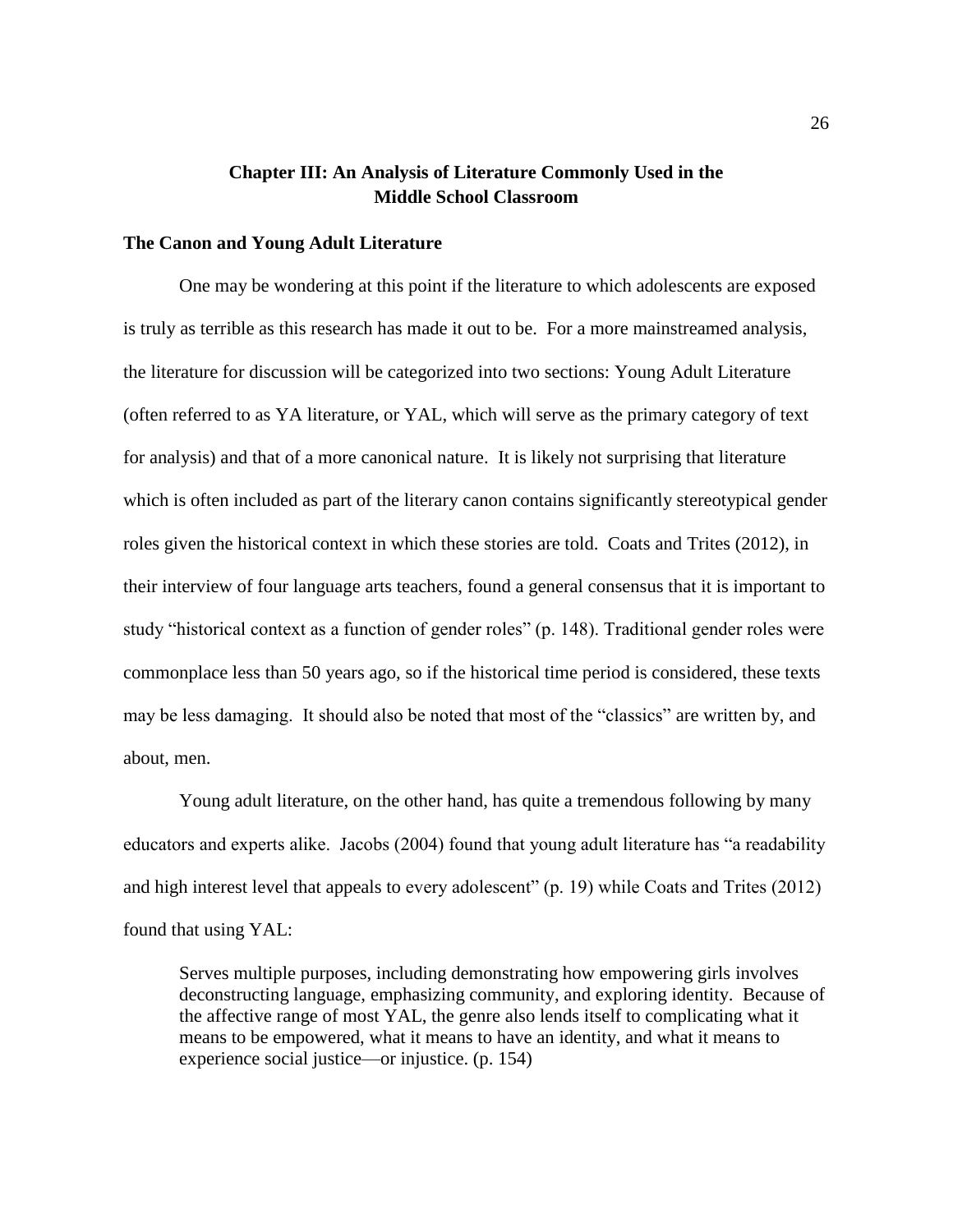## Chapter III: An Analysis of Literature Commonly Used in the Middle School Classroom

### The Canon and Young Adult Literature

One may be wondering at this point if the literature to which adolescents are exposed is truly as terrible as this research has made it out to be. For a more mainstreamed analysis, the literature for discussion will be categorized into two sections: Young Adult Literature (often referred to as YA literature, or YAL, which will serve as the primary category of text for analysis) and that of a more canonical nature. It is likely not surprising that literature which is often included as part of the literary canon contains significantly stereotypical gender roles given the historical context in which these stories are told. Coats and Trites (2012), in their interview of four language arts teachers, found a general consensus that it is important to study "historical context as a function of gender roles" (p. 148). Traditional gender roles were commonplace less than 50 years ago, so if the historical time period is considered, these texts may be less damaging. It should also be noted that most of the "classics" are written by, and about, men.

Young adult literature, on the other hand, has quite a tremendous following by many educators and experts alike. Jacobs (2004) found that young adult literature has "a readability and high interest level that appeals to every adolescent" (p. 19) while Coats and Trites (2012) found that using YAL:

> Serves multiple purposes, including demonstrating how empowering girls involves deconstructing language, emphasizing community, and exploring identity. Because of the affective range of most YAL, the genre also lends itself to complicating what it means to be empowered, what it means to have an identity, and what it means to experience social justice—or injustice. (p. 154)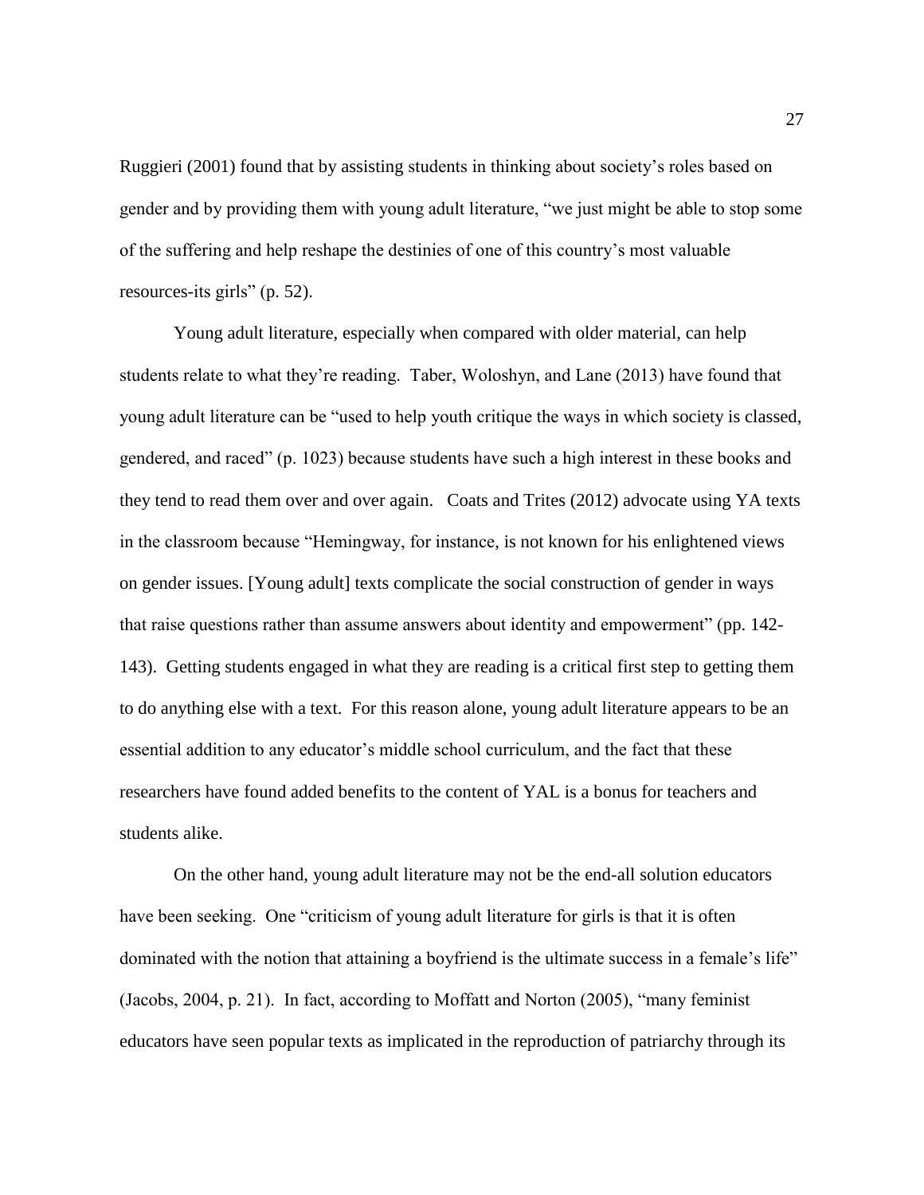Ruggieri (2001) found that by assisting students in thinking about society's roles based on gender and by providing them with young adult literature, "we just might be able to stop some of the suffering and help reshape the destinies of one of this country's most valuable resources-its girls" (p. 52).

Young adult literature, especially when compared with older material, can help students relate to what they're reading. Taber, Woloshyn, and Lane (2013) have found that young adult literature can be "used to help youth critique the ways in which society is classed, gendered, and raced" (p. 1023) because students have such a high interest in these books and they tend to read them over and over again. Coats and Trites (2012) advocate using YA texts in the classroom because "Hemingway, for instance, is not known for his enlightened views on gender issues. [Young adult] texts complicate the social construction of gender in ways that raise questions rather than assume answers about identity and empowerment" (pp. 142-143). Getting students engaged in what they are reading is a critical first step to getting them to do anything else with a text. For this reason alone, young adult literature appears to be an essential addition to any educator's middle school curriculum, and the fact that these researchers have found added benefits to the content of YAL is a bonus for teachers and students alike.

On the other hand, young adult literature may not be the end-all solution educators have been seeking. One "criticism of young adult literature for girls is that it is often dominated with the notion that attaining a boyfriend is the ultimate success in a female's life" (Jacobs, 2004, p. 21). In fact, according to Moffatt and Norton (2005), "many feminist educators have seen popular texts as implicated in the reproduction of patriarchy through its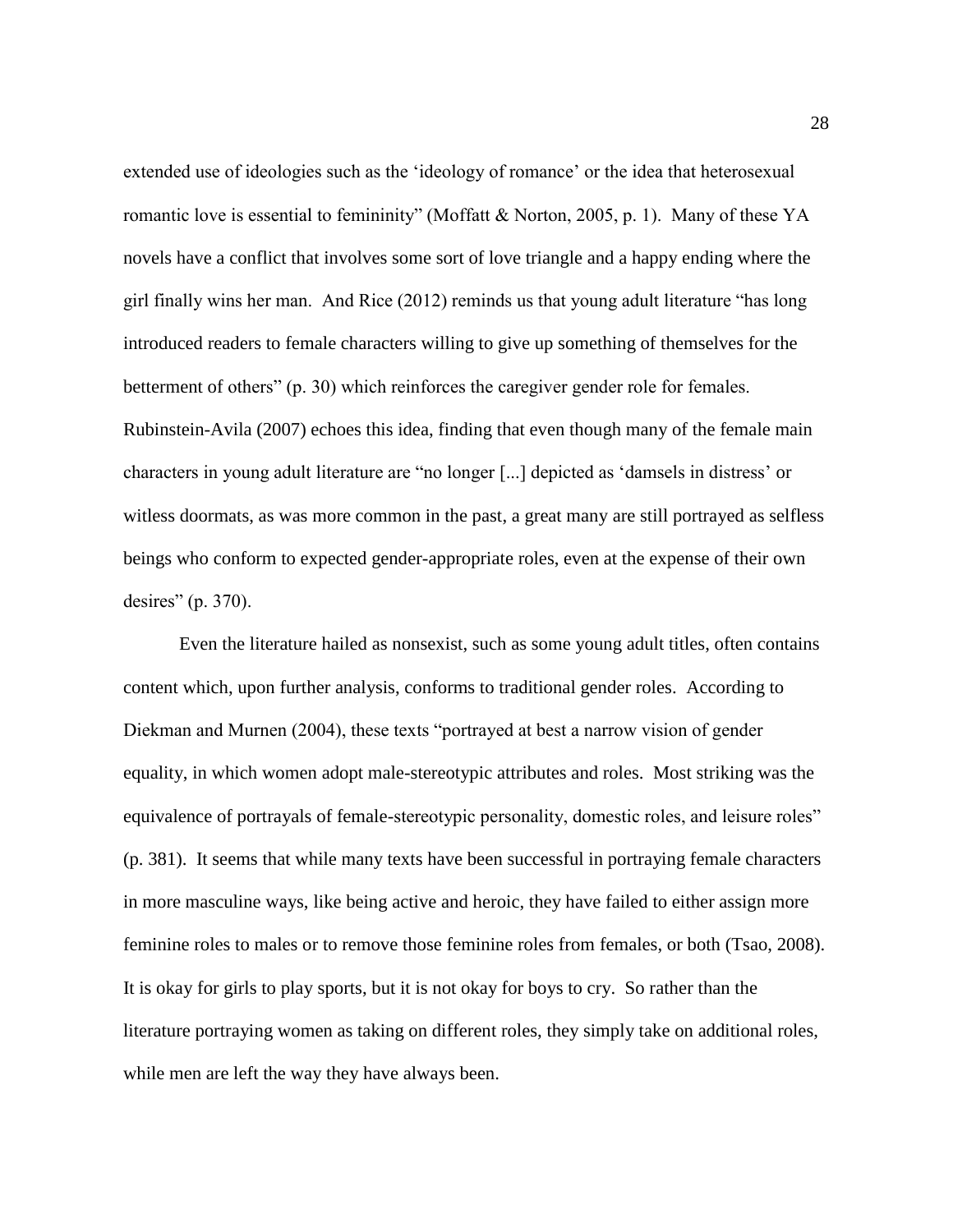extended use of ideologies such as the 'ideology of romance' or the idea that heterosexual romantic love is essential to femininity" (Moffatt & Norton, 2005, p. 1). Many of these YA novels have a conflict that involves some sort of love triangle and a happy ending where the girl finally wins her man. And Rice (2012) reminds us that young adult literature "has long introduced readers to female characters willing to give up something of themselves for the betterment of others" (p. 30) which reinforces the caregiver gender role for females. Rubinstein-Avila (2007) echoes this idea, finding that even though many of the female main characters in young adult literature are "no longer [...] depicted as 'damsels in distress' or witless doormats, as was more common in the past, a great many are still portrayed as selfless beings who conform to expected gender-appropriate roles, even at the expense of their own desires" (p. 370).

Even the literature hailed as nonsexist, such as some young adult titles, often contains content which, upon further analysis, conforms to traditional gender roles. According to Diekman and Murnen (2004), these texts "portrayed at best a narrow vision of gender equality, in which women adopt male-stereotypic attributes and roles. Most striking was the equivalence of portrayals of female-stereotypic personality, domestic roles, and leisure roles" (p. 381). It seems that while many texts have been successful in portraying female characters in more masculine ways, like being active and heroic, they have failed to either assign more feminine roles to males or to remove those feminine roles from females, or both (Tsao, 2008). It is okay for girls to play sports, but it is not okay for boys to cry. So rather than the literature portraying women as taking on different roles, they simply take on additional roles, while men are left the way they have always been.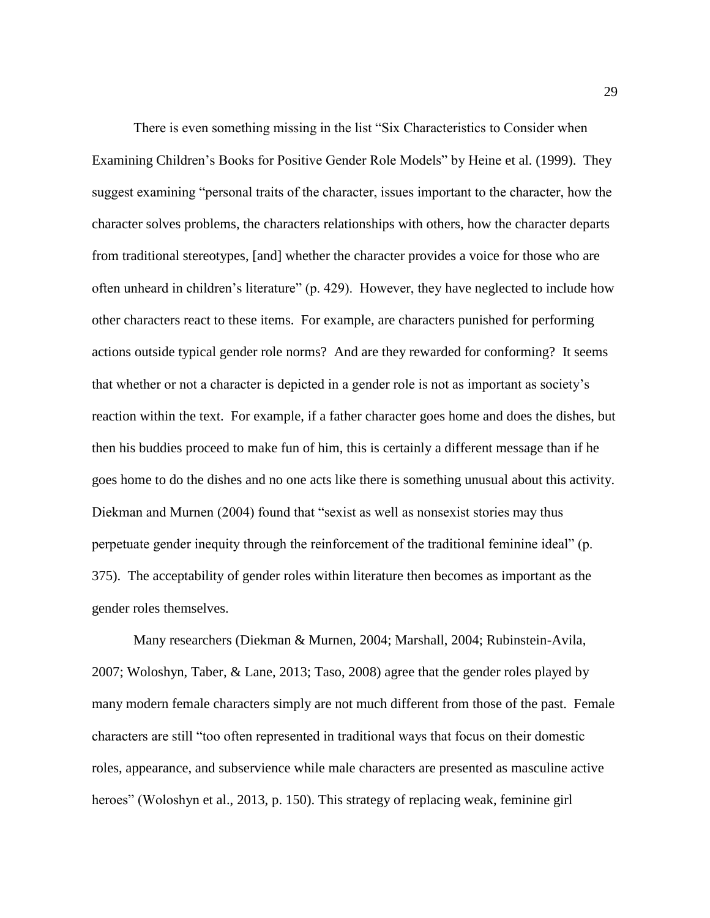There is even something missing in the list "Six Characteristics to Consider when Examining Children's Books for Positive Gender Role Models" by Heine et al. (1999). They suggest examining "personal traits of the character, issues important to the character, how the character solves problems, the characters relationships with others, how the character departs from traditional stereotypes, [and] whether the character provides a voice for those who are often unheard in children's literature" (p. 429). However, they have neglected to include how other characters react to these items. For example, are characters punished for performing actions outside typical gender role norms? And are they rewarded for conforming? It seems that whether or not a character is depicted in a gender role is not as important as society's reaction within the text. For example, if a father character goes home and does the dishes, but then his buddies proceed to make fun of him, this is certainly a different message than if he goes home to do the dishes and no one acts like there is something unusual about this activity. Diekman and Murnen (2004) found that "sexist as well as nonsexist stories may thus perpetuate gender inequity through the reinforcement of the traditional feminine ideal" (p. 375). The acceptability of gender roles within literature then becomes as important as the gender roles themselves.

Many researchers (Diekman & Murnen, 2004; Marshall, 2004; Rubinstein-Avila, 2007; Woloshyn, Taber, & Lane, 2013; Taso, 2008) agree that the gender roles played by many modern female characters simply are not much different from those of the past. Female characters are still "too often represented in traditional ways that focus on their domestic roles, appearance, and subservience while male characters are presented as masculine active heroes" (Woloshyn et al., 2013, p. 150). This strategy of replacing weak, feminine girl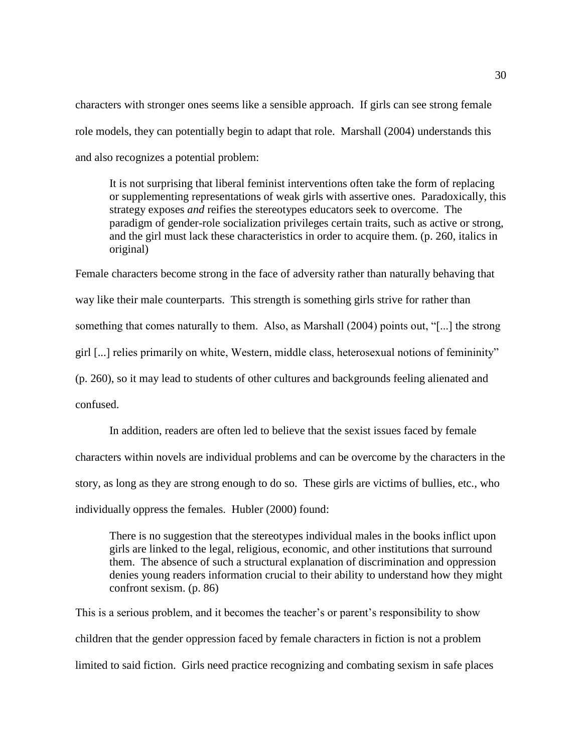characters with stronger ones seems like a sensible approach. If girls can see strong female role models, they can potentially begin to adapt that role. Marshall (2004) understands this and also recognizes a potential problem:

> It is not surprising that liberal feminist interventions often take the form of replacing or supplementing representations of weak girls with assertive ones. Paradoxically, this strategy exposes *and* reifies the stereotypes educators seek to overcome. The paradigm of gender-role socialization privileges certain traits, such as active or strong, and the girl must lack these characteristics in order to acquire them. (p. 260, italics in original)

Female characters become strong in the face of adversity rather than naturally behaving that way like their male counterparts. This strength is something girls strive for rather than something that comes naturally to them. Also, as Marshall (2004) points out, "[...] the strong girl [...] relies primarily on white, Western, middle class, heterosexual notions of femininity" (p. 260), so it may lead to students of other cultures and backgrounds feeling alienated and confused.

In addition, readers are often led to believe that the sexist issues faced by female characters within novels are individual problems and can be overcome by the characters in the story, as long as they are strong enough to do so. These girls are victims of bullies, etc., who individually oppress the females. Hubler (2000) found:

> There is no suggestion that the stereotypes individual males in the books inflict upon girls are linked to the legal, religious, economic, and other institutions that surround them. The absence of such a structural explanation of discrimination and oppression denies young readers information crucial to their ability to understand how they might confront sexism. (p. 86)

This is a serious problem, and it becomes the teacher's or parent's responsibility to show children that the gender oppression faced by female characters in fiction is not a problem limited to said fiction. Girls need practice recognizing and combating sexism in safe places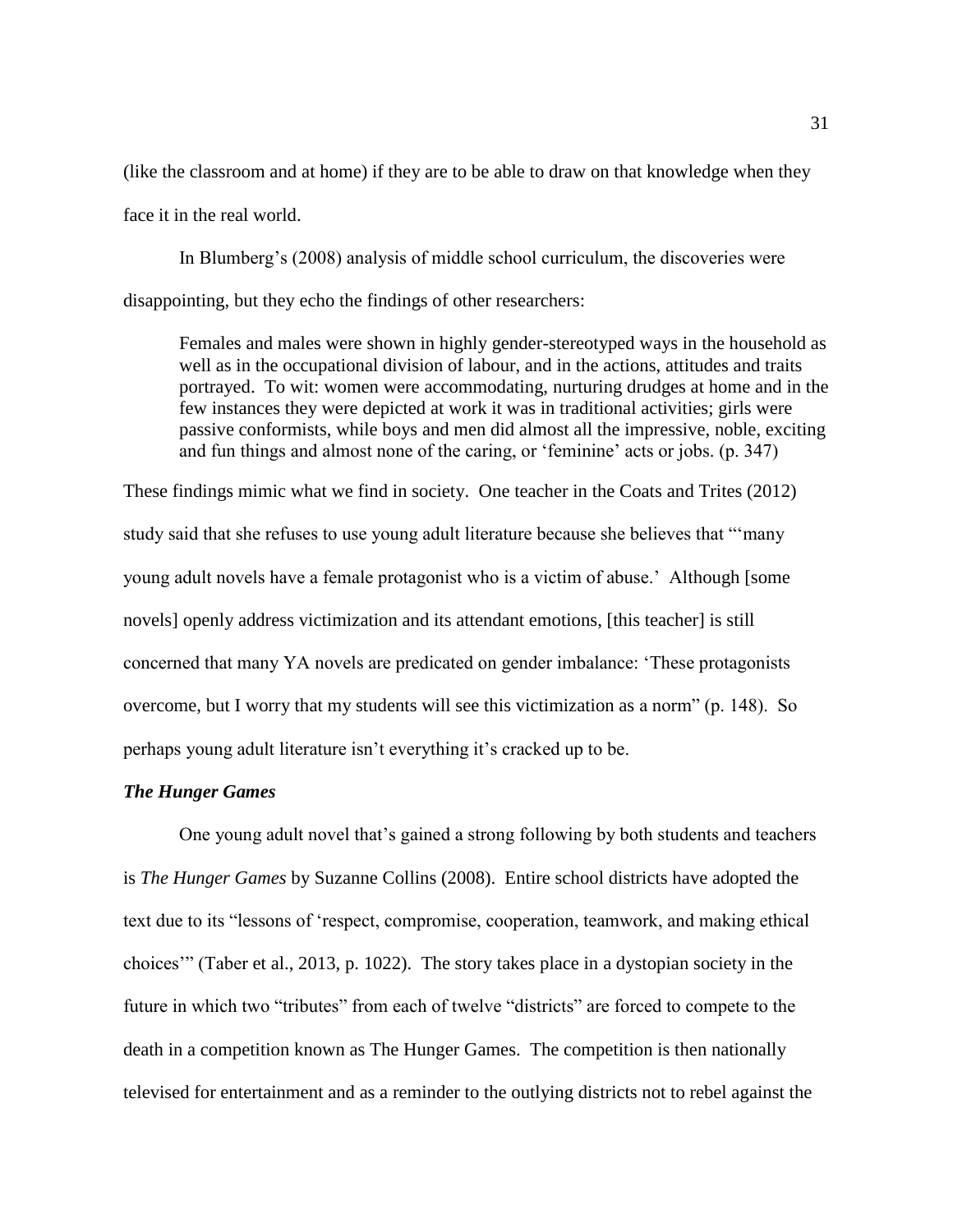(like the classroom and at home) if they are to be able to draw on that knowledge when they face it in the real world.

In Blumberg's (2008) analysis of middle school curriculum, the discoveries were disappointing, but they echo the findings of other researchers:

> Females and males were shown in highly gender-stereotyped ways in the household as well as in the occupational division of labour, and in the actions, attitudes and traits portrayed. To wit: women were accommodating, nurturing drudges at home and in the few instances they were depicted at work it was in traditional activities; girls were passive conformists, while boys and men did almost all the impressive, noble, exciting and fun things and almost none of the caring, or 'feminine' acts or jobs. (p. 347)

These findings mimic what we find in society. One teacher in the Coats and Trites (2012) study said that she refuses to use young adult literature because she believes that "'many young adult novels have a female protagonist who is a victim of abuse.' Although [some novels] openly address victimization and its attendant emotions, [this teacher] is still concerned that many YA novels are predicated on gender imbalance: 'These protagonists overcome, but I worry that my students will see this victimization as a norm" (p. 148). So perhaps young adult literature isn't everything it's cracked up to be.

### *The Hunger Games*

One young adult novel that's gained a strong following by both students and teachers is *The Hunger Games* by Suzanne Collins (2008). Entire school districts have adopted the text due to its "lessons of 'respect, compromise, cooperation, teamwork, and making ethical choices'" (Taber et al., 2013, p. 1022). The story takes place in a dystopian society in the future in which two "tributes" from each of twelve "districts" are forced to compete to the death in a competition known as The Hunger Games. The competition is then nationally televised for entertainment and as a reminder to the outlying districts not to rebel against the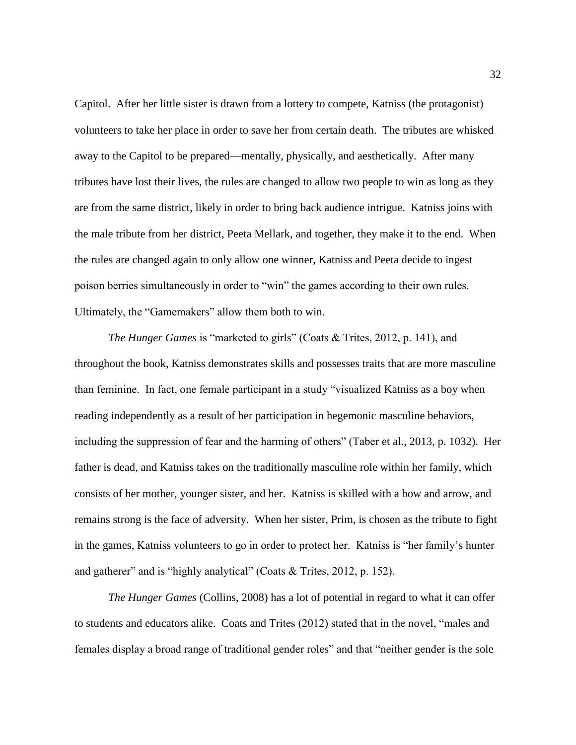Capitol. After her little sister is drawn from a lottery to compete, Katniss (the protagonist) volunteers to take her place in order to save her from certain death. The tributes are whisked away to the Capitol to be prepared—mentally, physically, and aesthetically. After many tributes have lost their lives, the rules are changed to allow two people to win as long as they are from the same district, likely in order to bring back audience intrigue. Katniss joins with the male tribute from her district, Peeta Mellark, and together, they make it to the end. When the rules are changed again to only allow one winner, Katniss and Peeta decide to ingest poison berries simultaneously in order to "win" the games according to their own rules. Ultimately, the "Gamemakers" allow them both to win.

*The Hunger Games* is "marketed to girls" (Coats & Trites, 2012, p. 141), and throughout the book, Katniss demonstrates skills and possesses traits that are more masculine than feminine. In fact, one female participant in a study "visualized Katniss as a boy when reading independently as a result of her participation in hegemonic masculine behaviors, including the suppression of fear and the harming of others" (Taber et al., 2013, p. 1032). Her father is dead, and Katniss takes on the traditionally masculine role within her family, which consists of her mother, younger sister, and her. Katniss is skilled with a bow and arrow, and remains strong is the face of adversity. When her sister, Prim, is chosen as the tribute to fight in the games, Katniss volunteers to go in order to protect her. Katniss is "her family's hunter and gatherer" and is "highly analytical" (Coats & Trites, 2012, p. 152).

*The Hunger Games* (Collins, 2008) has a lot of potential in regard to what it can offer to students and educators alike. Coats and Trites (2012) stated that in the novel, "males and females display a broad range of traditional gender roles" and that "neither gender is the sole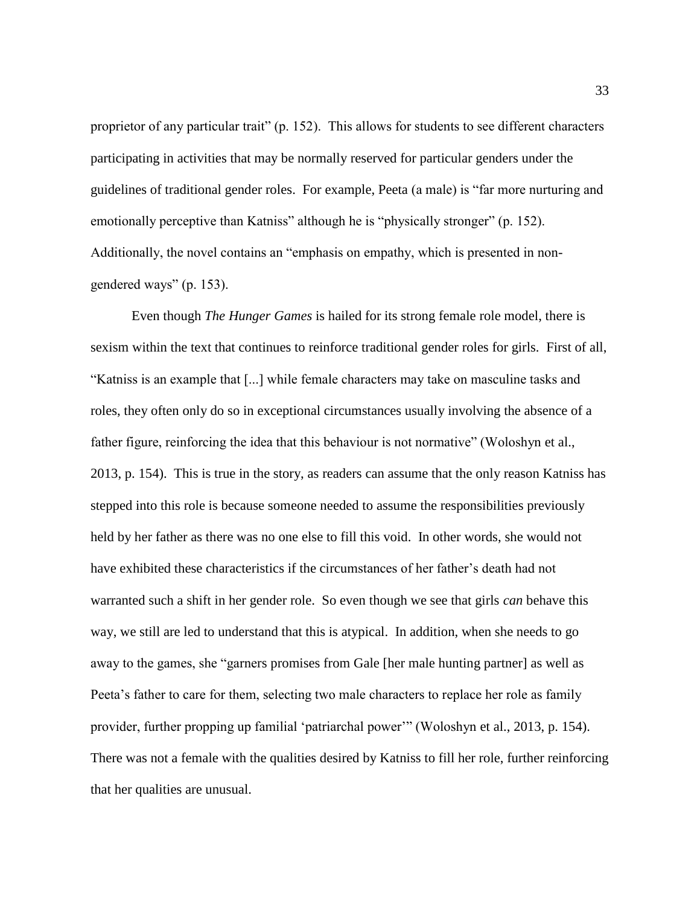proprietor of any particular trait" (p. 152). This allows for students to see different characters participating in activities that may be normally reserved for particular genders under the guidelines of traditional gender roles. For example, Peeta (a male) is "far more nurturing and emotionally perceptive than Katniss" although he is "physically stronger" (p. 152). Additionally, the novel contains an "emphasis on empathy, which is presented in non-gendered ways" (p. 153).

Even though *The Hunger Games* is hailed for its strong female role model, there is sexism within the text that continues to reinforce traditional gender roles for girls. First of all, "Katniss is an example that [...] while female characters may take on masculine tasks and roles, they often only do so in exceptional circumstances usually involving the absence of a father figure, reinforcing the idea that this behaviour is not normative" (Woloshyn et al., 2013, p. 154). This is true in the story, as readers can assume that the only reason Katniss has stepped into this role is because someone needed to assume the responsibilities previously held by her father as there was no one else to fill this void. In other words, she would not have exhibited these characteristics if the circumstances of her father's death had not warranted such a shift in her gender role. So even though we see that girls *can* behave this way, we still are led to understand that this is atypical. In addition, when she needs to go away to the games, she "garners promises from Gale [her male hunting partner] as well as Peeta's father to care for them, selecting two male characters to replace her role as family provider, further propping up familial 'patriarchal power'" (Woloshyn et al., 2013, p. 154). There was not a female with the qualities desired by Katniss to fill her role, further reinforcing that her qualities are unusual.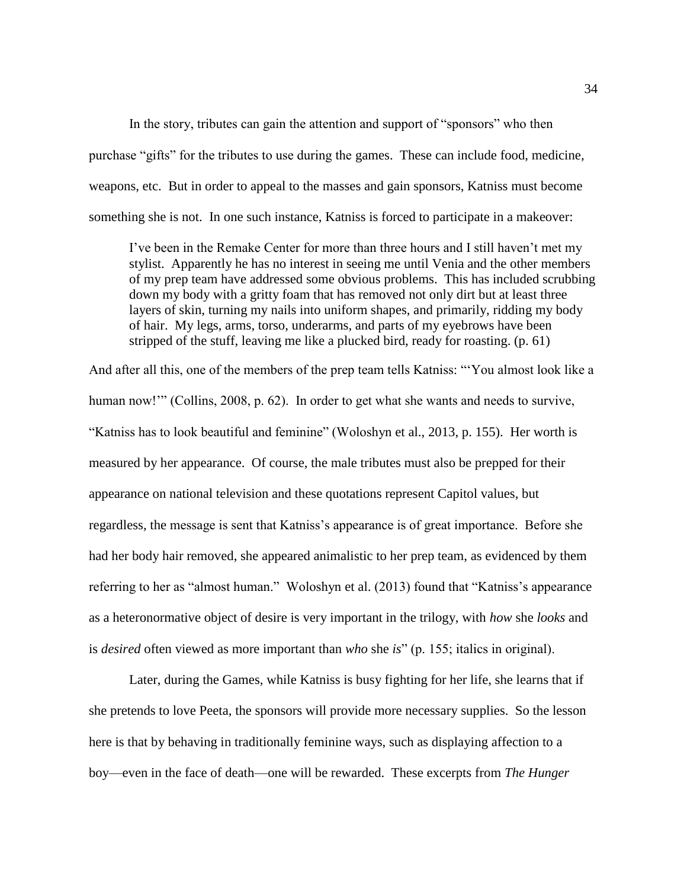In the story, tributes can gain the attention and support of "sponsors" who then purchase "gifts" for the tributes to use during the games. These can include food, medicine, weapons, etc. But in order to appeal to the masses and gain sponsors, Katniss must become something she is not. In one such instance, Katniss is forced to participate in a makeover:

> I've been in the Remake Center for more than three hours and I still haven't met my stylist. Apparently he has no interest in seeing me until Venia and the other members of my prep team have addressed some obvious problems. This has included scrubbing down my body with a gritty foam that has removed not only dirt but at least three layers of skin, turning my nails into uniform shapes, and primarily, ridding my body of hair. My legs, arms, torso, underarms, and parts of my eyebrows have been stripped of the stuff, leaving me like a plucked bird, ready for roasting. (p. 61)

And after all this, one of the members of the prep team tells Katniss: "'You almost look like a human now!'" (Collins, 2008, p. 62). In order to get what she wants and needs to survive, "Katniss has to look beautiful and feminine" (Woloshyn et al., 2013, p. 155). Her worth is measured by her appearance. Of course, the male tributes must also be prepped for their appearance on national television and these quotations represent Capitol values, but regardless, the message is sent that Katniss's appearance is of great importance. Before she had her body hair removed, she appeared animalistic to her prep team, as evidenced by them referring to her as "almost human." Woloshyn et al. (2013) found that "Katniss's appearance as a heteronormative object of desire is very important in the trilogy, with *how* she *looks* and is *desired* often viewed as more important than *who* she *is*" (p. 155; italics in original).

Later, during the Games, while Katniss is busy fighting for her life, she learns that if she pretends to love Peeta, the sponsors will provide more necessary supplies. So the lesson here is that by behaving in traditionally feminine ways, such as displaying affection to a boy—even in the face of death—one will be rewarded. These excerpts from *The Hunger*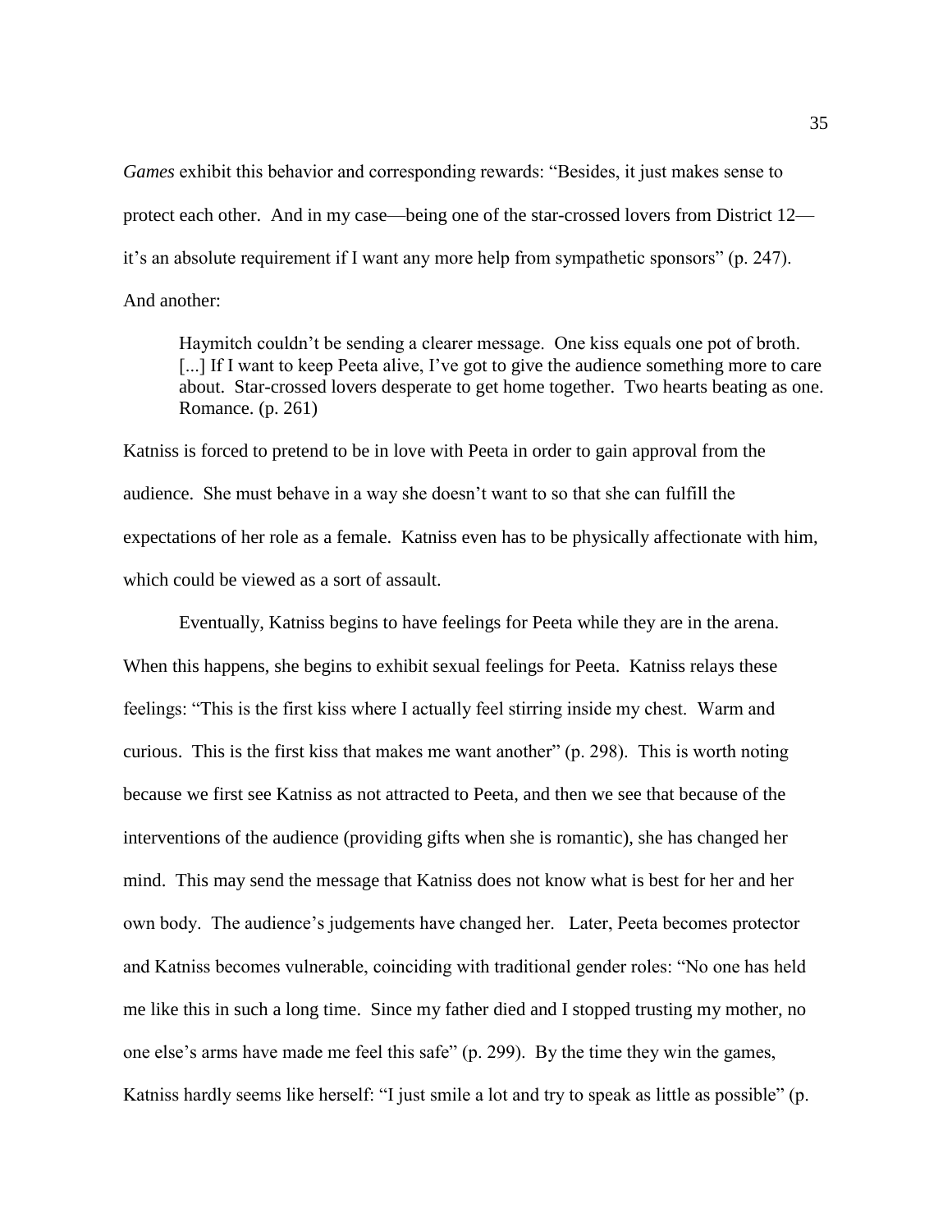*Games* exhibit this behavior and corresponding rewards: "Besides, it just makes sense to protect each other. And in my case—being one of the star-crossed lovers from District 12—it's an absolute requirement if I want any more help from sympathetic sponsors" (p. 247). And another:

> Haymitch couldn't be sending a clearer message. One kiss equals one pot of broth. [...] If I want to keep Peeta alive, I've got to give the audience something more to care about. Star-crossed lovers desperate to get home together. Two hearts beating as one. Romance. (p. 261)

Katniss is forced to pretend to be in love with Peeta in order to gain approval from the audience. She must behave in a way she doesn't want to so that she can fulfill the expectations of her role as a female. Katniss even has to be physically affectionate with him, which could be viewed as a sort of assault.

Eventually, Katniss begins to have feelings for Peeta while they are in the arena. When this happens, she begins to exhibit sexual feelings for Peeta. Katniss relays these feelings: "This is the first kiss where I actually feel stirring inside my chest. Warm and curious. This is the first kiss that makes me want another" (p. 298). This is worth noting because we first see Katniss as not attracted to Peeta, and then we see that because of the interventions of the audience (providing gifts when she is romantic), she has changed her mind. This may send the message that Katniss does not know what is best for her and her own body. The audience's judgements have changed her. Later, Peeta becomes protector and Katniss becomes vulnerable, coinciding with traditional gender roles: "No one has held me like this in such a long time. Since my father died and I stopped trusting my mother, no one else's arms have made me feel this safe" (p. 299). By the time they win the games, Katniss hardly seems like herself: "I just smile a lot and try to speak as little as possible" (p.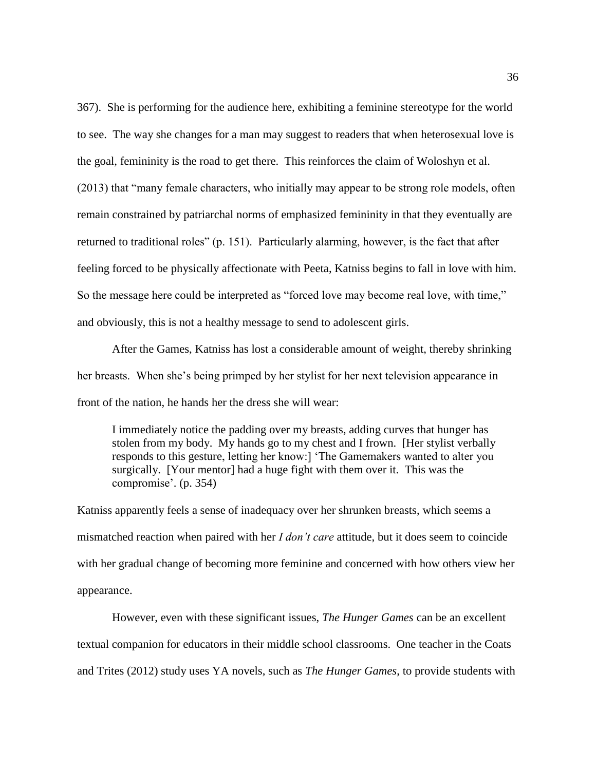367). She is performing for the audience here, exhibiting a feminine stereotype for the world to see. The way she changes for a man may suggest to readers that when heterosexual love is the goal, femininity is the road to get there. This reinforces the claim of Woloshyn et al. (2013) that "many female characters, who initially may appear to be strong role models, often remain constrained by patriarchal norms of emphasized femininity in that they eventually are returned to traditional roles" (p. 151). Particularly alarming, however, is the fact that after feeling forced to be physically affectionate with Peeta, Katniss begins to fall in love with him. So the message here could be interpreted as "forced love may become real love, with time," and obviously, this is not a healthy message to send to adolescent girls.

After the Games, Katniss has lost a considerable amount of weight, thereby shrinking her breasts. When she's being primped by her stylist for her next television appearance in front of the nation, he hands her the dress she will wear:

> I immediately notice the padding over my breasts, adding curves that hunger has stolen from my body. My hands go to my chest and I frown. [Her stylist verbally responds to this gesture, letting her know:] 'The Gamemakers wanted to alter you surgically. [Your mentor] had a huge fight with them over it. This was the compromise'. (p. 354)

Katniss apparently feels a sense of inadequacy over her shrunken breasts, which seems a mismatched reaction when paired with her *I don't care* attitude, but it does seem to coincide with her gradual change of becoming more feminine and concerned with how others view her appearance.

However, even with these significant issues, *The Hunger Games* can be an excellent textual companion for educators in their middle school classrooms. One teacher in the Coats and Trites (2012) study uses YA novels, such as *The Hunger Games*, to provide students with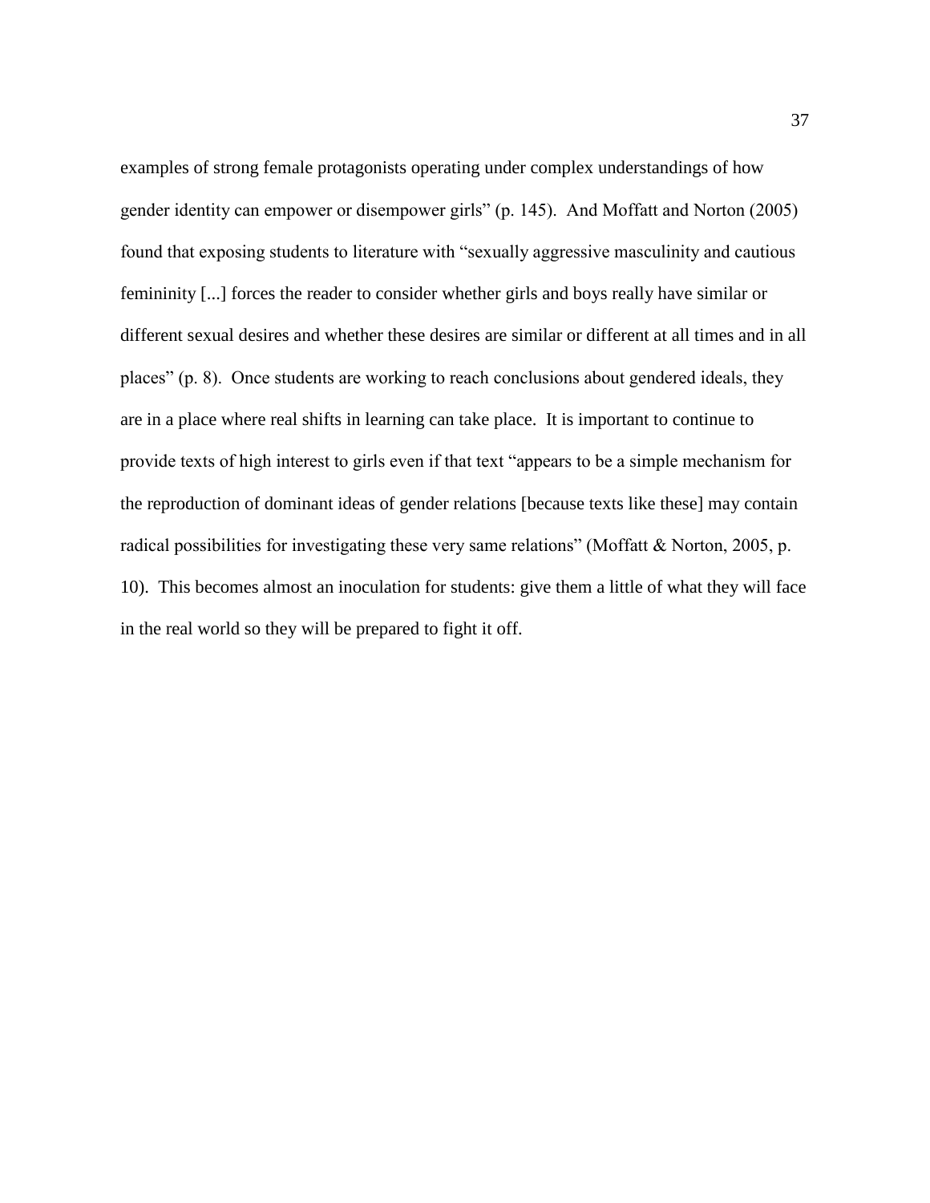examples of strong female protagonists operating under complex understandings of how gender identity can empower or disempower girls" (p. 145). And Moffatt and Norton (2005) found that exposing students to literature with "sexually aggressive masculinity and cautious femininity [...] forces the reader to consider whether girls and boys really have similar or different sexual desires and whether these desires are similar or different at all times and in all places" (p. 8). Once students are working to reach conclusions about gendered ideals, they are in a place where real shifts in learning can take place. It is important to continue to provide texts of high interest to girls even if that text "appears to be a simple mechanism for the reproduction of dominant ideas of gender relations [because texts like these] may contain radical possibilities for investigating these very same relations" (Moffatt & Norton, 2005, p. 10). This becomes almost an inoculation for students: give them a little of what they will face in the real world so they will be prepared to fight it off.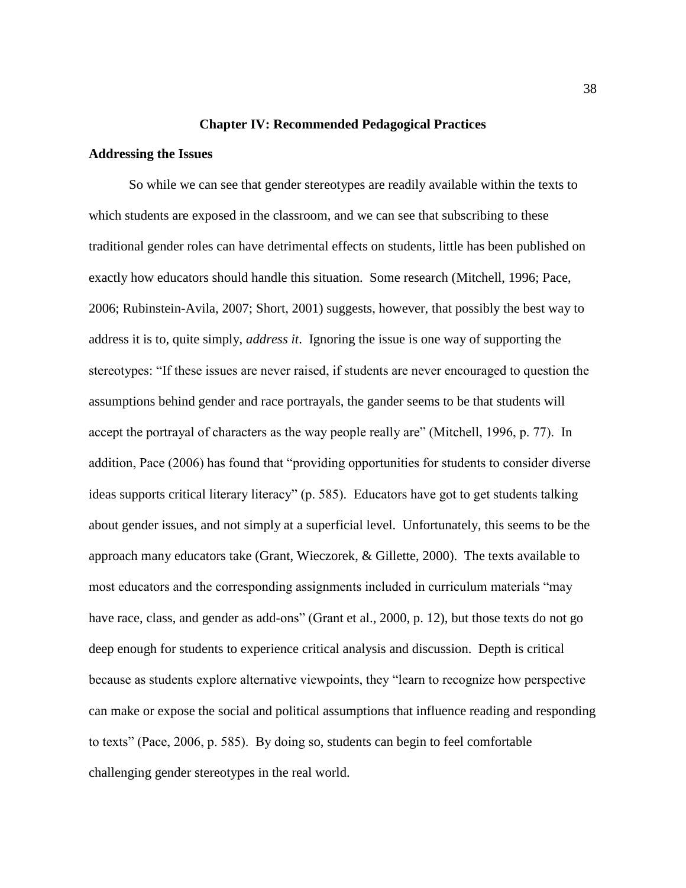# Chapter IV: Recommended Pedagogical Practices

## Addressing the Issues

So while we can see that gender stereotypes are readily available within the texts to which students are exposed in the classroom, and we can see that subscribing to these traditional gender roles can have detrimental effects on students, little has been published on exactly how educators should handle this situation. Some research (Mitchell, 1996; Pace, 2006; Rubinstein-Avila, 2007; Short, 2001) suggests, however, that possibly the best way to address it is to, quite simply, *address it*. Ignoring the issue is one way of supporting the stereotypes: "If these issues are never raised, if students are never encouraged to question the assumptions behind gender and race portrayals, the gander seems to be that students will accept the portrayal of characters as the way people really are" (Mitchell, 1996, p. 77). In addition, Pace (2006) has found that "providing opportunities for students to consider diverse ideas supports critical literary literacy" (p. 585). Educators have got to get students talking about gender issues, and not simply at a superficial level. Unfortunately, this seems to be the approach many educators take (Grant, Wieczorek, & Gillette, 2000). The texts available to most educators and the corresponding assignments included in curriculum materials "may have race, class, and gender as add-ons" (Grant et al., 2000, p. 12), but those texts do not go deep enough for students to experience critical analysis and discussion. Depth is critical because as students explore alternative viewpoints, they "learn to recognize how perspective can make or expose the social and political assumptions that influence reading and responding to texts" (Pace, 2006, p. 585). By doing so, students can begin to feel comfortable challenging gender stereotypes in the real world.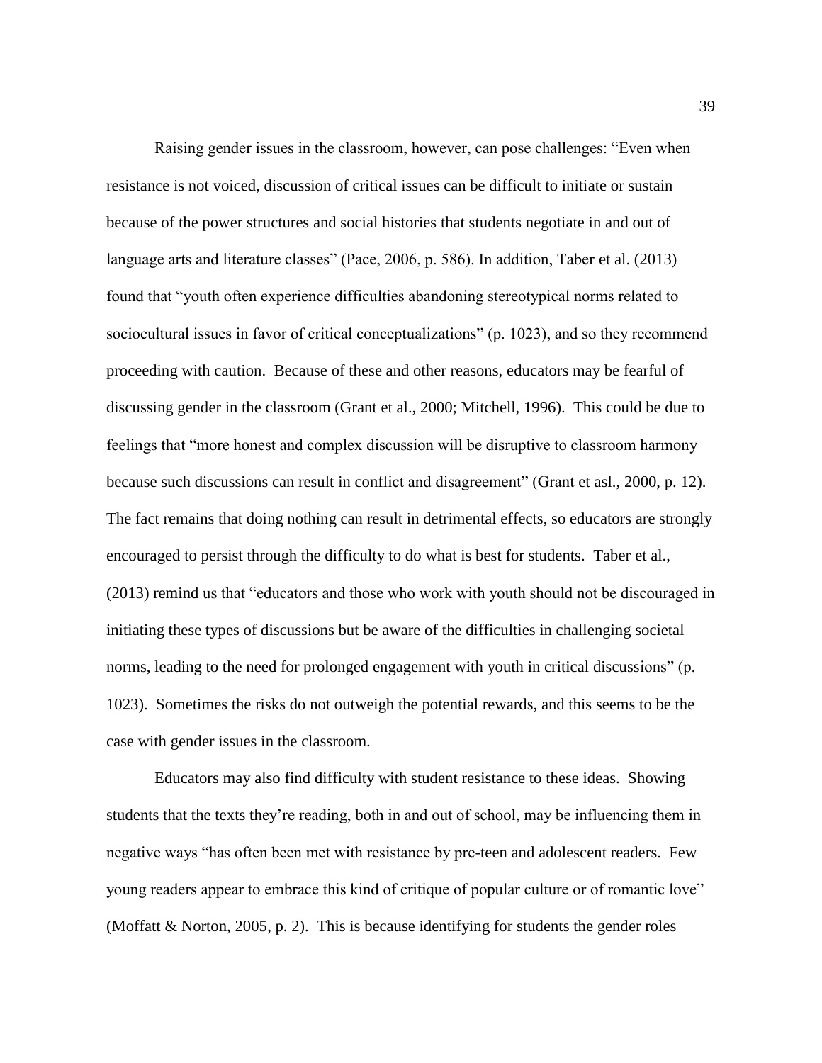Raising gender issues in the classroom, however, can pose challenges: "Even when resistance is not voiced, discussion of critical issues can be difficult to initiate or sustain because of the power structures and social histories that students negotiate in and out of language arts and literature classes" (Pace, 2006, p. 586). In addition, Taber et al. (2013) found that "youth often experience difficulties abandoning stereotypical norms related to sociocultural issues in favor of critical conceptualizations" (p. 1023), and so they recommend proceeding with caution. Because of these and other reasons, educators may be fearful of discussing gender in the classroom (Grant et al., 2000; Mitchell, 1996). This could be due to feelings that "more honest and complex discussion will be disruptive to classroom harmony because such discussions can result in conflict and disagreement" (Grant et asl., 2000, p. 12). The fact remains that doing nothing can result in detrimental effects, so educators are strongly encouraged to persist through the difficulty to do what is best for students. Taber et al., (2013) remind us that "educators and those who work with youth should not be discouraged in initiating these types of discussions but be aware of the difficulties in challenging societal norms, leading to the need for prolonged engagement with youth in critical discussions" (p. 1023). Sometimes the risks do not outweigh the potential rewards, and this seems to be the case with gender issues in the classroom.

Educators may also find difficulty with student resistance to these ideas. Showing students that the texts they're reading, both in and out of school, may be influencing them in negative ways "has often been met with resistance by pre-teen and adolescent readers. Few young readers appear to embrace this kind of critique of popular culture or of romantic love" (Moffatt & Norton, 2005, p. 2). This is because identifying for students the gender roles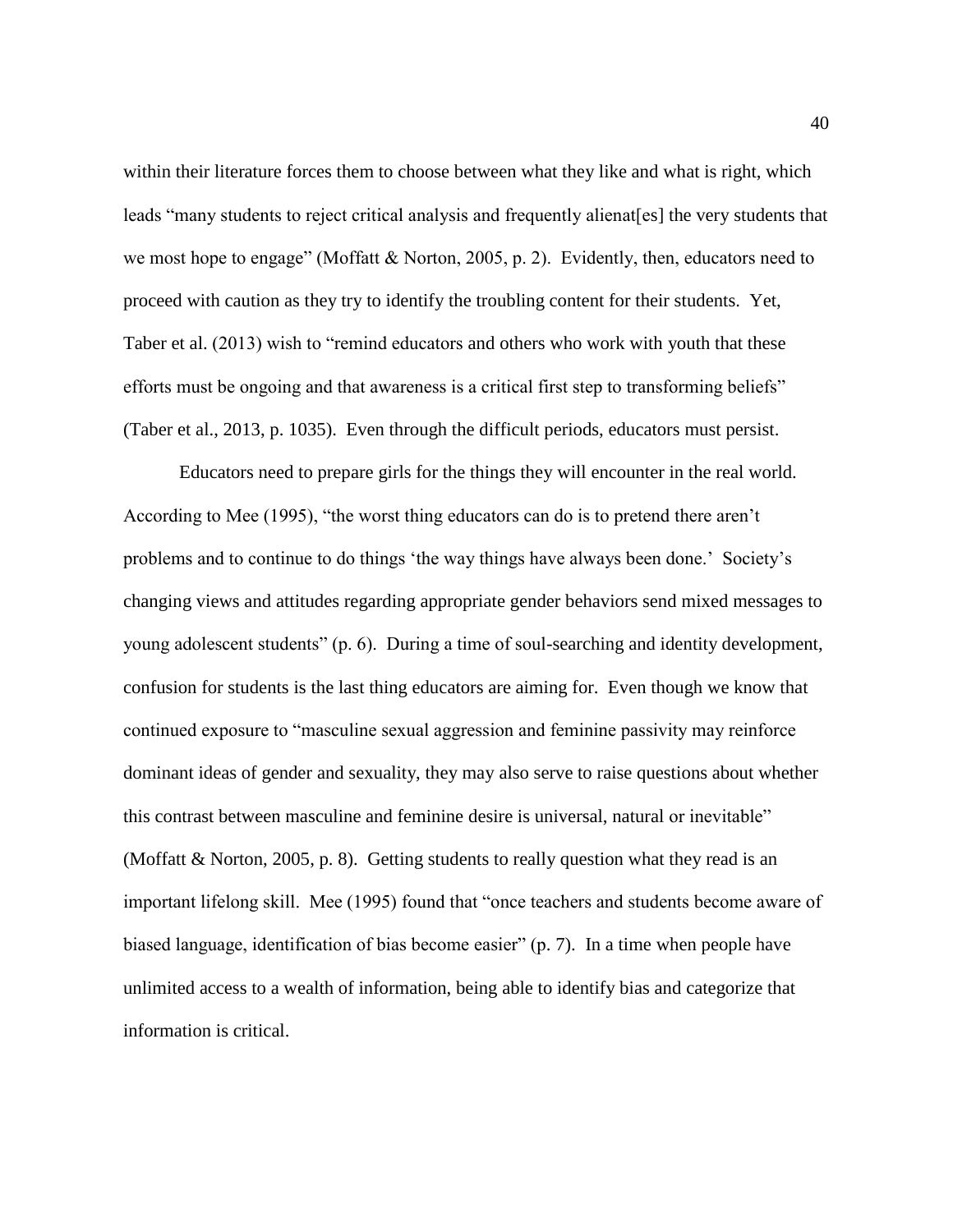within their literature forces them to choose between what they like and what is right, which leads "many students to reject critical analysis and frequently alienat[es] the very students that we most hope to engage" (Moffatt & Norton, 2005, p. 2). Evidently, then, educators need to proceed with caution as they try to identify the troubling content for their students. Yet, Taber et al. (2013) wish to "remind educators and others who work with youth that these efforts must be ongoing and that awareness is a critical first step to transforming beliefs" (Taber et al., 2013, p. 1035). Even through the difficult periods, educators must persist.

Educators need to prepare girls for the things they will encounter in the real world. According to Mee (1995), "the worst thing educators can do is to pretend there aren't problems and to continue to do things 'the way things have always been done.' Society's changing views and attitudes regarding appropriate gender behaviors send mixed messages to young adolescent students" (p. 6). During a time of soul-searching and identity development, confusion for students is the last thing educators are aiming for. Even though we know that continued exposure to "masculine sexual aggression and feminine passivity may reinforce dominant ideas of gender and sexuality, they may also serve to raise questions about whether this contrast between masculine and feminine desire is universal, natural or inevitable" (Moffatt & Norton, 2005, p. 8). Getting students to really question what they read is an important lifelong skill. Mee (1995) found that "once teachers and students become aware of biased language, identification of bias become easier" (p. 7). In a time when people have unlimited access to a wealth of information, being able to identify bias and categorize that information is critical.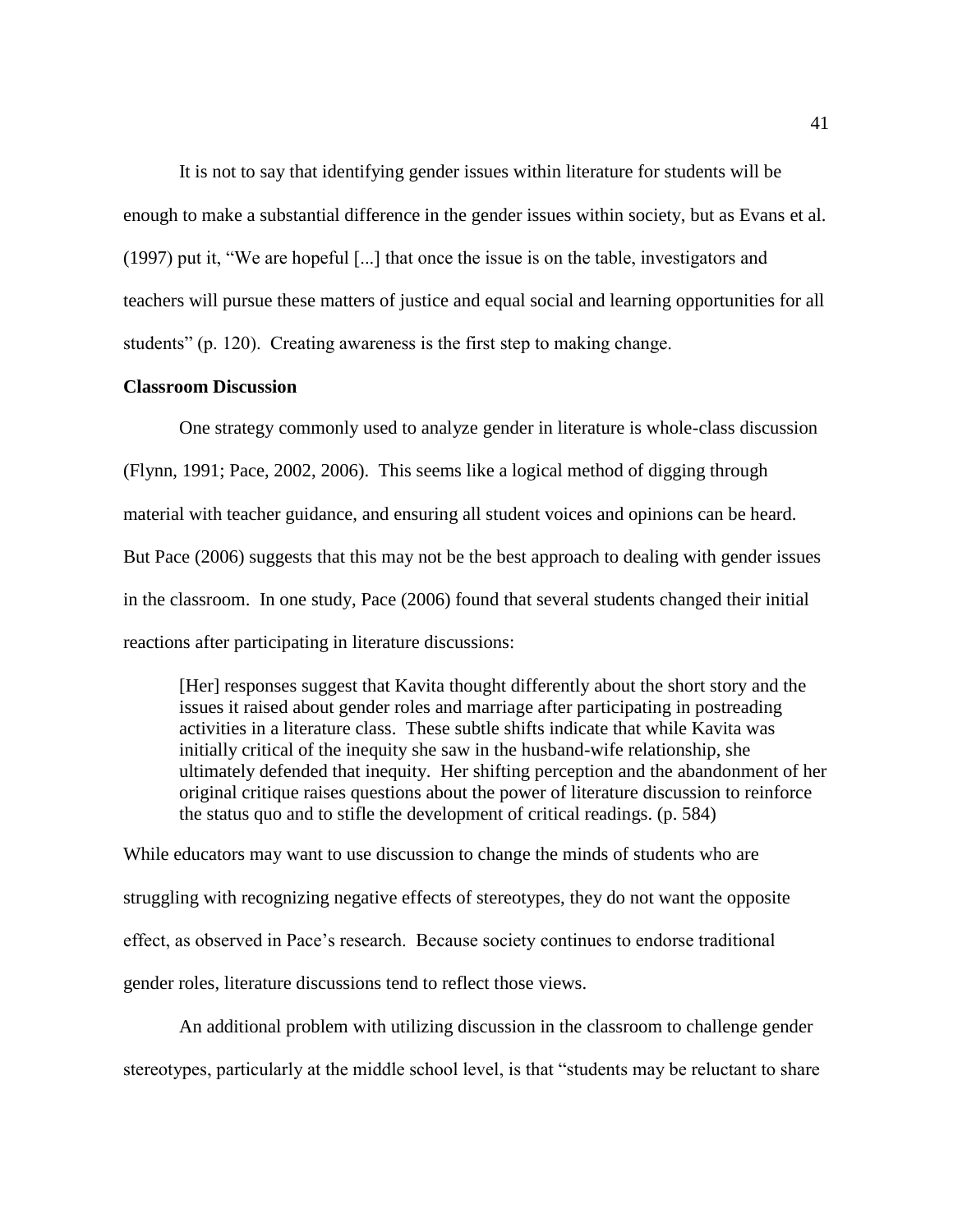It is not to say that identifying gender issues within literature for students will be enough to make a substantial difference in the gender issues within society, but as Evans et al. (1997) put it, "We are hopeful [...] that once the issue is on the table, investigators and teachers will pursue these matters of justice and equal social and learning opportunities for all students" (p. 120). Creating awareness is the first step to making change.

**Classroom Discussion**

One strategy commonly used to analyze gender in literature is whole-class discussion (Flynn, 1991; Pace, 2002, 2006). This seems like a logical method of digging through material with teacher guidance, and ensuring all student voices and opinions can be heard. But Pace (2006) suggests that this may not be the best approach to dealing with gender issues in the classroom. In one study, Pace (2006) found that several students changed their initial reactions after participating in literature discussions:

> [Her] responses suggest that Kavita thought differently about the short story and the issues it raised about gender roles and marriage after participating in postreading activities in a literature class. These subtle shifts indicate that while Kavita was initially critical of the inequity she saw in the husband-wife relationship, she ultimately defended that inequity. Her shifting perception and the abandonment of her original critique raises questions about the power of literature discussion to reinforce the status quo and to stifle the development of critical readings. (p. 584)

While educators may want to use discussion to change the minds of students who are struggling with recognizing negative effects of stereotypes, they do not want the opposite effect, as observed in Pace's research. Because society continues to endorse traditional gender roles, literature discussions tend to reflect those views.

An additional problem with utilizing discussion in the classroom to challenge gender stereotypes, particularly at the middle school level, is that "students may be reluctant to share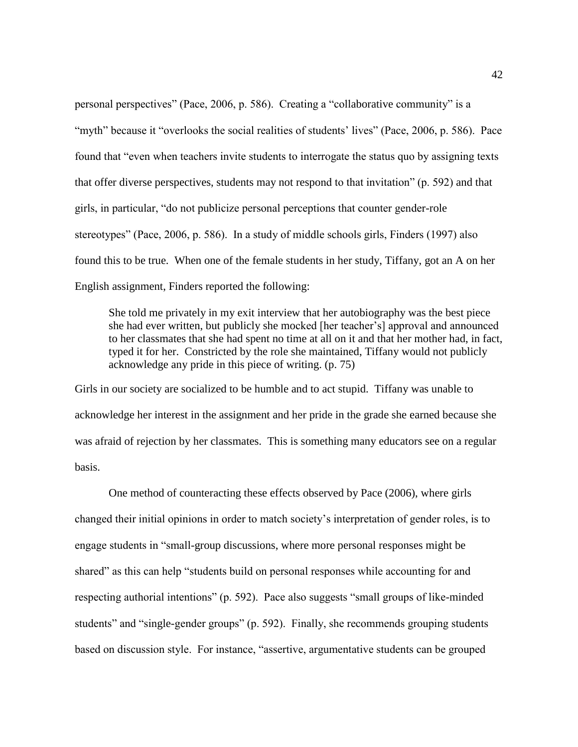personal perspectives" (Pace, 2006, p. 586). Creating a "collaborative community" is a "myth" because it "overlooks the social realities of students' lives" (Pace, 2006, p. 586). Pace found that "even when teachers invite students to interrogate the status quo by assigning texts that offer diverse perspectives, students may not respond to that invitation" (p. 592) and that girls, in particular, "do not publicize personal perceptions that counter gender-role stereotypes" (Pace, 2006, p. 586). In a study of middle schools girls, Finders (1997) also found this to be true. When one of the female students in her study, Tiffany, got an A on her English assignment, Finders reported the following:

> She told me privately in my exit interview that her autobiography was the best piece she had ever written, but publicly she mocked [her teacher's] approval and announced to her classmates that she had spent no time at all on it and that her mother had, in fact, typed it for her. Constricted by the role she maintained, Tiffany would not publicly acknowledge any pride in this piece of writing. (p. 75)

Girls in our society are socialized to be humble and to act stupid. Tiffany was unable to acknowledge her interest in the assignment and her pride in the grade she earned because she was afraid of rejection by her classmates. This is something many educators see on a regular basis.

One method of counteracting these effects observed by Pace (2006), where girls changed their initial opinions in order to match society's interpretation of gender roles, is to engage students in "small-group discussions, where more personal responses might be shared" as this can help "students build on personal responses while accounting for and respecting authorial intentions" (p. 592). Pace also suggests "small groups of like-minded students" and "single-gender groups" (p. 592). Finally, she recommends grouping students based on discussion style. For instance, "assertive, argumentative students can be grouped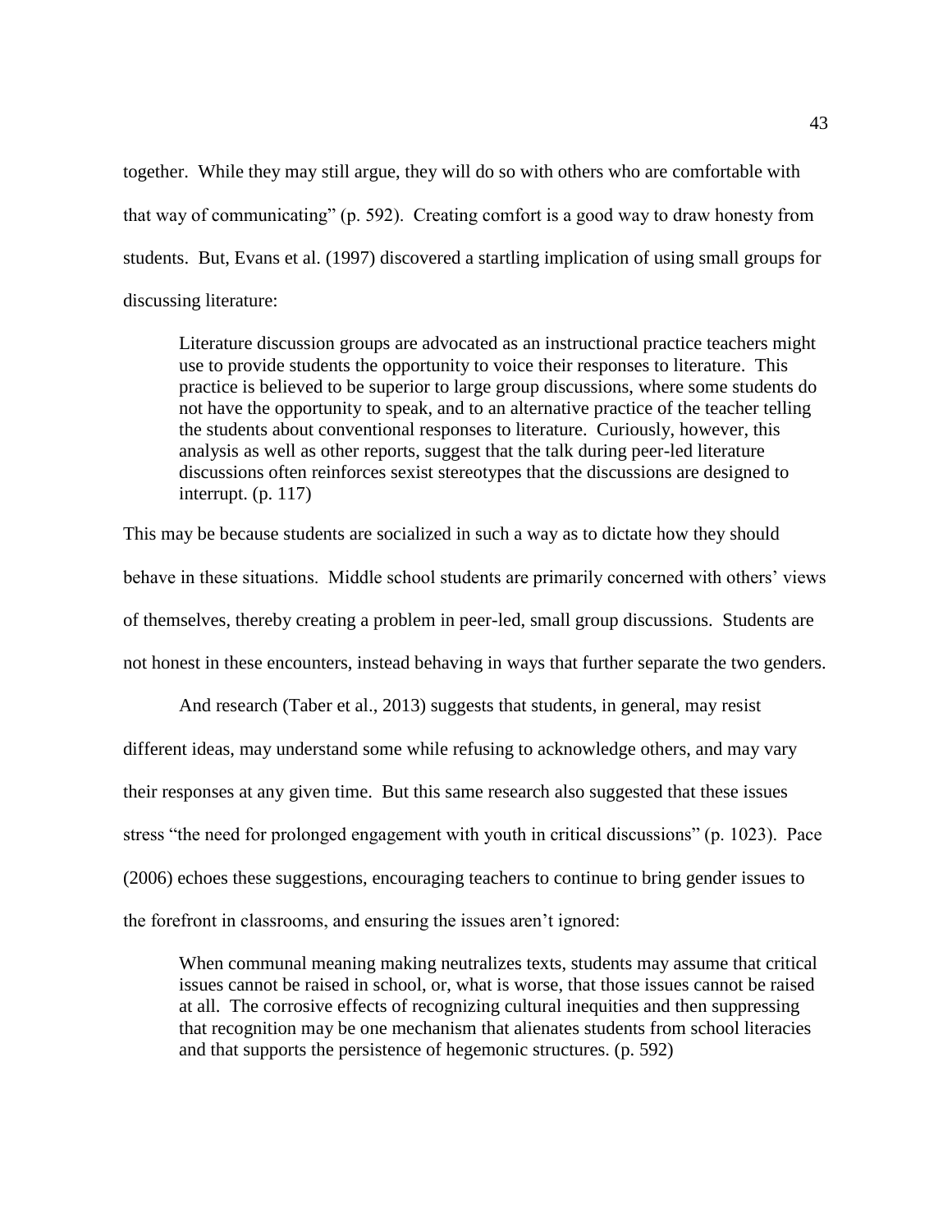together. While they may still argue, they will do so with others who are comfortable with that way of communicating" (p. 592). Creating comfort is a good way to draw honesty from students. But, Evans et al. (1997) discovered a startling implication of using small groups for discussing literature:

> Literature discussion groups are advocated as an instructional practice teachers might use to provide students the opportunity to voice their responses to literature. This practice is believed to be superior to large group discussions, where some students do not have the opportunity to speak, and to an alternative practice of the teacher telling the students about conventional responses to literature. Curiously, however, this analysis as well as other reports, suggest that the talk during peer-led literature discussions often reinforces sexist stereotypes that the discussions are designed to interrupt. (p. 117)

This may be because students are socialized in such a way as to dictate how they should behave in these situations. Middle school students are primarily concerned with others' views of themselves, thereby creating a problem in peer-led, small group discussions. Students are not honest in these encounters, instead behaving in ways that further separate the two genders.

And research (Taber et al., 2013) suggests that students, in general, may resist different ideas, may understand some while refusing to acknowledge others, and may vary their responses at any given time. But this same research also suggested that these issues stress "the need for prolonged engagement with youth in critical discussions" (p. 1023). Pace (2006) echoes these suggestions, encouraging teachers to continue to bring gender issues to the forefront in classrooms, and ensuring the issues aren't ignored:

> When communal meaning making neutralizes texts, students may assume that critical issues cannot be raised in school, or, what is worse, that those issues cannot be raised at all. The corrosive effects of recognizing cultural inequities and then suppressing that recognition may be one mechanism that alienates students from school literacies and that supports the persistence of hegemonic structures. (p. 592)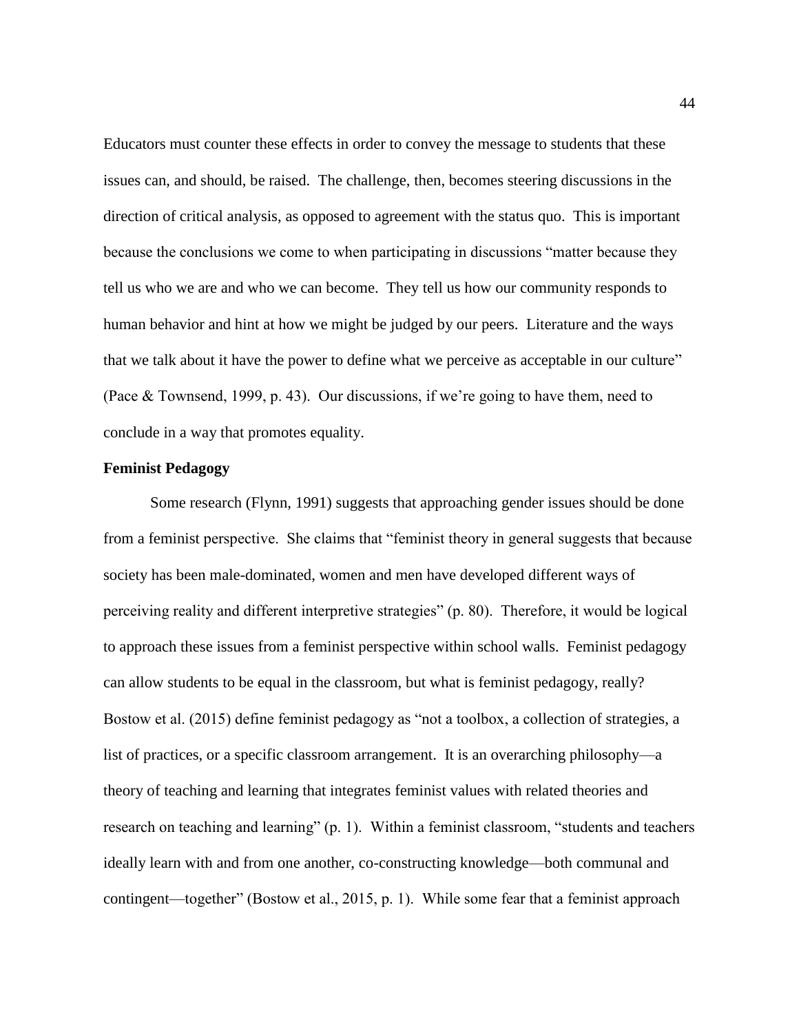Educators must counter these effects in order to convey the message to students that these issues can, and should, be raised. The challenge, then, becomes steering discussions in the direction of critical analysis, as opposed to agreement with the status quo. This is important because the conclusions we come to when participating in discussions "matter because they tell us who we are and who we can become. They tell us how our community responds to human behavior and hint at how we might be judged by our peers. Literature and the ways that we talk about it have the power to define what we perceive as acceptable in our culture" (Pace & Townsend, 1999, p. 43). Our discussions, if we're going to have them, need to conclude in a way that promotes equality.

**Feminist Pedagogy**

Some research (Flynn, 1991) suggests that approaching gender issues should be done from a feminist perspective. She claims that "feminist theory in general suggests that because society has been male-dominated, women and men have developed different ways of perceiving reality and different interpretive strategies" (p. 80). Therefore, it would be logical to approach these issues from a feminist perspective within school walls. Feminist pedagogy can allow students to be equal in the classroom, but what is feminist pedagogy, really? Bostow et al. (2015) define feminist pedagogy as "not a toolbox, a collection of strategies, a list of practices, or a specific classroom arrangement. It is an overarching philosophy—a theory of teaching and learning that integrates feminist values with related theories and research on teaching and learning" (p. 1). Within a feminist classroom, "students and teachers ideally learn with and from one another, co-constructing knowledge—both communal and contingent—together" (Bostow et al., 2015, p. 1). While some fear that a feminist approach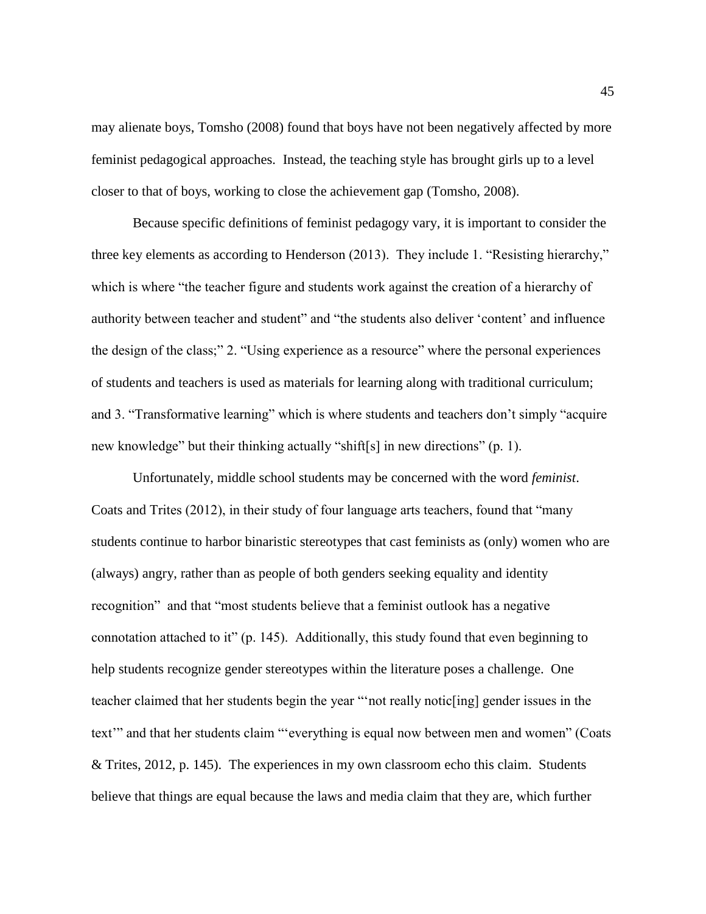may alienate boys, Tomsho (2008) found that boys have not been negatively affected by more feminist pedagogical approaches. Instead, the teaching style has brought girls up to a level closer to that of boys, working to close the achievement gap (Tomsho, 2008).

Because specific definitions of feminist pedagogy vary, it is important to consider the three key elements as according to Henderson (2013). They include 1. "Resisting hierarchy," which is where "the teacher figure and students work against the creation of a hierarchy of authority between teacher and student" and "the students also deliver 'content' and influence the design of the class;" 2. "Using experience as a resource" where the personal experiences of students and teachers is used as materials for learning along with traditional curriculum; and 3. "Transformative learning" which is where students and teachers don't simply "acquire new knowledge" but their thinking actually "shift[s] in new directions" (p. 1).

Unfortunately, middle school students may be concerned with the word *feminist*. Coats and Trites (2012), in their study of four language arts teachers, found that "many students continue to harbor binaristic stereotypes that cast feminists as (only) women who are (always) angry, rather than as people of both genders seeking equality and identity recognition" and that "most students believe that a feminist outlook has a negative connotation attached to it" (p. 145). Additionally, this study found that even beginning to help students recognize gender stereotypes within the literature poses a challenge. One teacher claimed that her students begin the year "'not really notic[ing] gender issues in the text'" and that her students claim "'everything is equal now between men and women" (Coats & Trites, 2012, p. 145). The experiences in my own classroom echo this claim. Students believe that things are equal because the laws and media claim that they are, which further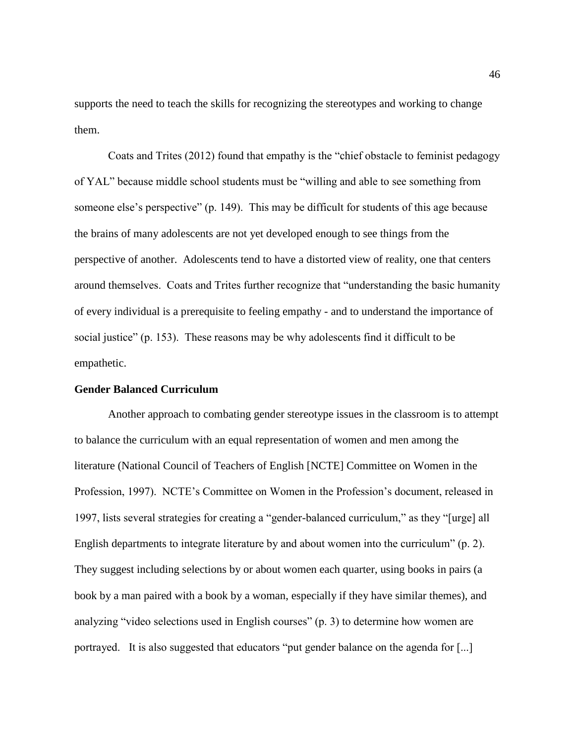supports the need to teach the skills for recognizing the stereotypes and working to change them.

Coats and Trites (2012) found that empathy is the "chief obstacle to feminist pedagogy of YAL" because middle school students must be "willing and able to see something from someone else's perspective" (p. 149). This may be difficult for students of this age because the brains of many adolescents are not yet developed enough to see things from the perspective of another. Adolescents tend to have a distorted view of reality, one that centers around themselves. Coats and Trites further recognize that "understanding the basic humanity of every individual is a prerequisite to feeling empathy - and to understand the importance of social justice" (p. 153). These reasons may be why adolescents find it difficult to be empathetic.

**Gender Balanced Curriculum**

Another approach to combating gender stereotype issues in the classroom is to attempt to balance the curriculum with an equal representation of women and men among the literature (National Council of Teachers of English [NCTE] Committee on Women in the Profession, 1997). NCTE's Committee on Women in the Profession's document, released in 1997, lists several strategies for creating a "gender-balanced curriculum," as they "[urge] all English departments to integrate literature by and about women into the curriculum" (p. 2). They suggest including selections by or about women each quarter, using books in pairs (a book by a man paired with a book by a woman, especially if they have similar themes), and analyzing "video selections used in English courses" (p. 3) to determine how women are portrayed. It is also suggested that educators "put gender balance on the agenda for [...]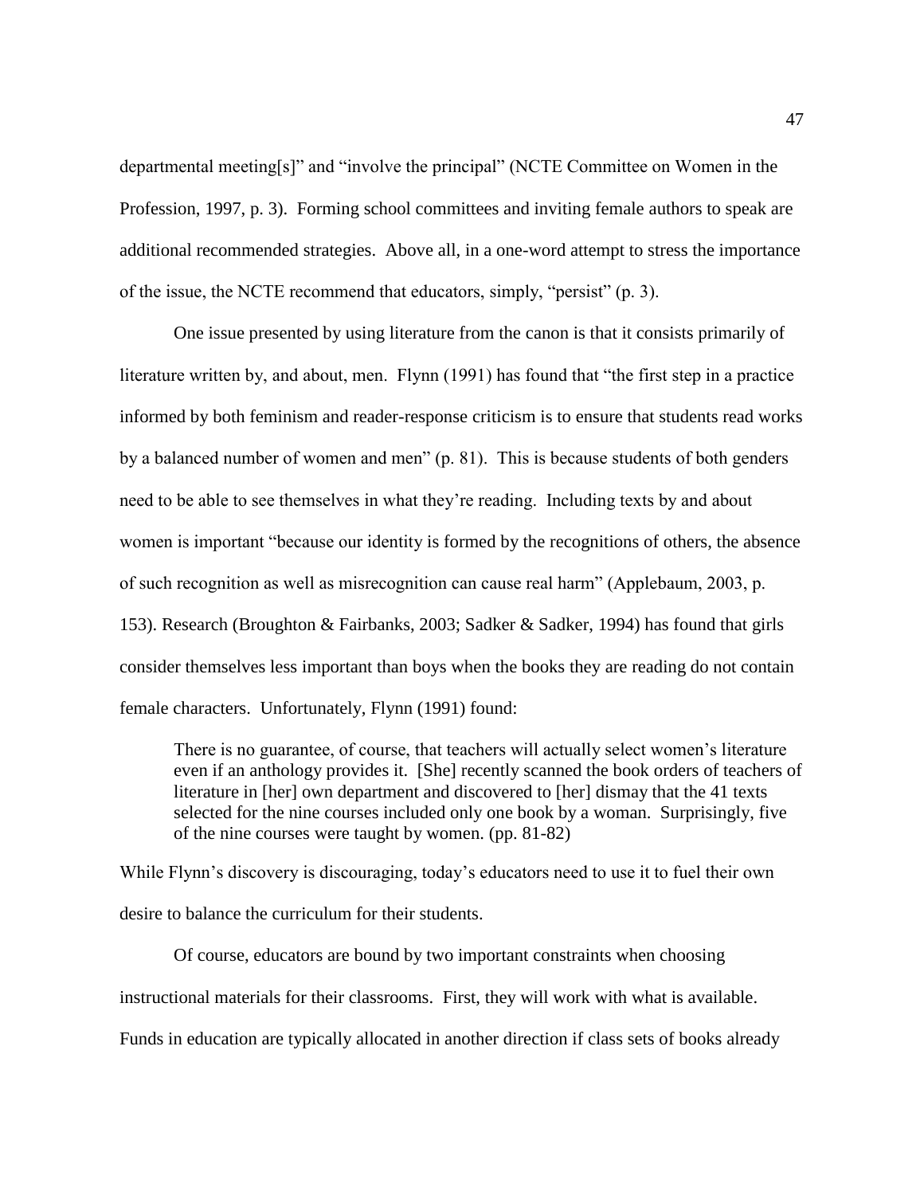departmental meeting[s]" and "involve the principal" (NCTE Committee on Women in the Profession, 1997, p. 3). Forming school committees and inviting female authors to speak are additional recommended strategies. Above all, in a one-word attempt to stress the importance of the issue, the NCTE recommend that educators, simply, "persist" (p. 3).

One issue presented by using literature from the canon is that it consists primarily of literature written by, and about, men. Flynn (1991) has found that "the first step in a practice informed by both feminism and reader-response criticism is to ensure that students read works by a balanced number of women and men" (p. 81). This is because students of both genders need to be able to see themselves in what they're reading. Including texts by and about women is important "because our identity is formed by the recognitions of others, the absence of such recognition as well as misrecognition can cause real harm" (Applebaum, 2003, p. 153). Research (Broughton & Fairbanks, 2003; Sadker & Sadker, 1994) has found that girls consider themselves less important than boys when the books they are reading do not contain female characters. Unfortunately, Flynn (1991) found:

> There is no guarantee, of course, that teachers will actually select women's literature even if an anthology provides it. [She] recently scanned the book orders of teachers of literature in [her] own department and discovered to [her] dismay that the 41 texts selected for the nine courses included only one book by a woman. Surprisingly, five of the nine courses were taught by women. (pp. 81-82)

While Flynn's discovery is discouraging, today's educators need to use it to fuel their own desire to balance the curriculum for their students.

Of course, educators are bound by two important constraints when choosing instructional materials for their classrooms. First, they will work with what is available. Funds in education are typically allocated in another direction if class sets of books already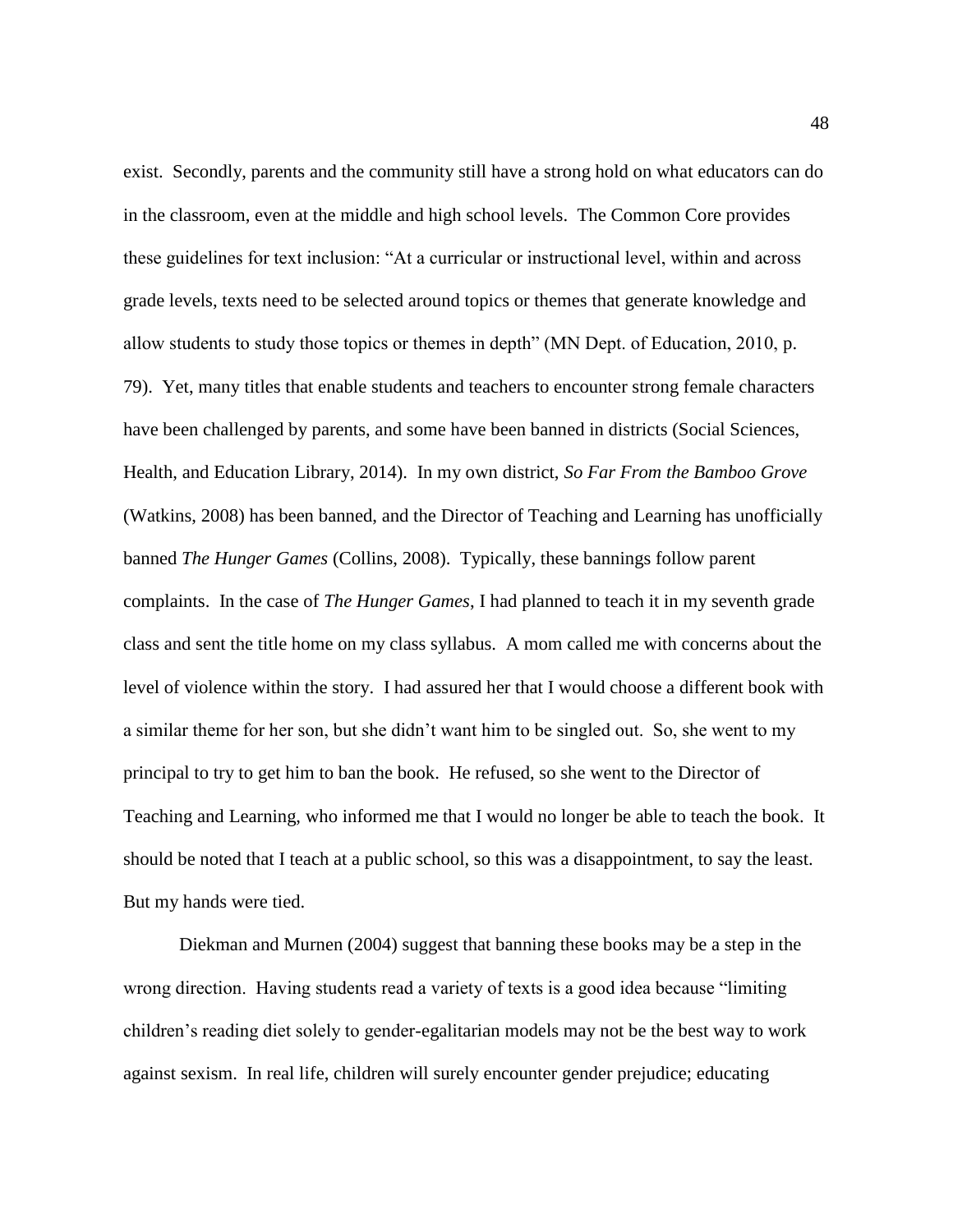exist. Secondly, parents and the community still have a strong hold on what educators can do in the classroom, even at the middle and high school levels. The Common Core provides these guidelines for text inclusion: "At a curricular or instructional level, within and across grade levels, texts need to be selected around topics or themes that generate knowledge and allow students to study those topics or themes in depth" (MN Dept. of Education, 2010, p. 79). Yet, many titles that enable students and teachers to encounter strong female characters have been challenged by parents, and some have been banned in districts (Social Sciences, Health, and Education Library, 2014). In my own district, *So Far From the Bamboo Grove* (Watkins, 2008) has been banned, and the Director of Teaching and Learning has unofficially banned *The Hunger Games* (Collins, 2008). Typically, these bannings follow parent complaints. In the case of *The Hunger Games*, I had planned to teach it in my seventh grade class and sent the title home on my class syllabus. A mom called me with concerns about the level of violence within the story. I had assured her that I would choose a different book with a similar theme for her son, but she didn't want him to be singled out. So, she went to my principal to try to get him to ban the book. He refused, so she went to the Director of Teaching and Learning, who informed me that I would no longer be able to teach the book. It should be noted that I teach at a public school, so this was a disappointment, to say the least. But my hands were tied.

Diekman and Murnen (2004) suggest that banning these books may be a step in the wrong direction. Having students read a variety of texts is a good idea because "limiting children's reading diet solely to gender-egalitarian models may not be the best way to work against sexism. In real life, children will surely encounter gender prejudice; educating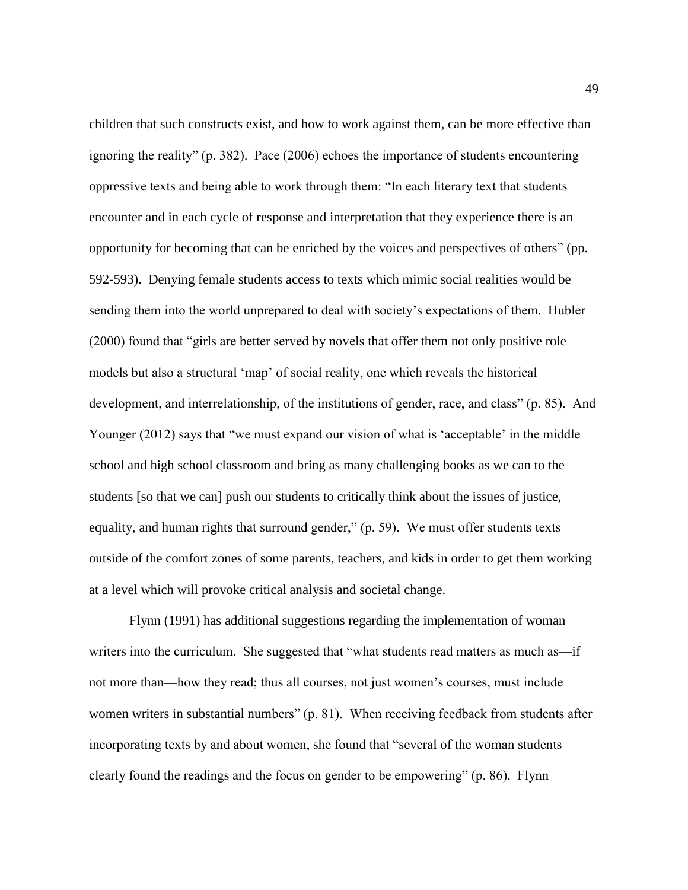children that such constructs exist, and how to work against them, can be more effective than ignoring the reality" (p. 382). Pace (2006) echoes the importance of students encountering oppressive texts and being able to work through them: "In each literary text that students encounter and in each cycle of response and interpretation that they experience there is an opportunity for becoming that can be enriched by the voices and perspectives of others" (pp. 592-593). Denying female students access to texts which mimic social realities would be sending them into the world unprepared to deal with society's expectations of them. Hubler (2000) found that "girls are better served by novels that offer them not only positive role models but also a structural 'map' of social reality, one which reveals the historical development, and interrelationship, of the institutions of gender, race, and class" (p. 85). And Younger (2012) says that "we must expand our vision of what is 'acceptable' in the middle school and high school classroom and bring as many challenging books as we can to the students [so that we can] push our students to critically think about the issues of justice, equality, and human rights that surround gender," (p. 59). We must offer students texts outside of the comfort zones of some parents, teachers, and kids in order to get them working at a level which will provoke critical analysis and societal change.

Flynn (1991) has additional suggestions regarding the implementation of woman writers into the curriculum. She suggested that "what students read matters as much as—if not more than—how they read; thus all courses, not just women's courses, must include women writers in substantial numbers" (p. 81). When receiving feedback from students after incorporating texts by and about women, she found that "several of the woman students clearly found the readings and the focus on gender to be empowering" (p. 86). Flynn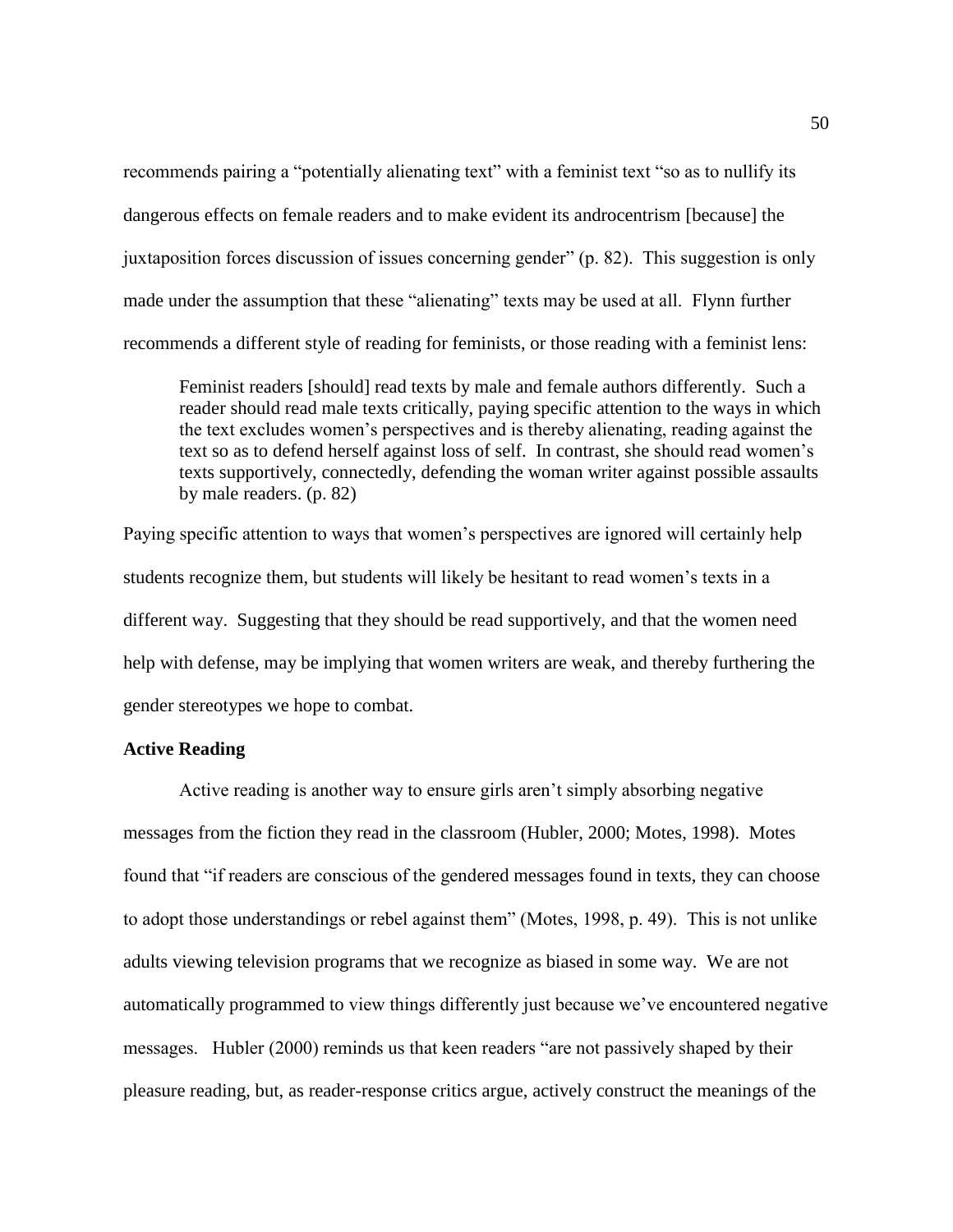recommends pairing a "potentially alienating text" with a feminist text "so as to nullify its dangerous effects on female readers and to make evident its androcentrism [because] the juxtaposition forces discussion of issues concerning gender" (p. 82). This suggestion is only made under the assumption that these "alienating" texts may be used at all. Flynn further recommends a different style of reading for feminists, or those reading with a feminist lens:

> Feminist readers [should] read texts by male and female authors differently. Such a reader should read male texts critically, paying specific attention to the ways in which the text excludes women's perspectives and is thereby alienating, reading against the text so as to defend herself against loss of self. In contrast, she should read women's texts supportively, connectedly, defending the woman writer against possible assaults by male readers. (p. 82)

Paying specific attention to ways that women's perspectives are ignored will certainly help students recognize them, but students will likely be hesitant to read women's texts in a different way. Suggesting that they should be read supportively, and that the women need help with defense, may be implying that women writers are weak, and thereby furthering the gender stereotypes we hope to combat.

### Active Reading

Active reading is another way to ensure girls aren't simply absorbing negative messages from the fiction they read in the classroom (Hubler, 2000; Motes, 1998). Motes found that "if readers are conscious of the gendered messages found in texts, they can choose to adopt those understandings or rebel against them" (Motes, 1998, p. 49). This is not unlike adults viewing television programs that we recognize as biased in some way. We are not automatically programmed to view things differently just because we've encountered negative messages. Hubler (2000) reminds us that keen readers "are not passively shaped by their pleasure reading, but, as reader-response critics argue, actively construct the meanings of the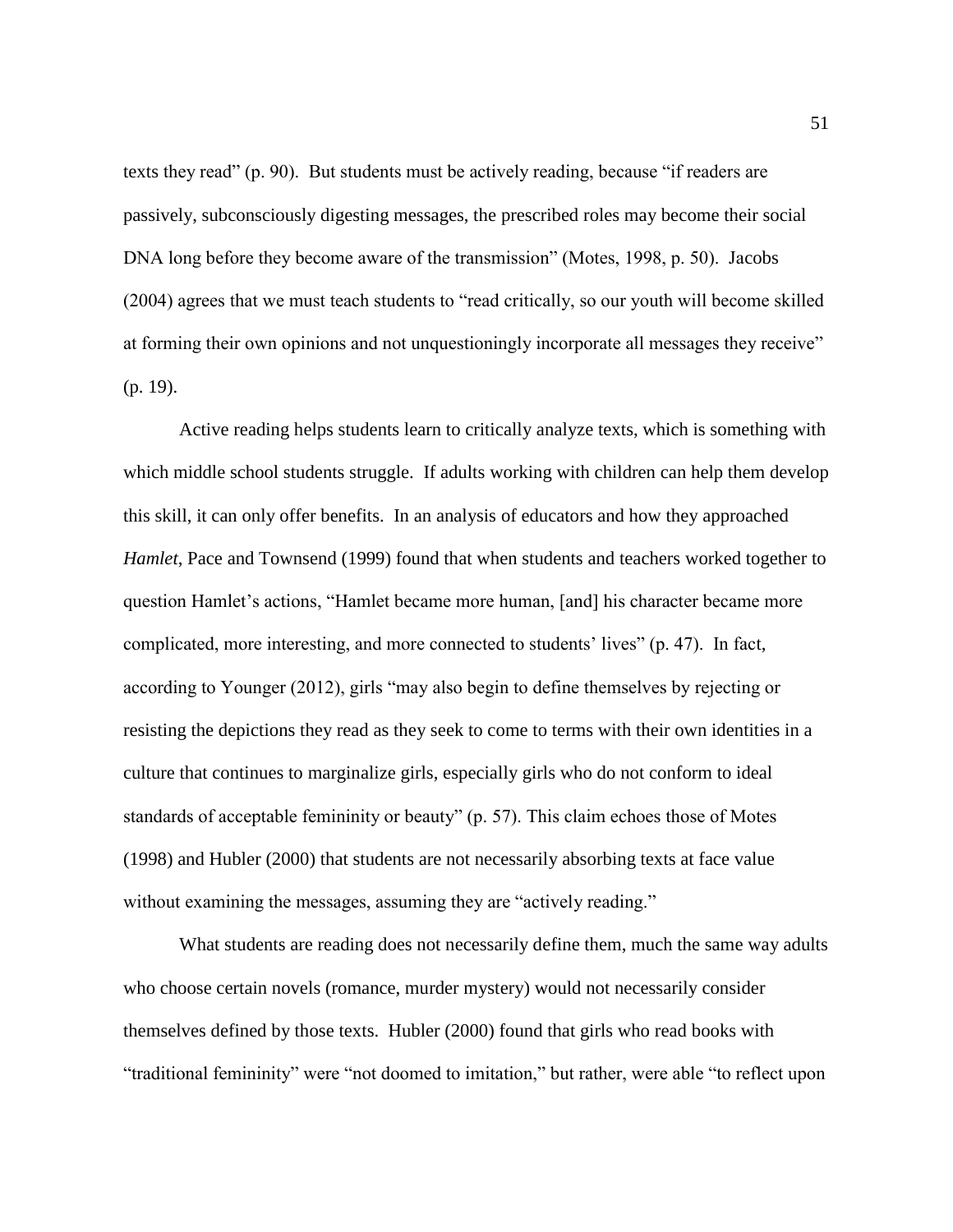texts they read" (p. 90). But students must be actively reading, because "if readers are passively, subconsciously digesting messages, the prescribed roles may become their social DNA long before they become aware of the transmission" (Motes, 1998, p. 50). Jacobs (2004) agrees that we must teach students to "read critically, so our youth will become skilled at forming their own opinions and not unquestioningly incorporate all messages they receive" (p. 19).

Active reading helps students learn to critically analyze texts, which is something with which middle school students struggle. If adults working with children can help them develop this skill, it can only offer benefits. In an analysis of educators and how they approached *Hamlet*, Pace and Townsend (1999) found that when students and teachers worked together to question Hamlet's actions, "Hamlet became more human, [and] his character became more complicated, more interesting, and more connected to students' lives" (p. 47). In fact, according to Younger (2012), girls "may also begin to define themselves by rejecting or resisting the depictions they read as they seek to come to terms with their own identities in a culture that continues to marginalize girls, especially girls who do not conform to ideal standards of acceptable femininity or beauty" (p. 57). This claim echoes those of Motes (1998) and Hubler (2000) that students are not necessarily absorbing texts at face value without examining the messages, assuming they are "actively reading."

What students are reading does not necessarily define them, much the same way adults who choose certain novels (romance, murder mystery) would not necessarily consider themselves defined by those texts. Hubler (2000) found that girls who read books with "traditional femininity" were "not doomed to imitation," but rather, were able "to reflect upon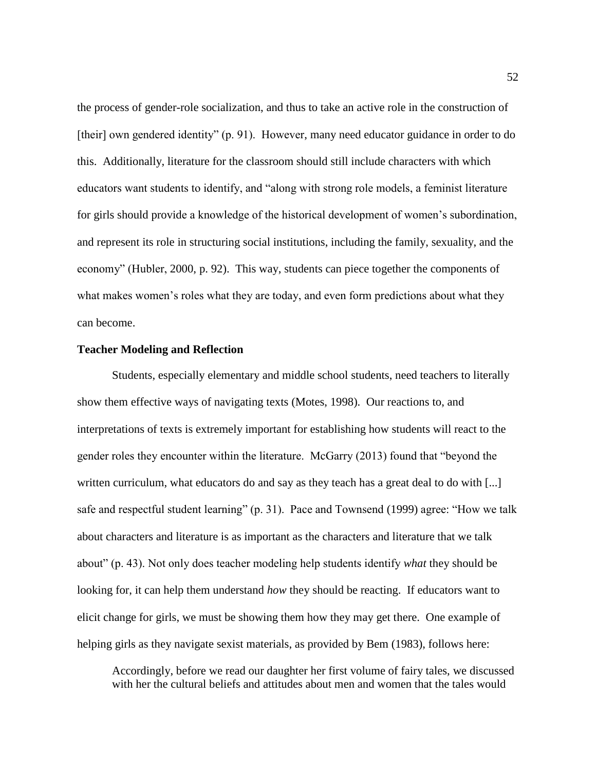the process of gender-role socialization, and thus to take an active role in the construction of [their] own gendered identity" (p. 91). However, many need educator guidance in order to do this. Additionally, literature for the classroom should still include characters with which educators want students to identify, and "along with strong role models, a feminist literature for girls should provide a knowledge of the historical development of women's subordination, and represent its role in structuring social institutions, including the family, sexuality, and the economy" (Hubler, 2000, p. 92). This way, students can piece together the components of what makes women's roles what they are today, and even form predictions about what they can become.

**Teacher Modeling and Reflection**

Students, especially elementary and middle school students, need teachers to literally show them effective ways of navigating texts (Motes, 1998). Our reactions to, and interpretations of texts is extremely important for establishing how students will react to the gender roles they encounter within the literature. McGarry (2013) found that "beyond the written curriculum, what educators do and say as they teach has a great deal to do with [...] safe and respectful student learning" (p. 31). Pace and Townsend (1999) agree: "How we talk about characters and literature is as important as the characters and literature that we talk about" (p. 43). Not only does teacher modeling help students identify *what* they should be looking for, it can help them understand *how* they should be reacting. If educators want to elicit change for girls, we must be showing them how they may get there. One example of helping girls as they navigate sexist materials, as provided by Bem (1983), follows here:

> Accordingly, before we read our daughter her first volume of fairy tales, we discussed with her the cultural beliefs and attitudes about men and women that the tales would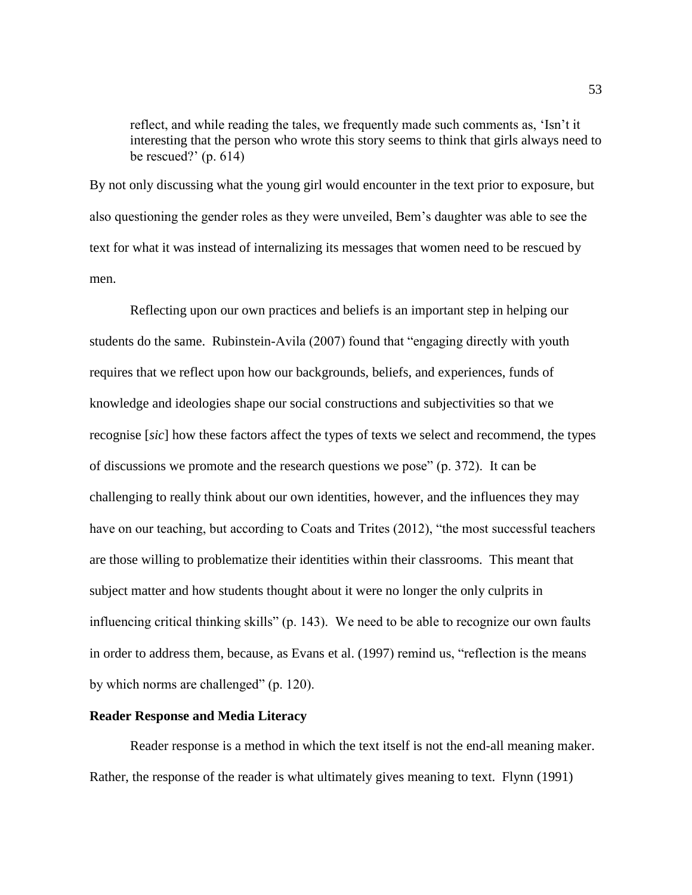> reflect, and while reading the tales, we frequently made such comments as, 'Isn't it interesting that the person who wrote this story seems to think that girls always need to be rescued?' (p. 614)

By not only discussing what the young girl would encounter in the text prior to exposure, but also questioning the gender roles as they were unveiled, Bem's daughter was able to see the text for what it was instead of internalizing its messages that women need to be rescued by men.

Reflecting upon our own practices and beliefs is an important step in helping our students do the same. Rubinstein-Avila (2007) found that "engaging directly with youth requires that we reflect upon how our backgrounds, beliefs, and experiences, funds of knowledge and ideologies shape our social constructions and subjectivities so that we recognise [*sic*] how these factors affect the types of texts we select and recommend, the types of discussions we promote and the research questions we pose" (p. 372). It can be challenging to really think about our own identities, however, and the influences they may have on our teaching, but according to Coats and Trites (2012), "the most successful teachers are those willing to problematize their identities within their classrooms. This meant that subject matter and how students thought about it were no longer the only culprits in influencing critical thinking skills" (p. 143). We need to be able to recognize our own faults in order to address them, because, as Evans et al. (1997) remind us, "reflection is the means by which norms are challenged" (p. 120).

**Reader Response and Media Literacy**

Reader response is a method in which the text itself is not the end-all meaning maker. Rather, the response of the reader is what ultimately gives meaning to text. Flynn (1991)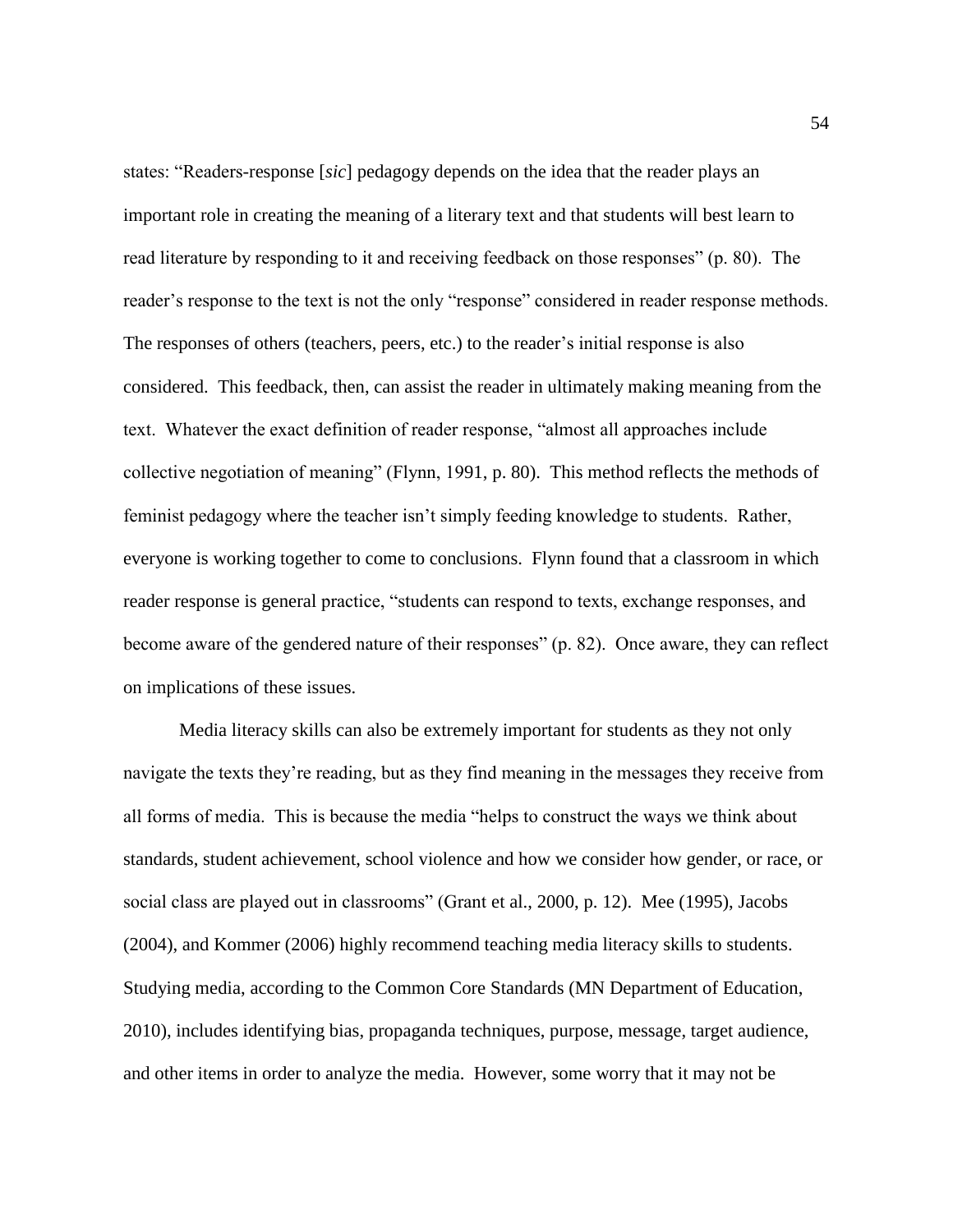states: "Readers-response [*sic*] pedagogy depends on the idea that the reader plays an important role in creating the meaning of a literary text and that students will best learn to read literature by responding to it and receiving feedback on those responses" (p. 80). The reader's response to the text is not the only "response" considered in reader response methods. The responses of others (teachers, peers, etc.) to the reader's initial response is also considered. This feedback, then, can assist the reader in ultimately making meaning from the text. Whatever the exact definition of reader response, "almost all approaches include collective negotiation of meaning" (Flynn, 1991, p. 80). This method reflects the methods of feminist pedagogy where the teacher isn't simply feeding knowledge to students. Rather, everyone is working together to come to conclusions. Flynn found that a classroom in which reader response is general practice, "students can respond to texts, exchange responses, and become aware of the gendered nature of their responses" (p. 82). Once aware, they can reflect on implications of these issues.

Media literacy skills can also be extremely important for students as they not only navigate the texts they're reading, but as they find meaning in the messages they receive from all forms of media. This is because the media "helps to construct the ways we think about standards, student achievement, school violence and how we consider how gender, or race, or social class are played out in classrooms" (Grant et al., 2000, p. 12). Mee (1995), Jacobs (2004), and Kommer (2006) highly recommend teaching media literacy skills to students. Studying media, according to the Common Core Standards (MN Department of Education, 2010), includes identifying bias, propaganda techniques, purpose, message, target audience, and other items in order to analyze the media. However, some worry that it may not be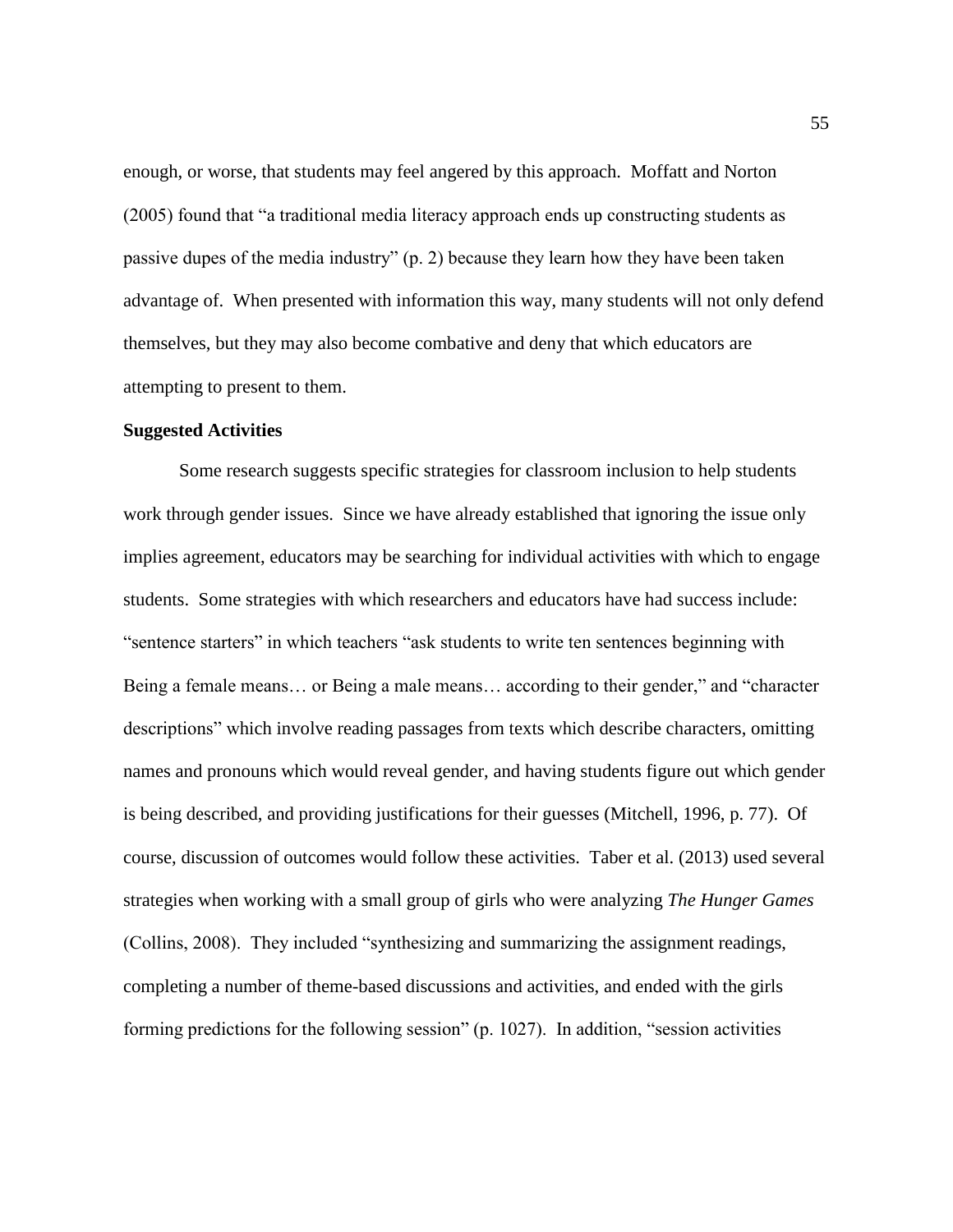enough, or worse, that students may feel angered by this approach. Moffatt and Norton (2005) found that "a traditional media literacy approach ends up constructing students as passive dupes of the media industry" (p. 2) because they learn how they have been taken advantage of. When presented with information this way, many students will not only defend themselves, but they may also become combative and deny that which educators are attempting to present to them.

**Suggested Activities**

Some research suggests specific strategies for classroom inclusion to help students work through gender issues. Since we have already established that ignoring the issue only implies agreement, educators may be searching for individual activities with which to engage students. Some strategies with which researchers and educators have had success include: "sentence starters" in which teachers "ask students to write ten sentences beginning with Being a female means… or Being a male means… according to their gender," and "character descriptions" which involve reading passages from texts which describe characters, omitting names and pronouns which would reveal gender, and having students figure out which gender is being described, and providing justifications for their guesses (Mitchell, 1996, p. 77). Of course, discussion of outcomes would follow these activities. Taber et al. (2013) used several strategies when working with a small group of girls who were analyzing *The Hunger Games* (Collins, 2008). They included "synthesizing and summarizing the assignment readings, completing a number of theme-based discussions and activities, and ended with the girls forming predictions for the following session" (p. 1027). In addition, "session activities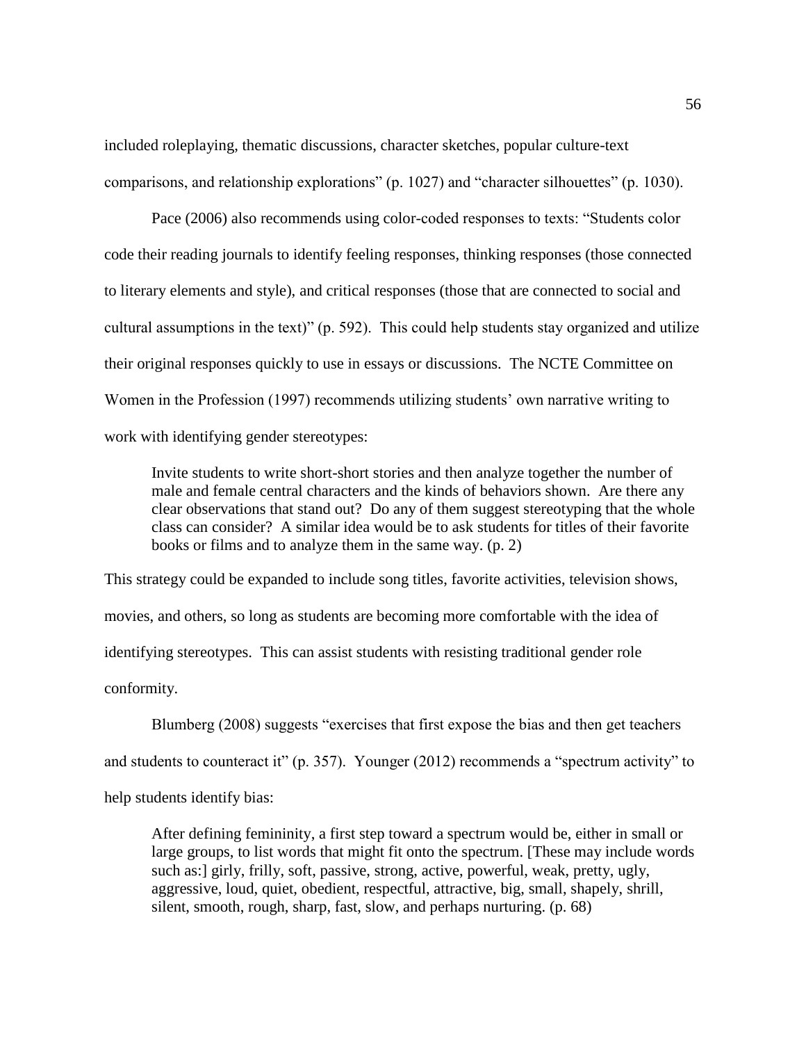included roleplaying, thematic discussions, character sketches, popular culture-text comparisons, and relationship explorations" (p. 1027) and "character silhouettes" (p. 1030).

Pace (2006) also recommends using color-coded responses to texts: "Students color code their reading journals to identify feeling responses, thinking responses (those connected to literary elements and style), and critical responses (those that are connected to social and cultural assumptions in the text)" (p. 592). This could help students stay organized and utilize their original responses quickly to use in essays or discussions. The NCTE Committee on Women in the Profession (1997) recommends utilizing students' own narrative writing to work with identifying gender stereotypes:

> Invite students to write short-short stories and then analyze together the number of male and female central characters and the kinds of behaviors shown. Are there any clear observations that stand out? Do any of them suggest stereotyping that the whole class can consider? A similar idea would be to ask students for titles of their favorite books or films and to analyze them in the same way. (p. 2)

This strategy could be expanded to include song titles, favorite activities, television shows, movies, and others, so long as students are becoming more comfortable with the idea of identifying stereotypes. This can assist students with resisting traditional gender role conformity.

Blumberg (2008) suggests "exercises that first expose the bias and then get teachers and students to counteract it" (p. 357). Younger (2012) recommends a "spectrum activity" to help students identify bias:

> After defining femininity, a first step toward a spectrum would be, either in small or large groups, to list words that might fit onto the spectrum. [These may include words such as:] girly, frilly, soft, passive, strong, active, powerful, weak, pretty, ugly, aggressive, loud, quiet, obedient, respectful, attractive, big, small, shapely, shrill, silent, smooth, rough, sharp, fast, slow, and perhaps nurturing. (p. 68)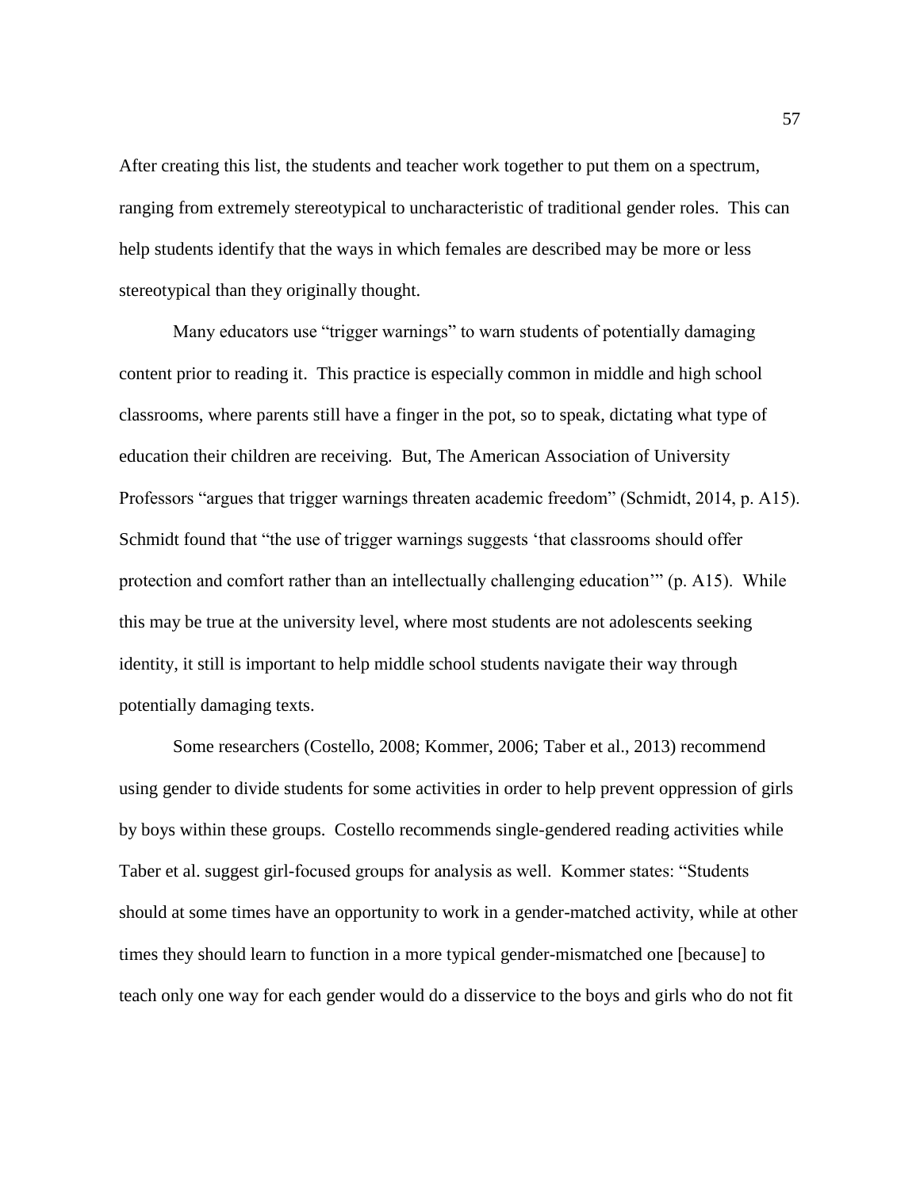After creating this list, the students and teacher work together to put them on a spectrum, ranging from extremely stereotypical to uncharacteristic of traditional gender roles. This can help students identify that the ways in which females are described may be more or less stereotypical than they originally thought.

Many educators use "trigger warnings" to warn students of potentially damaging content prior to reading it. This practice is especially common in middle and high school classrooms, where parents still have a finger in the pot, so to speak, dictating what type of education their children are receiving. But, The American Association of University Professors "argues that trigger warnings threaten academic freedom" (Schmidt, 2014, p. A15). Schmidt found that "the use of trigger warnings suggests 'that classrooms should offer protection and comfort rather than an intellectually challenging education'" (p. A15). While this may be true at the university level, where most students are not adolescents seeking identity, it still is important to help middle school students navigate their way through potentially damaging texts.

Some researchers (Costello, 2008; Kommer, 2006; Taber et al., 2013) recommend using gender to divide students for some activities in order to help prevent oppression of girls by boys within these groups. Costello recommends single-gendered reading activities while Taber et al. suggest girl-focused groups for analysis as well. Kommer states: "Students should at some times have an opportunity to work in a gender-matched activity, while at other times they should learn to function in a more typical gender-mismatched one [because] to teach only one way for each gender would do a disservice to the boys and girls who do not fit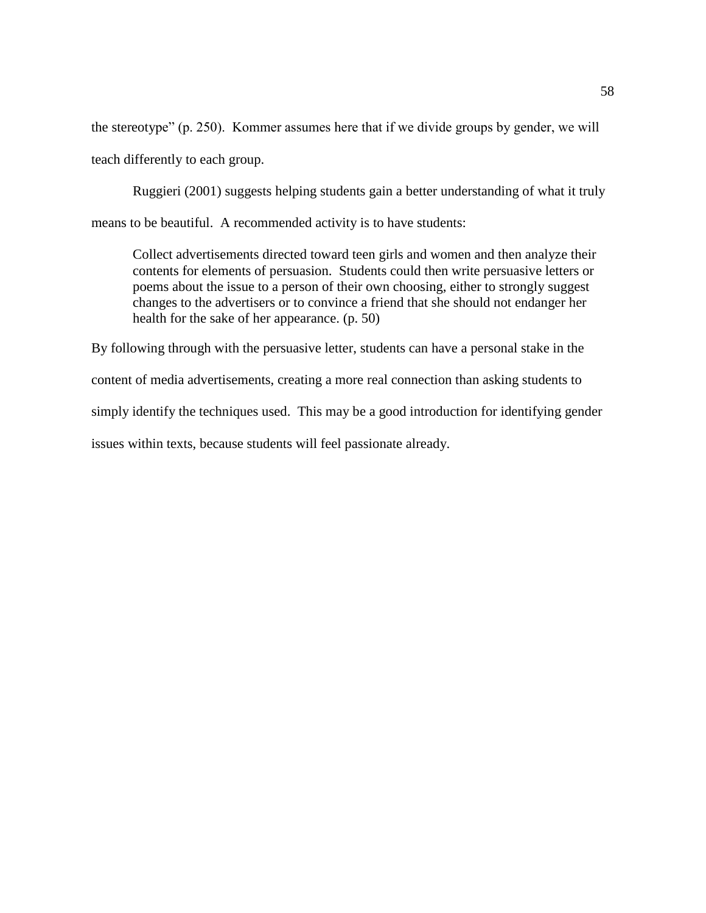the stereotype" (p. 250). Kommer assumes here that if we divide groups by gender, we will teach differently to each group.

Ruggieri (2001) suggests helping students gain a better understanding of what it truly means to be beautiful. A recommended activity is to have students:

> Collect advertisements directed toward teen girls and women and then analyze their contents for elements of persuasion. Students could then write persuasive letters or poems about the issue to a person of their own choosing, either to strongly suggest changes to the advertisers or to convince a friend that she should not endanger her health for the sake of her appearance. (p. 50)

By following through with the persuasive letter, students can have a personal stake in the content of media advertisements, creating a more real connection than asking students to simply identify the techniques used. This may be a good introduction for identifying gender issues within texts, because students will feel passionate already.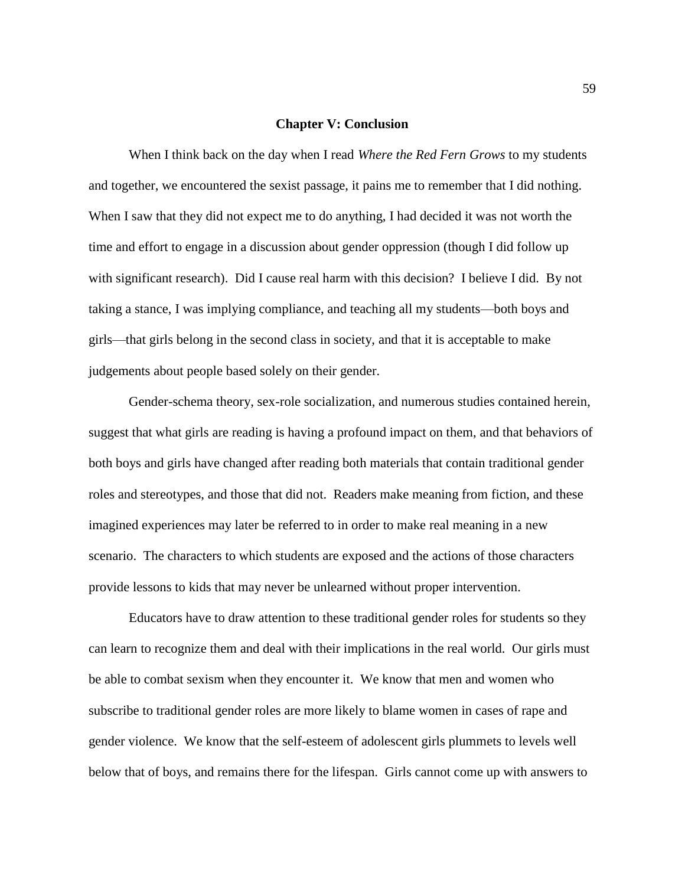# Chapter V: Conclusion

When I think back on the day when I read *Where the Red Fern Grows* to my students and together, we encountered the sexist passage, it pains me to remember that I did nothing. When I saw that they did not expect me to do anything, I had decided it was not worth the time and effort to engage in a discussion about gender oppression (though I did follow up with significant research). Did I cause real harm with this decision? I believe I did. By not taking a stance, I was implying compliance, and teaching all my students—both boys and girls—that girls belong in the second class in society, and that it is acceptable to make judgements about people based solely on their gender.

Gender-schema theory, sex-role socialization, and numerous studies contained herein, suggest that what girls are reading is having a profound impact on them, and that behaviors of both boys and girls have changed after reading both materials that contain traditional gender roles and stereotypes, and those that did not. Readers make meaning from fiction, and these imagined experiences may later be referred to in order to make real meaning in a new scenario. The characters to which students are exposed and the actions of those characters provide lessons to kids that may never be unlearned without proper intervention.

Educators have to draw attention to these traditional gender roles for students so they can learn to recognize them and deal with their implications in the real world. Our girls must be able to combat sexism when they encounter it. We know that men and women who subscribe to traditional gender roles are more likely to blame women in cases of rape and gender violence. We know that the self-esteem of adolescent girls plummets to levels well below that of boys, and remains there for the lifespan. Girls cannot come up with answers to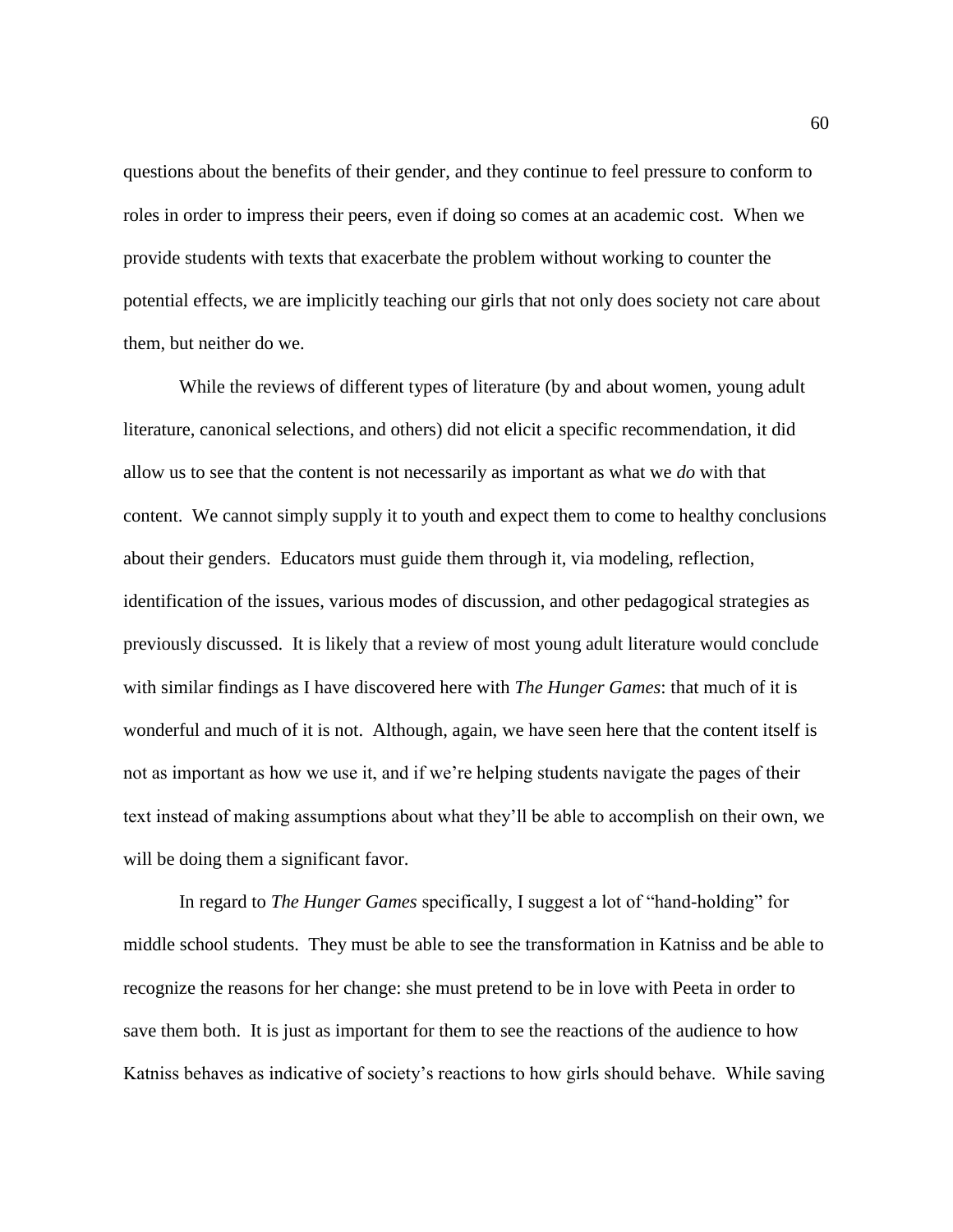questions about the benefits of their gender, and they continue to feel pressure to conform to roles in order to impress their peers, even if doing so comes at an academic cost. When we provide students with texts that exacerbate the problem without working to counter the potential effects, we are implicitly teaching our girls that not only does society not care about them, but neither do we.

While the reviews of different types of literature (by and about women, young adult literature, canonical selections, and others) did not elicit a specific recommendation, it did allow us to see that the content is not necessarily as important as what we *do* with that content. We cannot simply supply it to youth and expect them to come to healthy conclusions about their genders. Educators must guide them through it, via modeling, reflection, identification of the issues, various modes of discussion, and other pedagogical strategies as previously discussed. It is likely that a review of most young adult literature would conclude with similar findings as I have discovered here with *The Hunger Games*: that much of it is wonderful and much of it is not. Although, again, we have seen here that the content itself is not as important as how we use it, and if we're helping students navigate the pages of their text instead of making assumptions about what they'll be able to accomplish on their own, we will be doing them a significant favor.

In regard to *The Hunger Games* specifically, I suggest a lot of "hand-holding" for middle school students. They must be able to see the transformation in Katniss and be able to recognize the reasons for her change: she must pretend to be in love with Peeta in order to save them both. It is just as important for them to see the reactions of the audience to how Katniss behaves as indicative of society's reactions to how girls should behave. While saving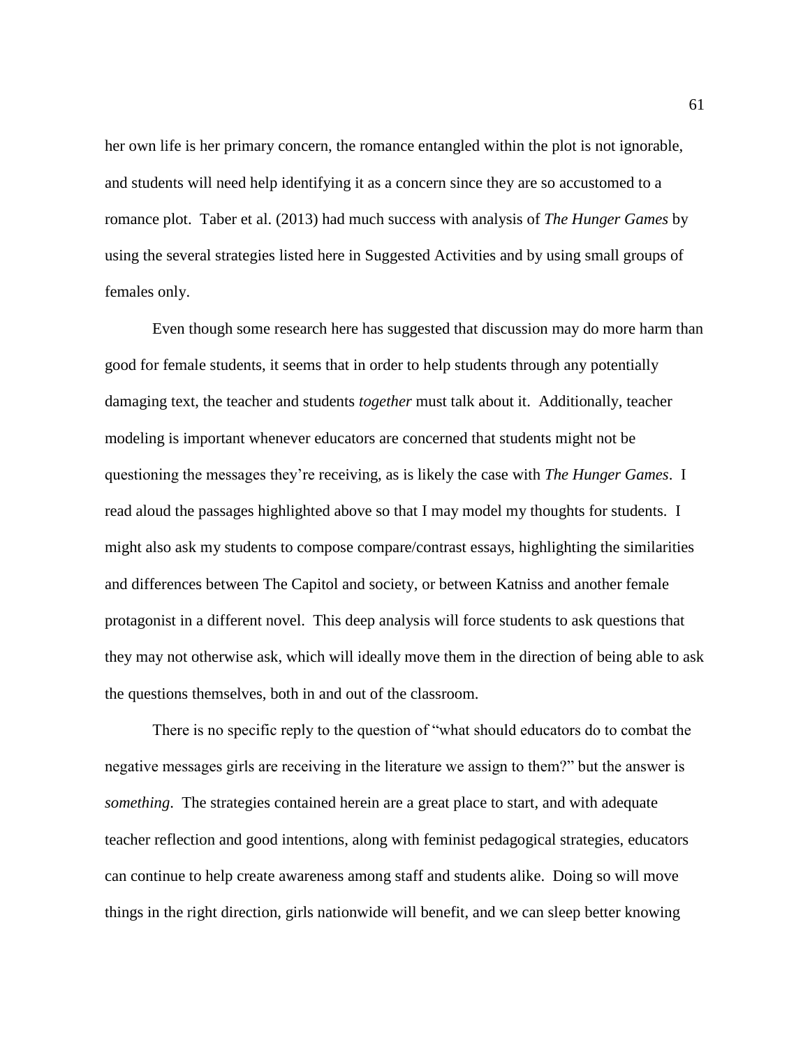her own life is her primary concern, the romance entangled within the plot is not ignorable, and students will need help identifying it as a concern since they are so accustomed to a romance plot. Taber et al. (2013) had much success with analysis of *The Hunger Games* by using the several strategies listed here in Suggested Activities and by using small groups of females only.

Even though some research here has suggested that discussion may do more harm than good for female students, it seems that in order to help students through any potentially damaging text, the teacher and students *together* must talk about it. Additionally, teacher modeling is important whenever educators are concerned that students might not be questioning the messages they're receiving, as is likely the case with *The Hunger Games*. I read aloud the passages highlighted above so that I may model my thoughts for students. I might also ask my students to compose compare/contrast essays, highlighting the similarities and differences between The Capitol and society, or between Katniss and another female protagonist in a different novel. This deep analysis will force students to ask questions that they may not otherwise ask, which will ideally move them in the direction of being able to ask the questions themselves, both in and out of the classroom.

There is no specific reply to the question of "what should educators do to combat the negative messages girls are receiving in the literature we assign to them?" but the answer is *something*. The strategies contained herein are a great place to start, and with adequate teacher reflection and good intentions, along with feminist pedagogical strategies, educators can continue to help create awareness among staff and students alike. Doing so will move things in the right direction, girls nationwide will benefit, and we can sleep better knowing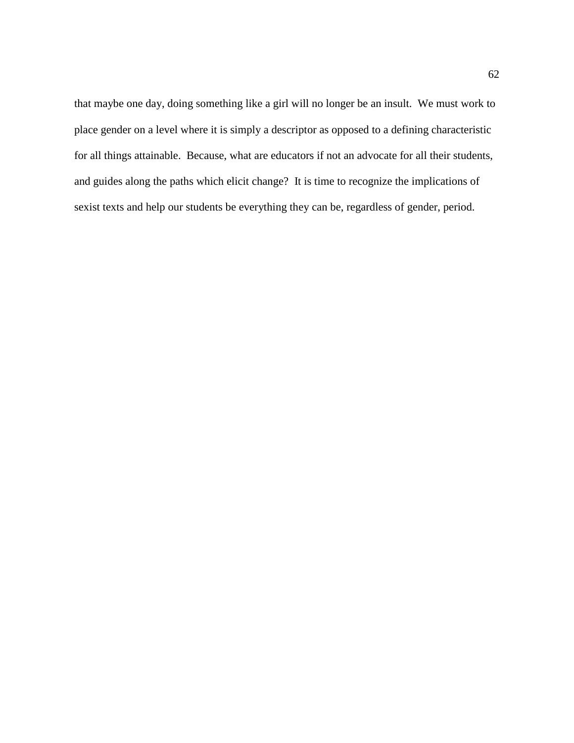that maybe one day, doing something like a girl will no longer be an insult. We must work to place gender on a level where it is simply a descriptor as opposed to a defining characteristic for all things attainable. Because, what are educators if not an advocate for all their students, and guides along the paths which elicit change? It is time to recognize the implications of sexist texts and help our students be everything they can be, regardless of gender, period.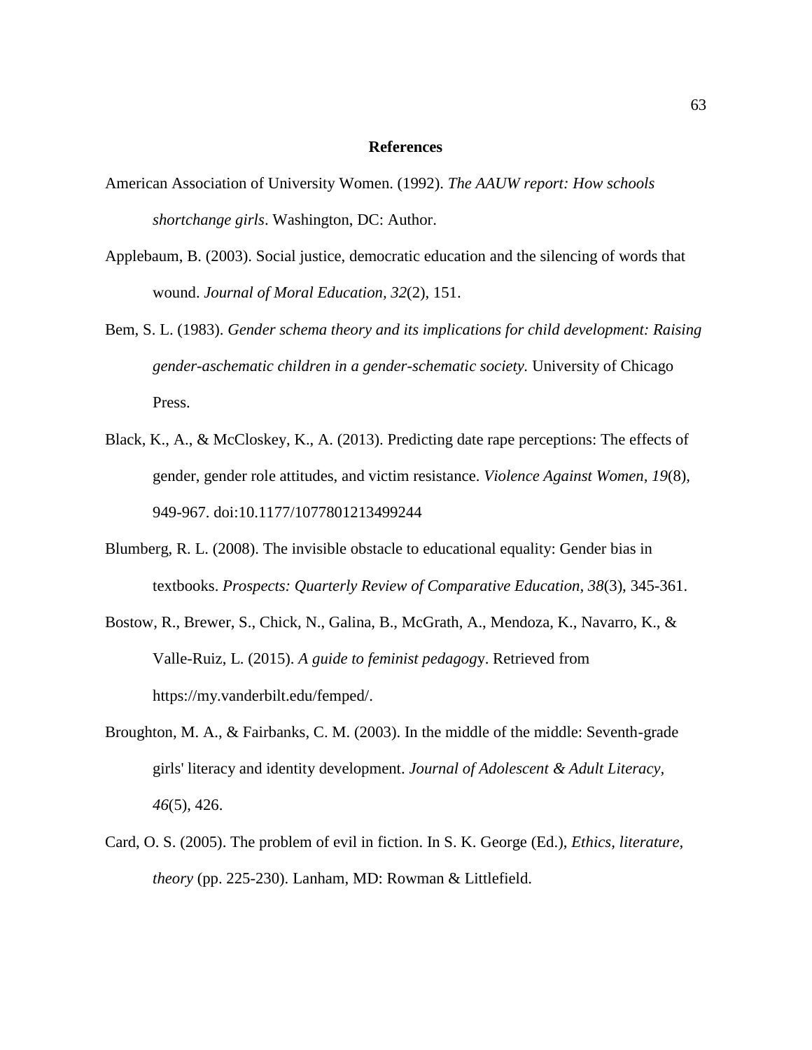## References

American Association of University Women. (1992). *The AAUW report: How schools shortchange girls*. Washington, DC: Author.

Applebaum, B. (2003). Social justice, democratic education and the silencing of words that wound. *Journal of Moral Education, 32*(2), 151.

Bem, S. L. (1983). *Gender schema theory and its implications for child development: Raising gender-aschematic children in a gender-schematic society.* University of Chicago Press.

Black, K., A., & McCloskey, K., A. (2013). Predicting date rape perceptions: The effects of gender, gender role attitudes, and victim resistance. *Violence Against Women, 19*(8), 949-967. doi:10.1177/1077801213499244

Blumberg, R. L. (2008). The invisible obstacle to educational equality: Gender bias in textbooks. *Prospects: Quarterly Review of Comparative Education, 38*(3), 345-361.

Bostow, R., Brewer, S., Chick, N., Galina, B., McGrath, A., Mendoza, K., Navarro, K., & Valle-Ruiz, L. (2015). *A guide to feminist pedagog*y. Retrieved from https://my.vanderbilt.edu/femped/.

Broughton, M. A., & Fairbanks, C. M. (2003). In the middle of the middle: Seventh-grade girls' literacy and identity development. *Journal of Adolescent & Adult Literacy, 46*(5), 426.

Card, O. S. (2005). The problem of evil in fiction. In S. K. George (Ed.), *Ethics, literature, theory* (pp. 225-230). Lanham, MD: Rowman & Littlefield.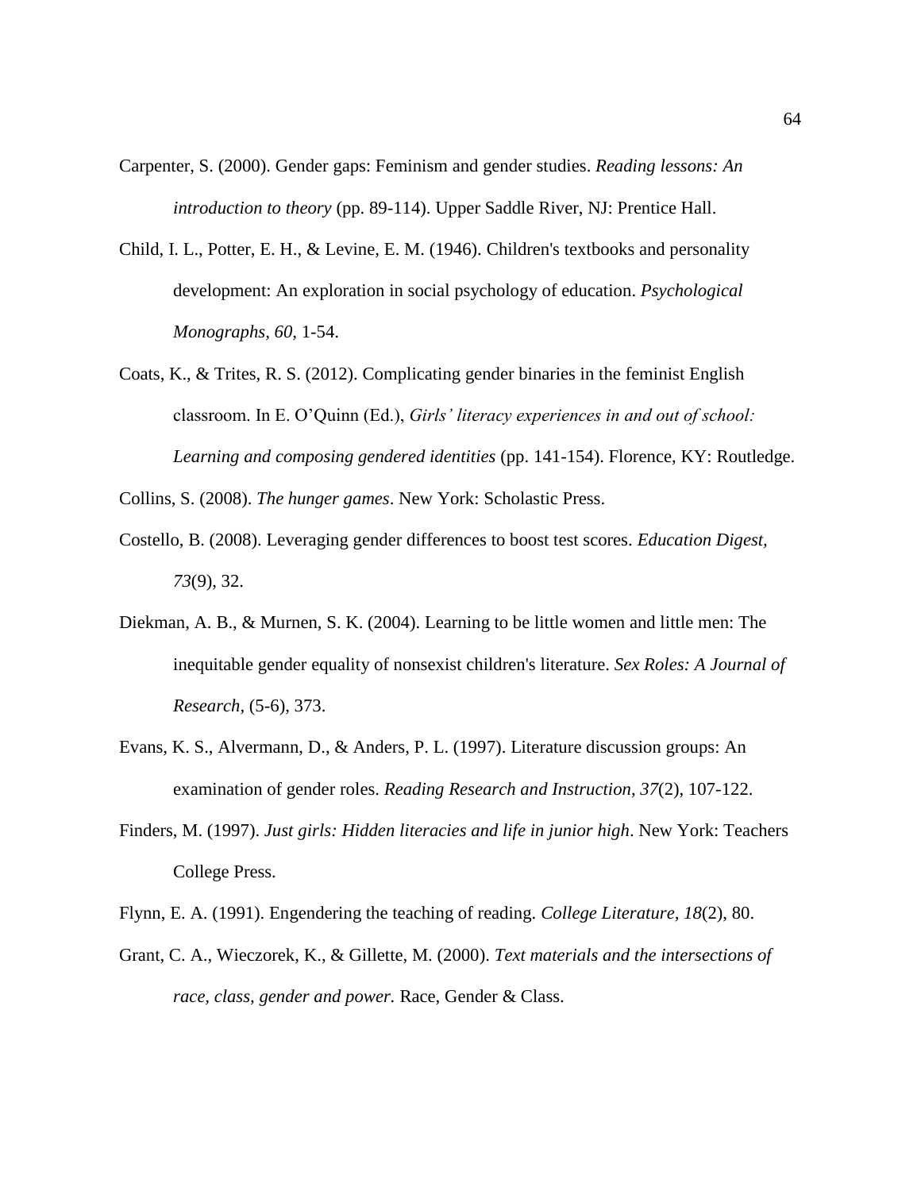Carpenter, S. (2000). Gender gaps: Feminism and gender studies. *Reading lessons: An introduction to theory* (pp. 89-114). Upper Saddle River, NJ: Prentice Hall.

Child, I. L., Potter, E. H., & Levine, E. M. (1946). Children's textbooks and personality development: An exploration in social psychology of education. *Psychological Monographs*, *60*, 1-54.

Coats, K., & Trites, R. S. (2012). Complicating gender binaries in the feminist English classroom. In E. O'Quinn (Ed.), *Girls' literacy experiences in and out of school: Learning and composing gendered identities* (pp. 141-154). Florence, KY: Routledge.

Collins, S. (2008). *The hunger games*. New York: Scholastic Press.

Costello, B. (2008). Leveraging gender differences to boost test scores. *Education Digest*, *73*(9), 32.

Diekman, A. B., & Murnen, S. K. (2004). Learning to be little women and little men: The inequitable gender equality of nonsexist children's literature. *Sex Roles: A Journal of Research*, (5-6), 373.

Evans, K. S., Alvermann, D., & Anders, P. L. (1997). Literature discussion groups: An examination of gender roles. *Reading Research and Instruction*, *37*(2), 107-122.

Finders, M. (1997). *Just girls: Hidden literacies and life in junior high*. New York: Teachers College Press.

Flynn, E. A. (1991). Engendering the teaching of reading. *College Literature*, *18*(2), 80.

Grant, C. A., Wieczorek, K., & Gillette, M. (2000). *Text materials and the intersections of race, class, gender and power.* Race, Gender & Class.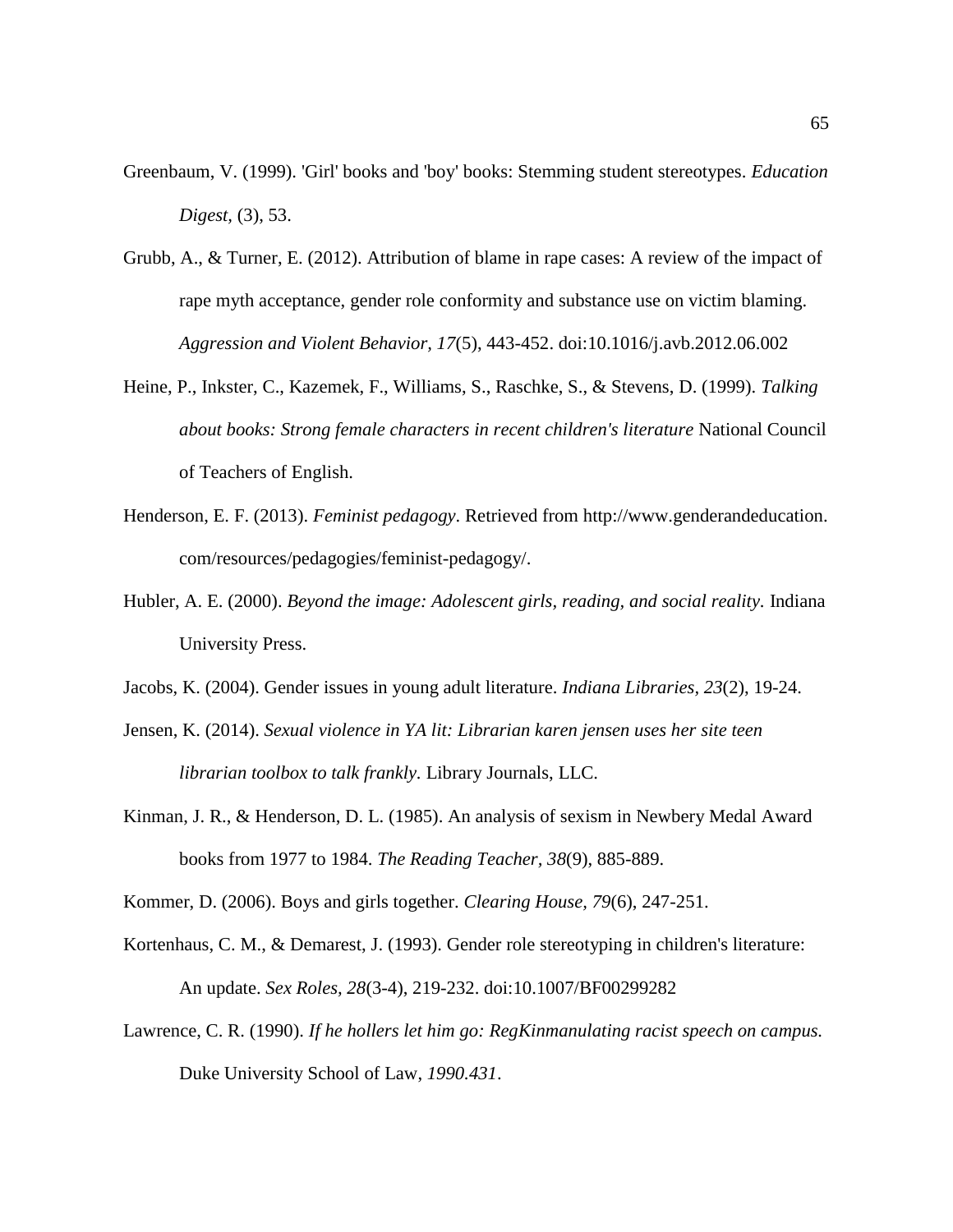Greenbaum, V. (1999). 'Girl' books and 'boy' books: Stemming student stereotypes. *Education Digest,* (3), 53.

Grubb, A., & Turner, E. (2012). Attribution of blame in rape cases: A review of the impact of rape myth acceptance, gender role conformity and substance use on victim blaming. *Aggression and Violent Behavior, 17*(5), 443-452. doi:10.1016/j.avb.2012.06.002

Heine, P., Inkster, C., Kazemek, F., Williams, S., Raschke, S., & Stevens, D. (1999). *Talking about books: Strong female characters in recent children's literature* National Council of Teachers of English.

Henderson, E. F. (2013). *Feminist pedagogy*. Retrieved from http://www.genderandeducation.com/resources/pedagogies/feminist-pedagogy/.

Hubler, A. E. (2000). *Beyond the image: Adolescent girls, reading, and social reality.* Indiana University Press.

Jacobs, K. (2004). Gender issues in young adult literature. *Indiana Libraries, 23*(2), 19-24.

Jensen, K. (2014). *Sexual violence in YA lit: Librarian karen jensen uses her site teen librarian toolbox to talk frankly.* Library Journals, LLC.

Kinman, J. R., & Henderson, D. L. (1985). An analysis of sexism in Newbery Medal Award books from 1977 to 1984. *The Reading Teacher, 38*(9), 885-889.

Kommer, D. (2006). Boys and girls together. *Clearing House, 79*(6), 247-251.

Kortenhaus, C. M., & Demarest, J. (1993). Gender role stereotyping in children's literature: An update. *Sex Roles, 28*(3-4), 219-232. doi:10.1007/BF00299282

Lawrence, C. R. (1990). *If he hollers let him go: RegKinmanulating racist speech on campus.* Duke University School of Law, *1990.431*.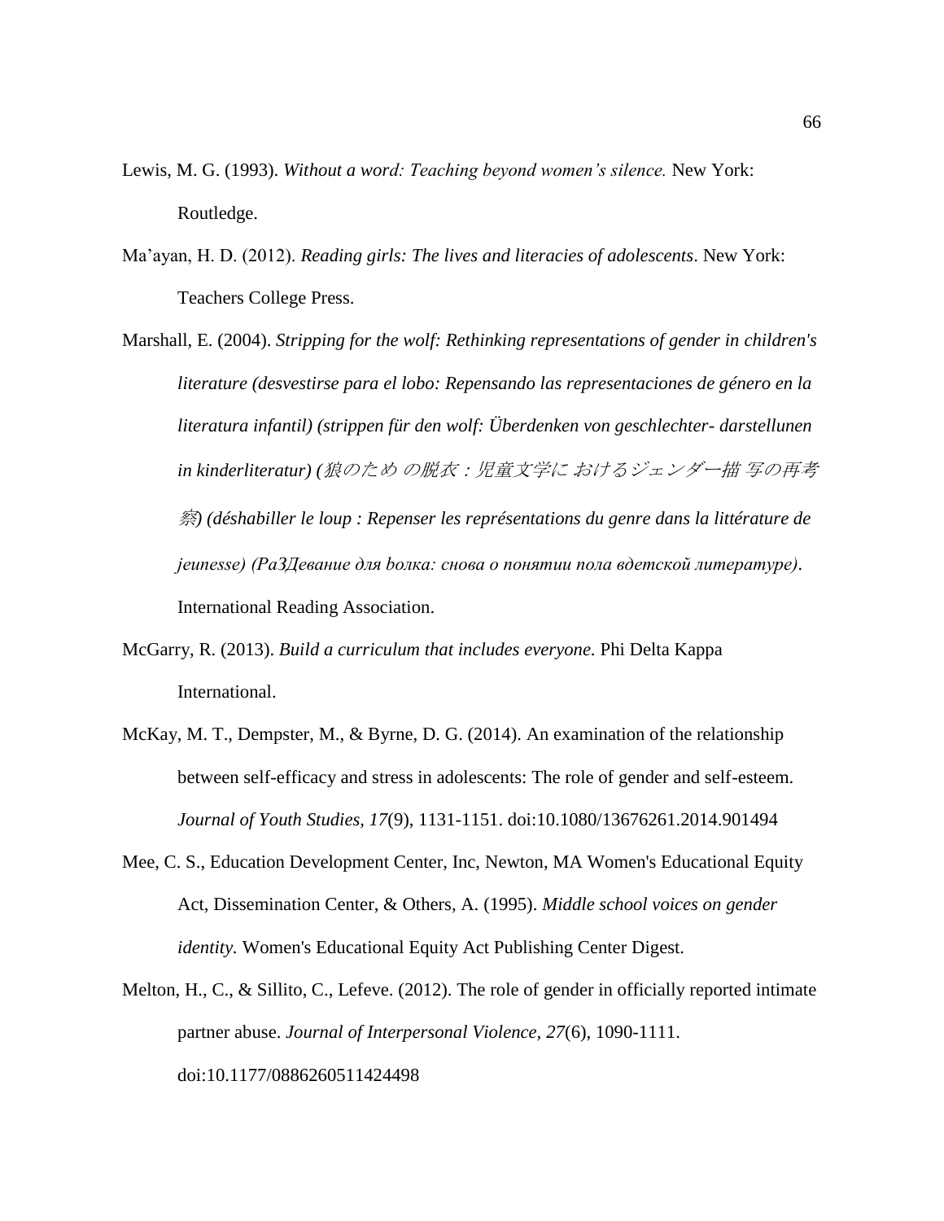Lewis, M. G. (1993). *Without a word: Teaching beyond women's silence.* New York: Routledge.

Ma'ayan, H. D. (2012). *Reading girls: The lives and literacies of adolescents*. New York: Teachers College Press.

Marshall, E. (2004). *Stripping for the wolf: Rethinking representations of gender in children's literature (desvestirse para el lobo: Repensando las representaciones de género en la literatura infantil) (strippen für den wolf: Überdenken von geschlechter- darstellunen in kinderliteratur) (狼のため の脱衣：児童文学に おけるジェンダー描 写の再考察) (déshabiller le loup : Repenser les représentations du genre dans la littérature de jeunesse) (РаЗДевание для bолка: снова о понятии пола вдетской литературе)*. International Reading Association.

McGarry, R. (2013). *Build a curriculum that includes everyone.* Phi Delta Kappa International.

McKay, M. T., Dempster, M., & Byrne, D. G. (2014). An examination of the relationship between self-efficacy and stress in adolescents: The role of gender and self-esteem. *Journal of Youth Studies, 17*(9), 1131-1151. doi:10.1080/13676261.2014.901494

Mee, C. S., Education Development Center, Inc, Newton, MA Women's Educational Equity Act, Dissemination Center, & Others, A. (1995). *Middle school voices on gender identity.* Women's Educational Equity Act Publishing Center Digest.

Melton, H., C., & Sillito, C., Lefeve. (2012). The role of gender in officially reported intimate partner abuse. *Journal of Interpersonal Violence, 27*(6), 1090-1111. doi:10.1177/0886260511424498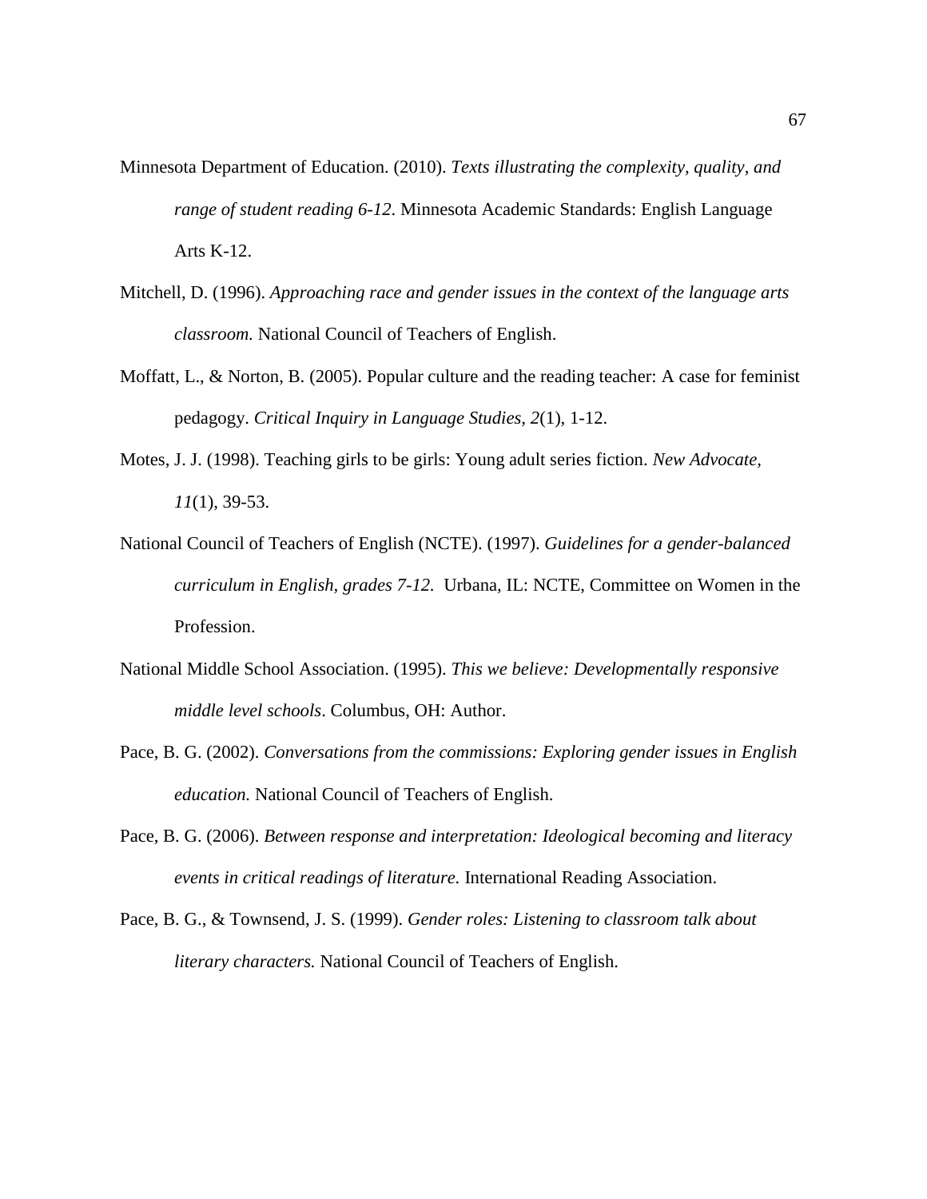Minnesota Department of Education. (2010). *Texts illustrating the complexity, quality, and range of student reading 6-12*. Minnesota Academic Standards: English Language Arts K-12.

Mitchell, D. (1996). *Approaching race and gender issues in the context of the language arts classroom.* National Council of Teachers of English.

Moffatt, L., & Norton, B. (2005). Popular culture and the reading teacher: A case for feminist pedagogy. *Critical Inquiry in Language Studies, 2*(1), 1-12.

Motes, J. J. (1998). Teaching girls to be girls: Young adult series fiction. *New Advocate, 11*(1), 39-53.

National Council of Teachers of English (NCTE). (1997). *Guidelines for a gender-balanced curriculum in English, grades 7-12.* Urbana, IL: NCTE, Committee on Women in the Profession.

National Middle School Association. (1995). *This we believe: Developmentally responsive middle level schools*. Columbus, OH: Author.

Pace, B. G. (2002). *Conversations from the commissions: Exploring gender issues in English education.* National Council of Teachers of English.

Pace, B. G. (2006). *Between response and interpretation: Ideological becoming and literacy events in critical readings of literature.* International Reading Association.

Pace, B. G., & Townsend, J. S. (1999). *Gender roles: Listening to classroom talk about literary characters.* National Council of Teachers of English.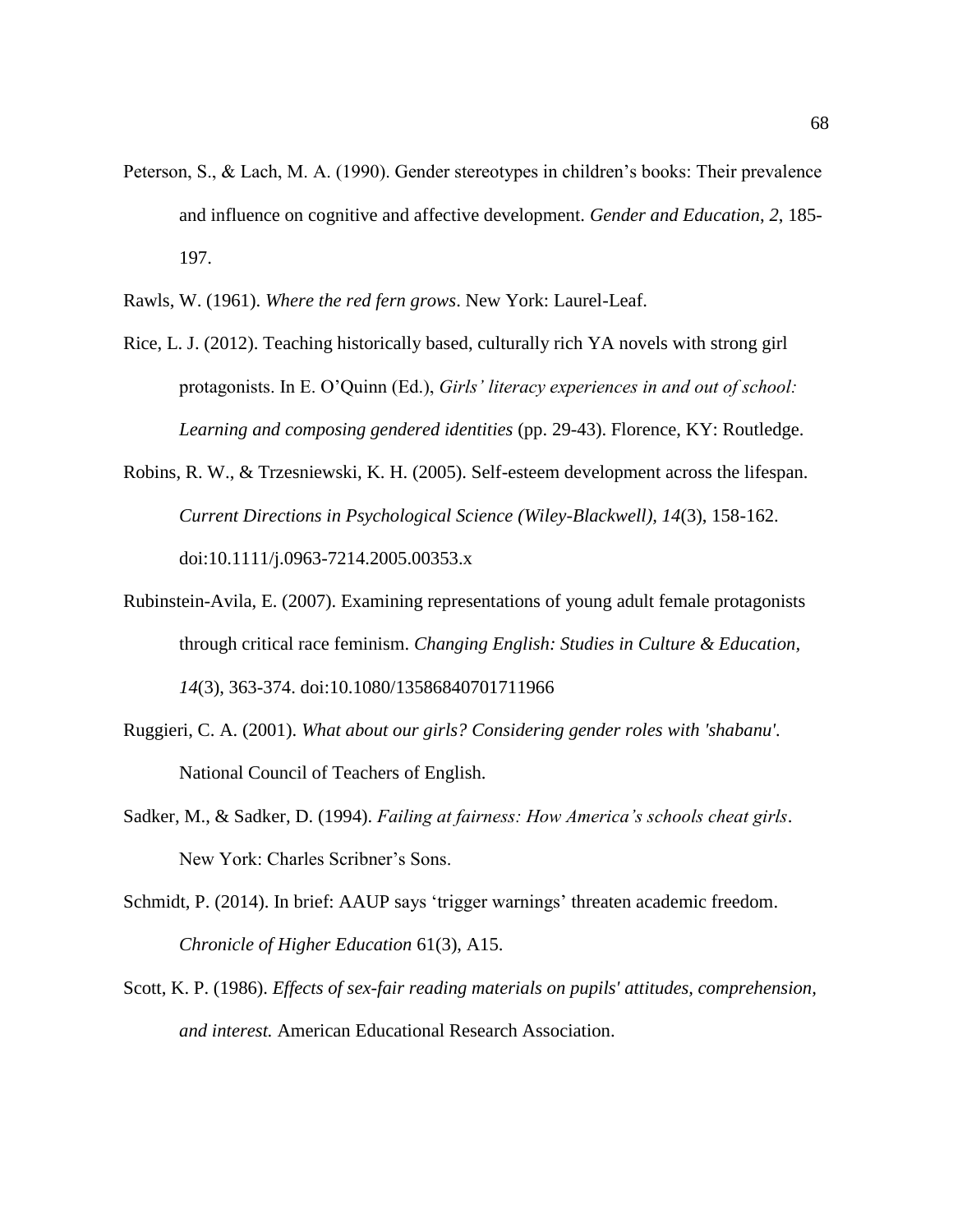Peterson, S., & Lach, M. A. (1990). Gender stereotypes in children's books: Their prevalence and influence on cognitive and affective development. *Gender and Education*, *2*, 185-197.

Rawls, W. (1961). *Where the red fern grows*. New York: Laurel-Leaf.

Rice, L. J. (2012). Teaching historically based, culturally rich YA novels with strong girl protagonists. In E. O'Quinn (Ed.), *Girls' literacy experiences in and out of school: Learning and composing gendered identities* (pp. 29-43). Florence, KY: Routledge.

Robins, R. W., & Trzesniewski, K. H. (2005). Self-esteem development across the lifespan. *Current Directions in Psychological Science (Wiley-Blackwell)*, *14*(3), 158-162. doi:10.1111/j.0963-7214.2005.00353.x

Rubinstein-Avila, E. (2007). Examining representations of young adult female protagonists through critical race feminism. *Changing English: Studies in Culture & Education*, *14*(3), 363-374. doi:10.1080/13586840701711966

Ruggieri, C. A. (2001). *What about our girls? Considering gender roles with 'shabanu'*. National Council of Teachers of English.

Sadker, M., & Sadker, D. (1994). *Failing at fairness: How America's schools cheat girls*. New York: Charles Scribner's Sons.

Schmidt, P. (2014). In brief: AAUP says 'trigger warnings' threaten academic freedom. *Chronicle of Higher Education* 61(3), A15.

Scott, K. P. (1986). *Effects of sex-fair reading materials on pupils' attitudes, comprehension, and interest.* American Educational Research Association.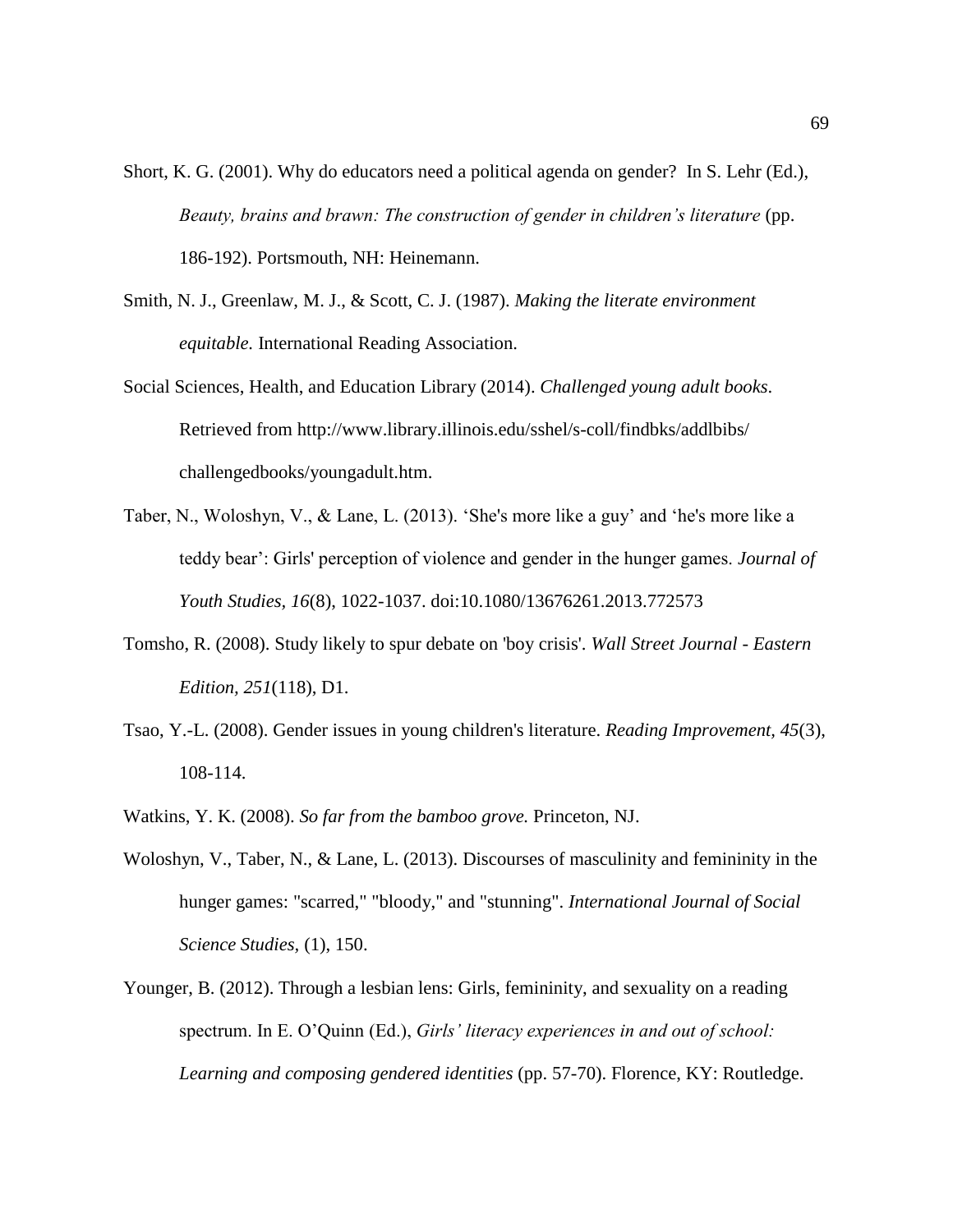Short, K. G. (2001). Why do educators need a political agenda on gender? In S. Lehr (Ed.), *Beauty, brains and brawn: The construction of gender in children's literature* (pp. 186-192). Portsmouth, NH: Heinemann.

Smith, N. J., Greenlaw, M. J., & Scott, C. J. (1987). *Making the literate environment equitable.* International Reading Association.

Social Sciences, Health, and Education Library (2014). *Challenged young adult books*. Retrieved from http://www.library.illinois.edu/sshel/s-coll/findbks/addlbibs/challengedbooks/youngadult.htm.

Taber, N., Woloshyn, V., & Lane, L. (2013). 'She's more like a guy' and 'he's more like a teddy bear': Girls' perception of violence and gender in the hunger games. *Journal of Youth Studies, 16*(8), 1022-1037. doi:10.1080/13676261.2013.772573

Tomsho, R. (2008). Study likely to spur debate on 'boy crisis'. *Wall Street Journal - Eastern Edition, 251*(118), D1.

Tsao, Y.-L. (2008). Gender issues in young children's literature. *Reading Improvement, 45*(3), 108-114.

Watkins, Y. K. (2008). *So far from the bamboo grove.* Princeton, NJ.

Woloshyn, V., Taber, N., & Lane, L. (2013). Discourses of masculinity and femininity in the hunger games: "scarred," "bloody," and "stunning". *International Journal of Social Science Studies,* (1), 150.

Younger, B. (2012). Through a lesbian lens: Girls, femininity, and sexuality on a reading spectrum. In E. O'Quinn (Ed.), *Girls' literacy experiences in and out of school: Learning and composing gendered identities* (pp. 57-70). Florence, KY: Routledge.